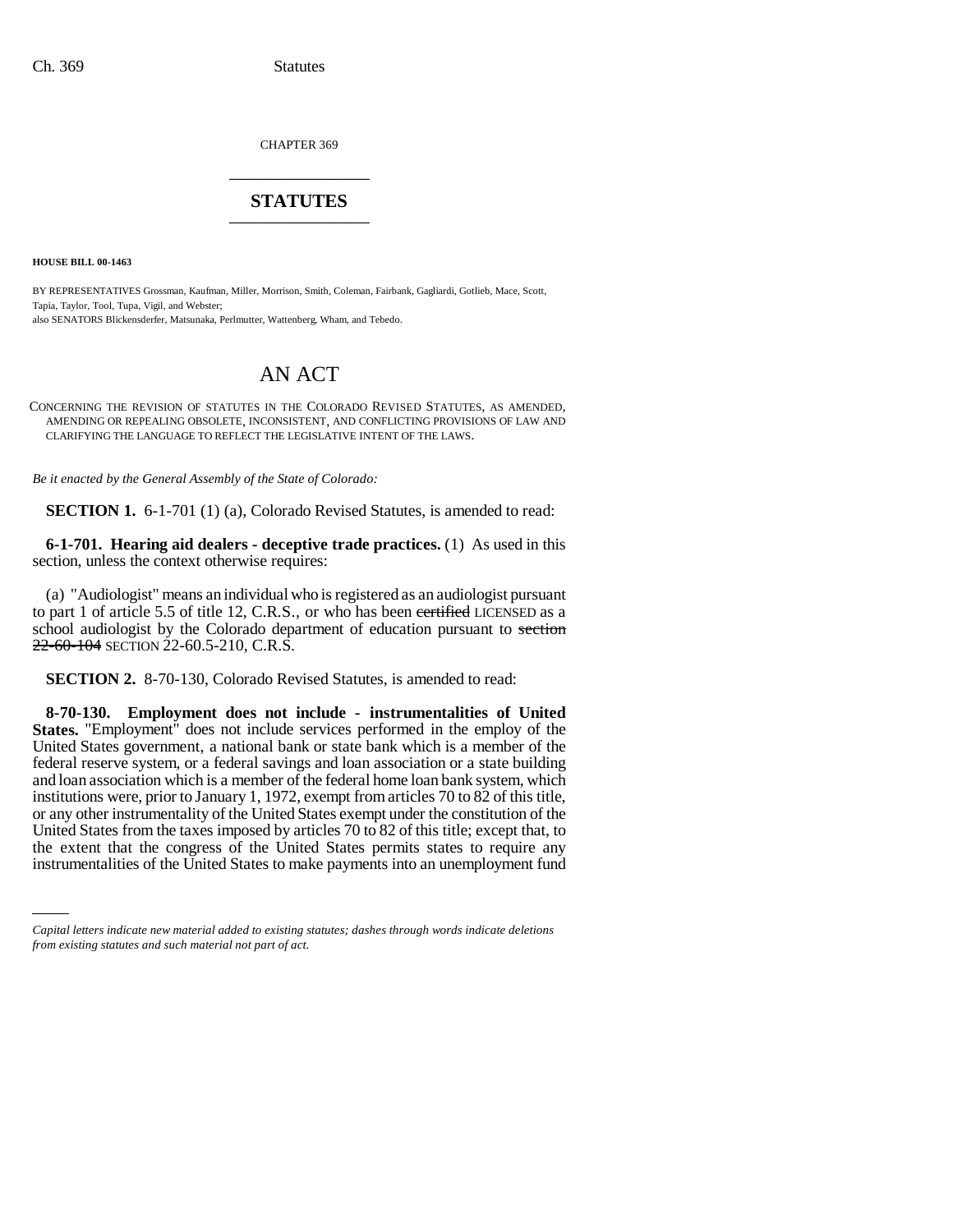CHAPTER 369

# STATUTES

**HOUSE BILL 00-1463**

BY REPRESENTATIVES Grossman, Kaufman, Miller, Morrison, Smith, Coleman, Fairbank, Gagliardi, Gotlieb, Mace, Scott, Tapia, Taylor, Tool, Tupa, Vigil, and Webster;
also SENATORS Blickensderfer, Matsunaka, Perlmutter, Wattenberg, Wham, and Tebedo.

## AN ACT

CONCERNING THE REVISION OF STATUTES IN THE COLORADO REVISED STATUTES, AS AMENDED, AMENDING OR REPEALING OBSOLETE, INCONSISTENT, AND CONFLICTING PROVISIONS OF LAW AND CLARIFYING THE LANGUAGE TO REFLECT THE LEGISLATIVE INTENT OF THE LAWS.

*Be it enacted by the General Assembly of the State of Colorado:*

**SECTION 1.** 6-1-701 (1) (a), Colorado Revised Statutes, is amended to read:

**6-1-701. Hearing aid dealers - deceptive trade practices.** (1) As used in this section, unless the context otherwise requires:

(a) "Audiologist" means an individual who is registered as an audiologist pursuant to part 1 of article 5.5 of title 12, C.R.S., or who has been ~~certified~~ LICENSED as a school audiologist by the Colorado department of education pursuant to ~~section 22-60-104~~ SECTION 22-60.5-210, C.R.S.

**SECTION 2.** 8-70-130, Colorado Revised Statutes, is amended to read:

**8-70-130. Employment does not include - instrumentalities of United States.** "Employment" does not include services performed in the employ of the United States government, a national bank or state bank which is a member of the federal reserve system, or a federal savings and loan association or a state building and loan association which is a member of the federal home loan bank system, which institutions were, prior to January 1, 1972, exempt from articles 70 to 82 of this title, or any other instrumentality of the United States exempt under the constitution of the United States from the taxes imposed by articles 70 to 82 of this title; except that, to the extent that the congress of the United States permits states to require any instrumentalities of the United States to make payments into an unemployment fund

*Capital letters indicate new material added to existing statutes; dashes through words indicate deletions from existing statutes and such material not part of act.*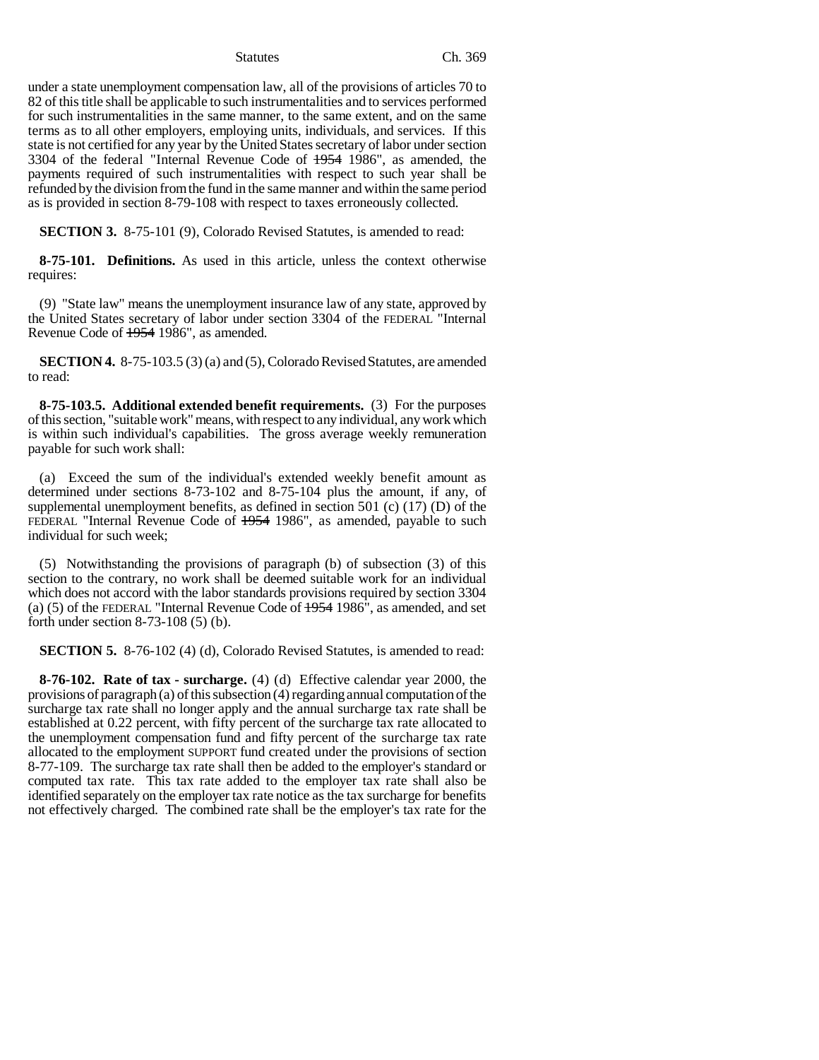under a state unemployment compensation law, all of the provisions of articles 70 to 82 of this title shall be applicable to such instrumentalities and to services performed for such instrumentalities in the same manner, to the same extent, and on the same terms as to all other employers, employing units, individuals, and services. If this state is not certified for any year by the United States secretary of labor under section 3304 of the federal "Internal Revenue Code of ~~1954~~ 1986", as amended, the payments required of such instrumentalities with respect to such year shall be refunded by the division from the fund in the same manner and within the same period as is provided in section 8-79-108 with respect to taxes erroneously collected.

**SECTION 3.** 8-75-101 (9), Colorado Revised Statutes, is amended to read:

**8-75-101. Definitions.** As used in this article, unless the context otherwise requires:

(9) "State law" means the unemployment insurance law of any state, approved by the United States secretary of labor under section 3304 of the FEDERAL "Internal Revenue Code of ~~1954~~ 1986", as amended.

**SECTION 4.** 8-75-103.5 (3) (a) and (5), Colorado Revised Statutes, are amended to read:

**8-75-103.5. Additional extended benefit requirements.** (3) For the purposes of this section, "suitable work" means, with respect to any individual, any work which is within such individual's capabilities. The gross average weekly remuneration payable for such work shall:

(a) Exceed the sum of the individual's extended weekly benefit amount as determined under sections 8-73-102 and 8-75-104 plus the amount, if any, of supplemental unemployment benefits, as defined in section 501 (c) (17) (D) of the FEDERAL "Internal Revenue Code of ~~1954~~ 1986", as amended, payable to such individual for such week;

(5) Notwithstanding the provisions of paragraph (b) of subsection (3) of this section to the contrary, no work shall be deemed suitable work for an individual which does not accord with the labor standards provisions required by section 3304 (a) (5) of the FEDERAL "Internal Revenue Code of ~~1954~~ 1986", as amended, and set forth under section 8-73-108 (5) (b).

**SECTION 5.** 8-76-102 (4) (d), Colorado Revised Statutes, is amended to read:

**8-76-102. Rate of tax - surcharge.** (4) (d) Effective calendar year 2000, the provisions of paragraph (a) of this subsection (4) regarding annual computation of the surcharge tax rate shall no longer apply and the annual surcharge tax rate shall be established at 0.22 percent, with fifty percent of the surcharge tax rate allocated to the unemployment compensation fund and fifty percent of the surcharge tax rate allocated to the employment SUPPORT fund created under the provisions of section 8-77-109. The surcharge tax rate shall then be added to the employer's standard or computed tax rate. This tax rate added to the employer tax rate shall also be identified separately on the employer tax rate notice as the tax surcharge for benefits not effectively charged. The combined rate shall be the employer's tax rate for the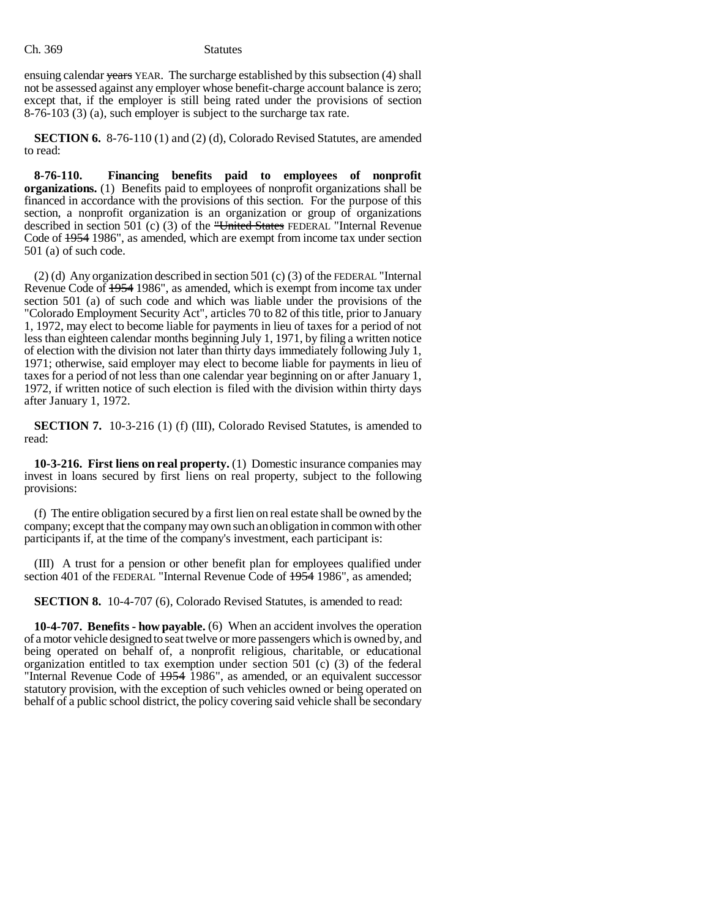ensuing calendar ~~years~~ YEAR. The surcharge established by this subsection (4) shall not be assessed against any employer whose benefit-charge account balance is zero; except that, if the employer is still being rated under the provisions of section 8-76-103 (3) (a), such employer is subject to the surcharge tax rate.

**SECTION 6.** 8-76-110 (1) and (2) (d), Colorado Revised Statutes, are amended to read:

**8-76-110. Financing benefits paid to employees of nonprofit organizations.** (1) Benefits paid to employees of nonprofit organizations shall be financed in accordance with the provisions of this section. For the purpose of this section, a nonprofit organization is an organization or group of organizations described in section 501 (c) (3) of the ~~"United States~~ FEDERAL "Internal Revenue Code of ~~1954~~ 1986", as amended, which are exempt from income tax under section 501 (a) of such code.

(2) (d) Any organization described in section 501 (c) (3) of the FEDERAL "Internal Revenue Code of ~~1954~~ 1986", as amended, which is exempt from income tax under section 501 (a) of such code and which was liable under the provisions of the "Colorado Employment Security Act", articles 70 to 82 of this title, prior to January 1, 1972, may elect to become liable for payments in lieu of taxes for a period of not less than eighteen calendar months beginning July 1, 1971, by filing a written notice of election with the division not later than thirty days immediately following July 1, 1971; otherwise, said employer may elect to become liable for payments in lieu of taxes for a period of not less than one calendar year beginning on or after January 1, 1972, if written notice of such election is filed with the division within thirty days after January 1, 1972.

**SECTION 7.** 10-3-216 (1) (f) (III), Colorado Revised Statutes, is amended to read:

**10-3-216. First liens on real property.** (1) Domestic insurance companies may invest in loans secured by first liens on real property, subject to the following provisions:

(f) The entire obligation secured by a first lien on real estate shall be owned by the company; except that the company may own such an obligation in common with other participants if, at the time of the company's investment, each participant is:

(III) A trust for a pension or other benefit plan for employees qualified under section 401 of the FEDERAL "Internal Revenue Code of ~~1954~~ 1986", as amended;

**SECTION 8.** 10-4-707 (6), Colorado Revised Statutes, is amended to read:

**10-4-707. Benefits - how payable.** (6) When an accident involves the operation of a motor vehicle designed to seat twelve or more passengers which is owned by, and being operated on behalf of, a nonprofit religious, charitable, or educational organization entitled to tax exemption under section 501 (c) (3) of the federal "Internal Revenue Code of ~~1954~~ 1986", as amended, or an equivalent successor statutory provision, with the exception of such vehicles owned or being operated on behalf of a public school district, the policy covering said vehicle shall be secondary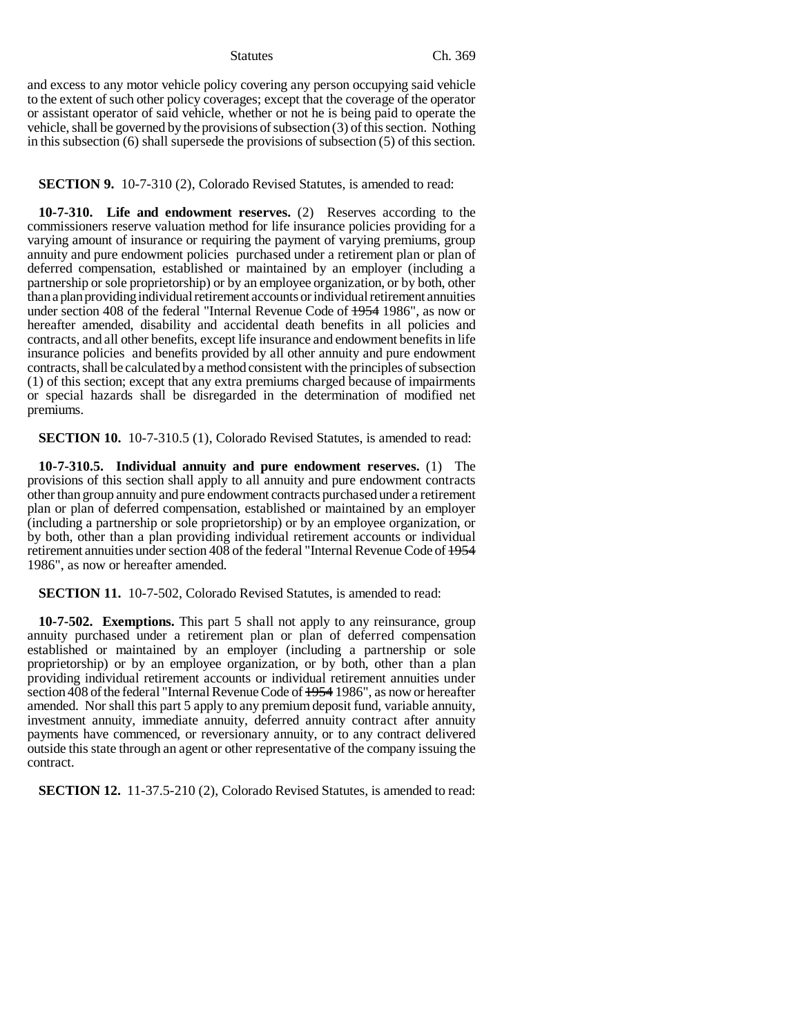and excess to any motor vehicle policy covering any person occupying said vehicle to the extent of such other policy coverages; except that the coverage of the operator or assistant operator of said vehicle, whether or not he is being paid to operate the vehicle, shall be governed by the provisions of subsection (3) of this section. Nothing in this subsection (6) shall supersede the provisions of subsection (5) of this section.

**SECTION 9.** 10-7-310 (2), Colorado Revised Statutes, is amended to read:

**10-7-310. Life and endowment reserves.** (2) Reserves according to the commissioners reserve valuation method for life insurance policies providing for a varying amount of insurance or requiring the payment of varying premiums, group annuity and pure endowment policies purchased under a retirement plan or plan of deferred compensation, established or maintained by an employer (including a partnership or sole proprietorship) or by an employee organization, or by both, other than a plan providing individual retirement accounts or individual retirement annuities under section 408 of the federal "Internal Revenue Code of ~~1954~~ 1986", as now or hereafter amended, disability and accidental death benefits in all policies and contracts, and all other benefits, except life insurance and endowment benefits in life insurance policies and benefits provided by all other annuity and pure endowment contracts, shall be calculated by a method consistent with the principles of subsection (1) of this section; except that any extra premiums charged because of impairments or special hazards shall be disregarded in the determination of modified net premiums.

**SECTION 10.** 10-7-310.5 (1), Colorado Revised Statutes, is amended to read:

**10-7-310.5. Individual annuity and pure endowment reserves.** (1) The provisions of this section shall apply to all annuity and pure endowment contracts other than group annuity and pure endowment contracts purchased under a retirement plan or plan of deferred compensation, established or maintained by an employer (including a partnership or sole proprietorship) or by an employee organization, or by both, other than a plan providing individual retirement accounts or individual retirement annuities under section 408 of the federal "Internal Revenue Code of ~~1954~~ 1986", as now or hereafter amended.

**SECTION 11.** 10-7-502, Colorado Revised Statutes, is amended to read:

**10-7-502. Exemptions.** This part 5 shall not apply to any reinsurance, group annuity purchased under a retirement plan or plan of deferred compensation established or maintained by an employer (including a partnership or sole proprietorship) or by an employee organization, or by both, other than a plan providing individual retirement accounts or individual retirement annuities under section 408 of the federal "Internal Revenue Code of ~~1954~~ 1986", as now or hereafter amended. Nor shall this part 5 apply to any premium deposit fund, variable annuity, investment annuity, immediate annuity, deferred annuity contract after annuity payments have commenced, or reversionary annuity, or to any contract delivered outside this state through an agent or other representative of the company issuing the contract.

**SECTION 12.** 11-37.5-210 (2), Colorado Revised Statutes, is amended to read: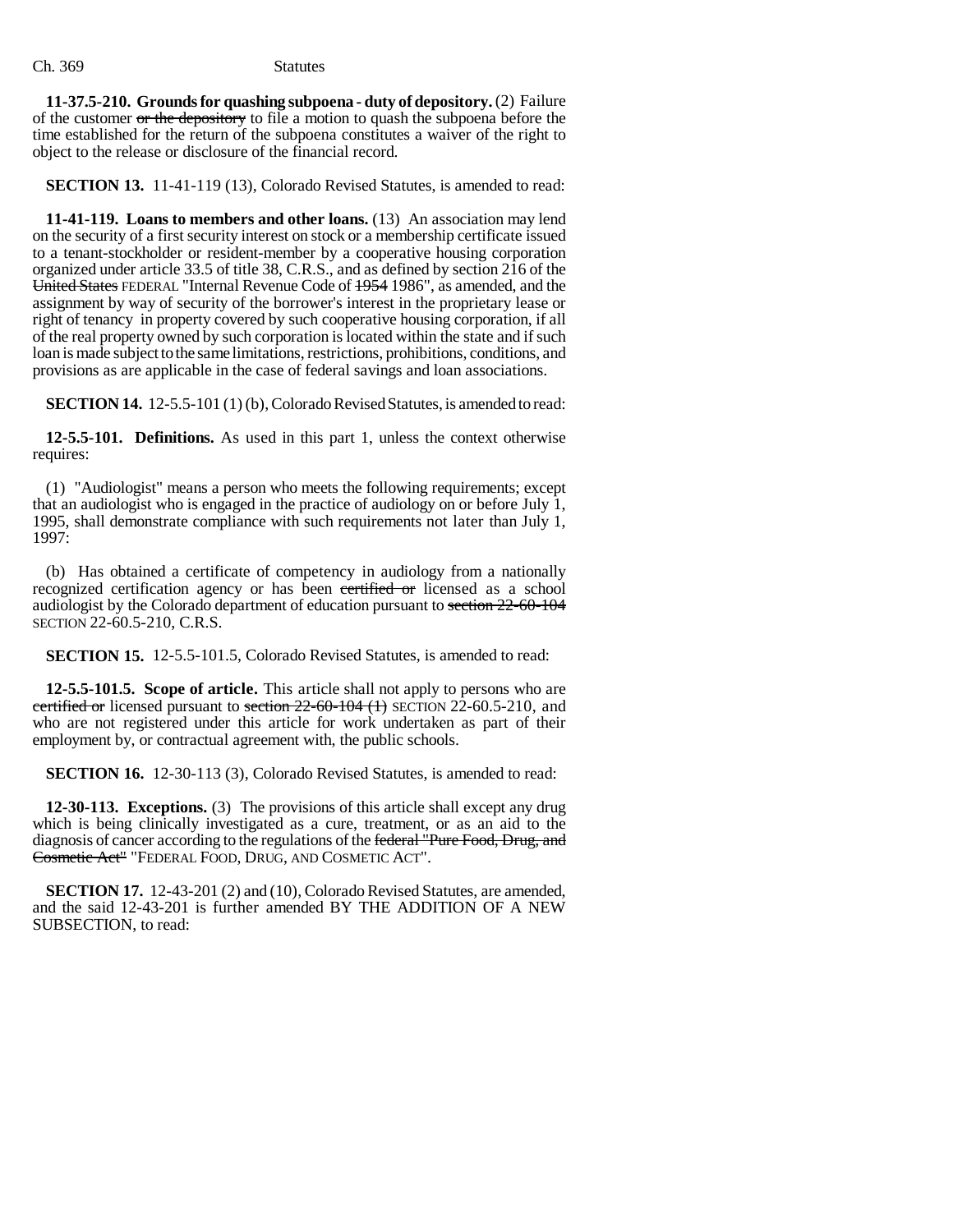**11-37.5-210. Grounds for quashing subpoena - duty of depository.** (2) Failure of the customer ~~or the depository~~ to file a motion to quash the subpoena before the time established for the return of the subpoena constitutes a waiver of the right to object to the release or disclosure of the financial record.

**SECTION 13.** 11-41-119 (13), Colorado Revised Statutes, is amended to read:

**11-41-119. Loans to members and other loans.** (13) An association may lend on the security of a first security interest on stock or a membership certificate issued to a tenant-stockholder or resident-member by a cooperative housing corporation organized under article 33.5 of title 38, C.R.S., and as defined by section 216 of the ~~United States~~ FEDERAL "Internal Revenue Code of ~~1954~~ 1986", as amended, and the assignment by way of security of the borrower's interest in the proprietary lease or right of tenancy in property covered by such cooperative housing corporation, if all of the real property owned by such corporation is located within the state and if such loan is made subject to the same limitations, restrictions, prohibitions, conditions, and provisions as are applicable in the case of federal savings and loan associations.

**SECTION 14.** 12-5.5-101 (1) (b), Colorado Revised Statutes, is amended to read:

**12-5.5-101. Definitions.** As used in this part 1, unless the context otherwise requires:

(1) "Audiologist" means a person who meets the following requirements; except that an audiologist who is engaged in the practice of audiology on or before July 1, 1995, shall demonstrate compliance with such requirements not later than July 1, 1997:

(b) Has obtained a certificate of competency in audiology from a nationally recognized certification agency or has been ~~certified or~~ licensed as a school audiologist by the Colorado department of education pursuant to ~~section 22-60-104~~ SECTION 22-60.5-210, C.R.S.

**SECTION 15.** 12-5.5-101.5, Colorado Revised Statutes, is amended to read:

**12-5.5-101.5. Scope of article.** This article shall not apply to persons who are ~~certified or~~ licensed pursuant to ~~section 22-60-104 (1)~~ SECTION 22-60.5-210, and who are not registered under this article for work undertaken as part of their employment by, or contractual agreement with, the public schools.

**SECTION 16.** 12-30-113 (3), Colorado Revised Statutes, is amended to read:

**12-30-113. Exceptions.** (3) The provisions of this article shall except any drug which is being clinically investigated as a cure, treatment, or as an aid to the diagnosis of cancer according to the regulations of the ~~federal "Pure Food, Drug, and Cosmetic Act"~~ "FEDERAL FOOD, DRUG, AND COSMETIC ACT".

**SECTION 17.** 12-43-201 (2) and (10), Colorado Revised Statutes, are amended, and the said 12-43-201 is further amended BY THE ADDITION OF A NEW SUBSECTION, to read: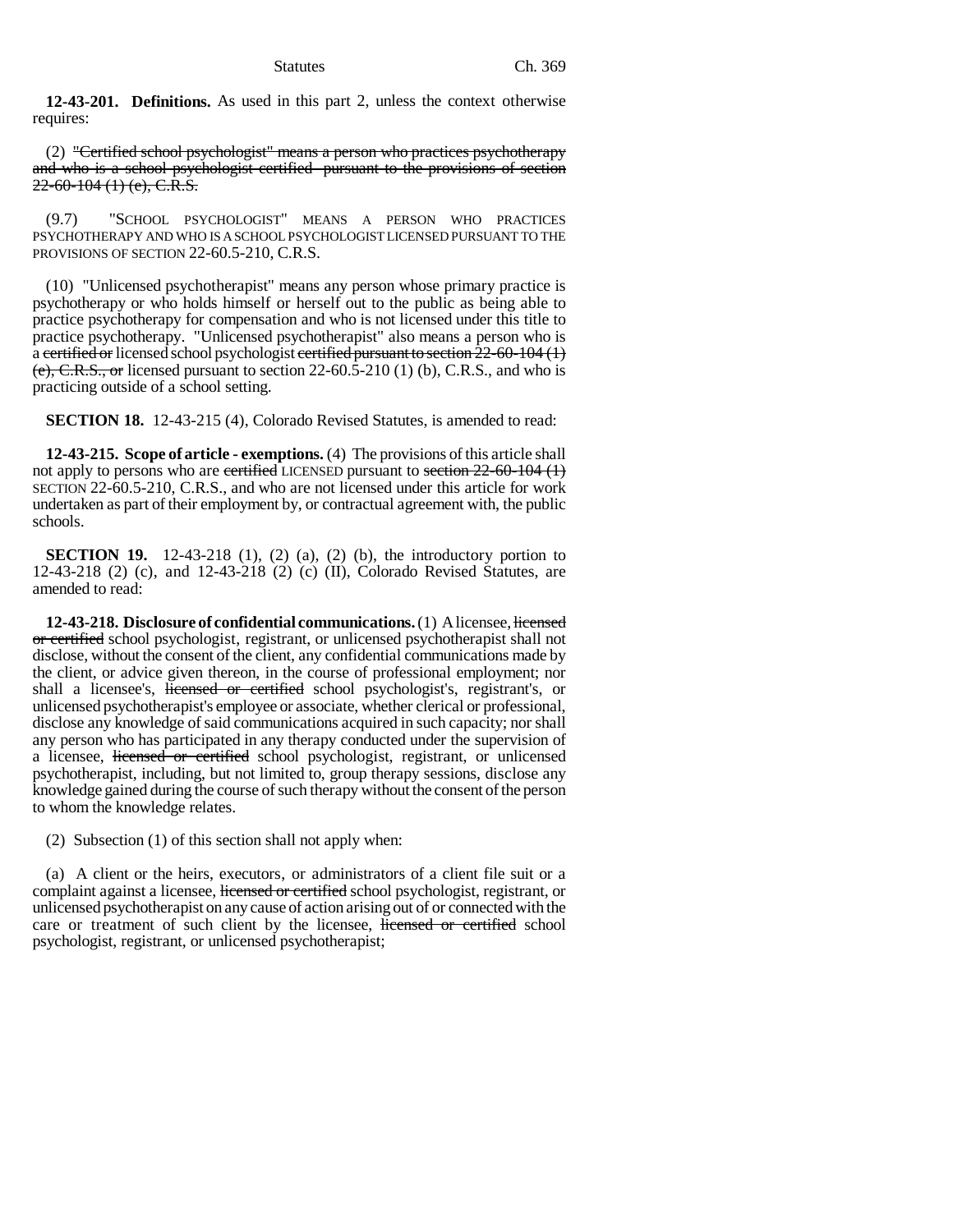**12-43-201. Definitions.** As used in this part 2, unless the context otherwise requires:

(2) ~~"Certified school psychologist" means a person who practices psychotherapy and who is a school psychologist certified pursuant to the provisions of section 22-60-104 (1) (e), C.R.S.~~

(9.7) "SCHOOL PSYCHOLOGIST" MEANS A PERSON WHO PRACTICES PSYCHOTHERAPY AND WHO IS A SCHOOL PSYCHOLOGIST LICENSED PURSUANT TO THE PROVISIONS OF SECTION 22-60.5-210, C.R.S.

(10) "Unlicensed psychotherapist" means any person whose primary practice is psychotherapy or who holds himself or herself out to the public as being able to practice psychotherapy for compensation and who is not licensed under this title to practice psychotherapy. "Unlicensed psychotherapist" also means a person who is a ~~certified or~~ licensed school psychologist ~~certified pursuant to section 22-60-104 (1) (e), C.R.S., or~~ licensed pursuant to section 22-60.5-210 (1) (b), C.R.S., and who is practicing outside of a school setting.

**SECTION 18.** 12-43-215 (4), Colorado Revised Statutes, is amended to read:

**12-43-215. Scope of article - exemptions.** (4) The provisions of this article shall not apply to persons who are ~~certified~~ LICENSED pursuant to ~~section 22-60-104 (1)~~ SECTION 22-60.5-210, C.R.S., and who are not licensed under this article for work undertaken as part of their employment by, or contractual agreement with, the public schools.

**SECTION 19.** 12-43-218 (1), (2) (a), (2) (b), the introductory portion to 12-43-218 (2) (c), and 12-43-218 (2) (c) (II), Colorado Revised Statutes, are amended to read:

**12-43-218. Disclosure of confidential communications.** (1) A licensee, ~~licensed or certified~~ school psychologist, registrant, or unlicensed psychotherapist shall not disclose, without the consent of the client, any confidential communications made by the client, or advice given thereon, in the course of professional employment; nor shall a licensee's, ~~licensed or certified~~ school psychologist's, registrant's, or unlicensed psychotherapist's employee or associate, whether clerical or professional, disclose any knowledge of said communications acquired in such capacity; nor shall any person who has participated in any therapy conducted under the supervision of a licensee, ~~licensed or certified~~ school psychologist, registrant, or unlicensed psychotherapist, including, but not limited to, group therapy sessions, disclose any knowledge gained during the course of such therapy without the consent of the person to whom the knowledge relates.

(2) Subsection (1) of this section shall not apply when:

(a) A client or the heirs, executors, or administrators of a client file suit or a complaint against a licensee, ~~licensed or certified~~ school psychologist, registrant, or unlicensed psychotherapist on any cause of action arising out of or connected with the care or treatment of such client by the licensee, ~~licensed or certified~~ school psychologist, registrant, or unlicensed psychotherapist;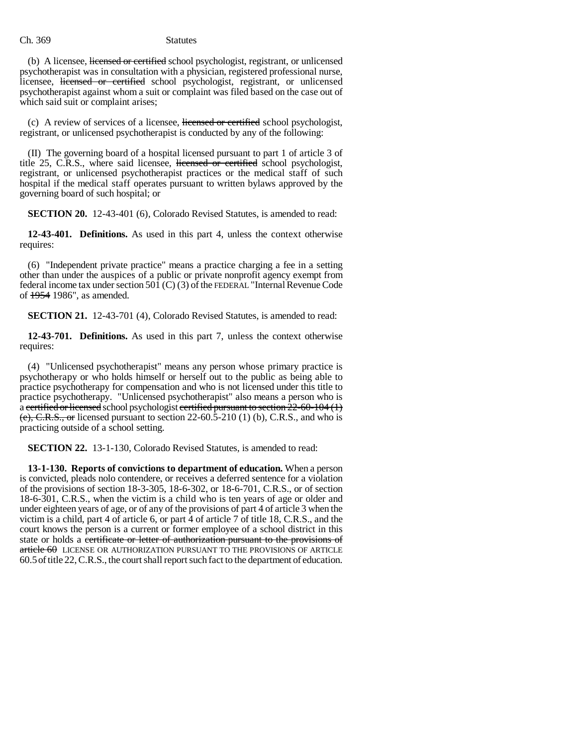(b) A licensee, ~~licensed or certified~~ school psychologist, registrant, or unlicensed psychotherapist was in consultation with a physician, registered professional nurse, licensee, ~~licensed or certified~~ school psychologist, registrant, or unlicensed psychotherapist against whom a suit or complaint was filed based on the case out of which said suit or complaint arises;

(c) A review of services of a licensee, ~~licensed or certified~~ school psychologist, registrant, or unlicensed psychotherapist is conducted by any of the following:

(II) The governing board of a hospital licensed pursuant to part 1 of article 3 of title 25, C.R.S., where said licensee, ~~licensed or certified~~ school psychologist, registrant, or unlicensed psychotherapist practices or the medical staff of such hospital if the medical staff operates pursuant to written bylaws approved by the governing board of such hospital; or

**SECTION 20.** 12-43-401 (6), Colorado Revised Statutes, is amended to read:

**12-43-401. Definitions.** As used in this part 4, unless the context otherwise requires:

(6) "Independent private practice" means a practice charging a fee in a setting other than under the auspices of a public or private nonprofit agency exempt from federal income tax under section 501 (C) (3) of the FEDERAL "Internal Revenue Code of ~~1954~~ 1986", as amended.

**SECTION 21.** 12-43-701 (4), Colorado Revised Statutes, is amended to read:

**12-43-701. Definitions.** As used in this part 7, unless the context otherwise requires:

(4) "Unlicensed psychotherapist" means any person whose primary practice is psychotherapy or who holds himself or herself out to the public as being able to practice psychotherapy for compensation and who is not licensed under this title to practice psychotherapy. "Unlicensed psychotherapist" also means a person who is a ~~certified or licensed~~ school psychologist ~~certified pursuant to section 22-60-104 (1) (e), C.R.S., or~~ licensed pursuant to section 22-60.5-210 (1) (b), C.R.S., and who is practicing outside of a school setting.

**SECTION 22.** 13-1-130, Colorado Revised Statutes, is amended to read:

**13-1-130. Reports of convictions to department of education.** When a person is convicted, pleads nolo contendere, or receives a deferred sentence for a violation of the provisions of section 18-3-305, 18-6-302, or 18-6-701, C.R.S., or of section 18-6-301, C.R.S., when the victim is a child who is ten years of age or older and under eighteen years of age, or of any of the provisions of part 4 of article 3 when the victim is a child, part 4 of article 6, or part 4 of article 7 of title 18, C.R.S., and the court knows the person is a current or former employee of a school district in this state or holds a ~~certificate or letter of authorization pursuant to the provisions of article 60~~ LICENSE OR AUTHORIZATION PURSUANT TO THE PROVISIONS OF ARTICLE 60.5 of title 22, C.R.S., the court shall report such fact to the department of education.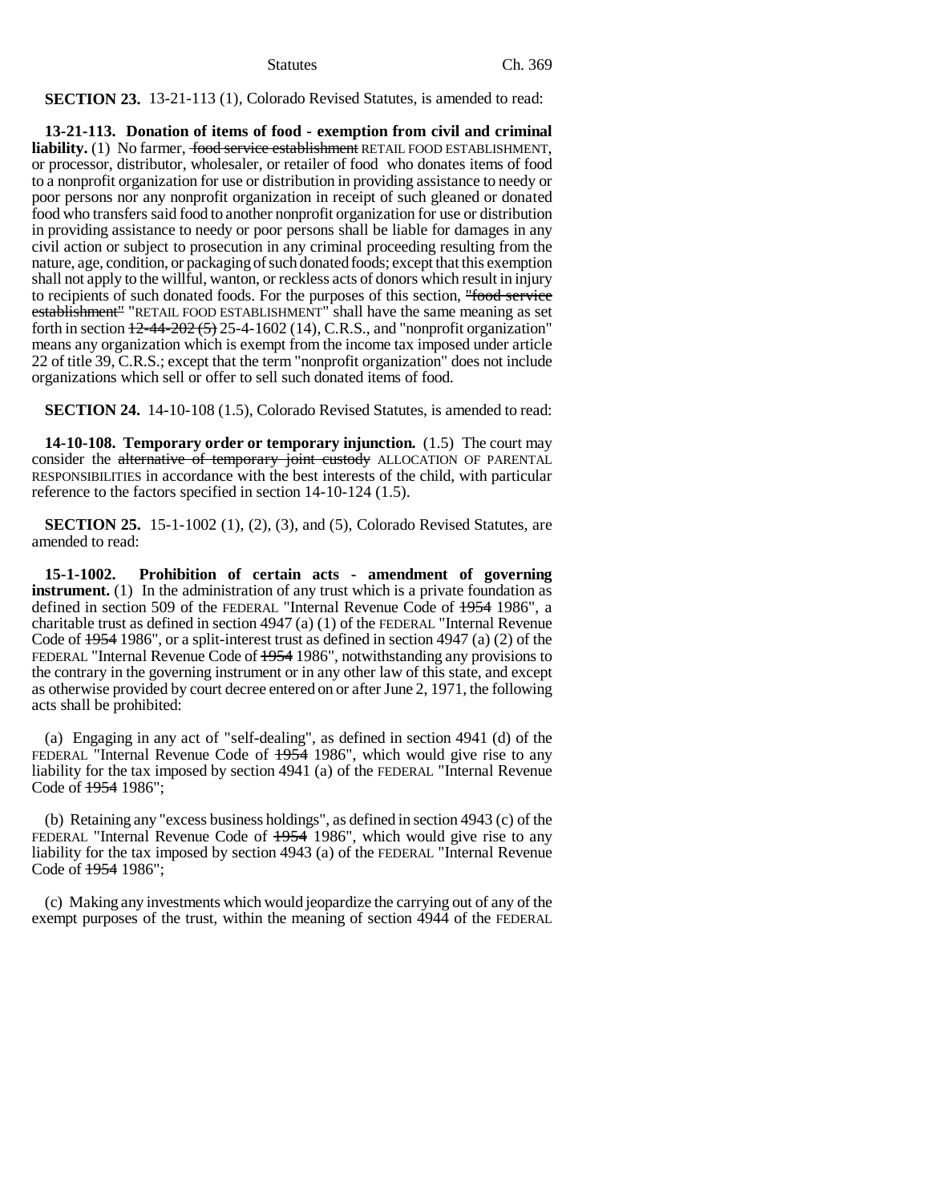**SECTION 23.** 13-21-113 (1), Colorado Revised Statutes, is amended to read:

**13-21-113. Donation of items of food - exemption from civil and criminal liability.** (1) No farmer, ~~food service establishment~~ RETAIL FOOD ESTABLISHMENT, or processor, distributor, wholesaler, or retailer of food who donates items of food to a nonprofit organization for use or distribution in providing assistance to needy or poor persons nor any nonprofit organization in receipt of such gleaned or donated food who transfers said food to another nonprofit organization for use or distribution in providing assistance to needy or poor persons shall be liable for damages in any civil action or subject to prosecution in any criminal proceeding resulting from the nature, age, condition, or packaging of such donated foods; except that this exemption shall not apply to the willful, wanton, or reckless acts of donors which result in injury to recipients of such donated foods. For the purposes of this section, ~~"food service establishment"~~ "RETAIL FOOD ESTABLISHMENT" shall have the same meaning as set forth in section ~~12-44-202 (5)~~ 25-4-1602 (14), C.R.S., and "nonprofit organization" means any organization which is exempt from the income tax imposed under article 22 of title 39, C.R.S.; except that the term "nonprofit organization" does not include organizations which sell or offer to sell such donated items of food.

**SECTION 24.** 14-10-108 (1.5), Colorado Revised Statutes, is amended to read:

**14-10-108. Temporary order or temporary injunction.** (1.5) The court may consider the ~~alternative of temporary joint custody~~ ALLOCATION OF PARENTAL RESPONSIBILITIES in accordance with the best interests of the child, with particular reference to the factors specified in section 14-10-124 (1.5).

**SECTION 25.** 15-1-1002 (1), (2), (3), and (5), Colorado Revised Statutes, are amended to read:

**15-1-1002. Prohibition of certain acts - amendment of governing instrument.** (1) In the administration of any trust which is a private foundation as defined in section 509 of the FEDERAL "Internal Revenue Code of ~~1954~~ 1986", a charitable trust as defined in section 4947 (a) (1) of the FEDERAL "Internal Revenue Code of ~~1954~~ 1986", or a split-interest trust as defined in section 4947 (a) (2) of the FEDERAL "Internal Revenue Code of ~~1954~~ 1986", notwithstanding any provisions to the contrary in the governing instrument or in any other law of this state, and except as otherwise provided by court decree entered on or after June 2, 1971, the following acts shall be prohibited:

(a) Engaging in any act of "self-dealing", as defined in section 4941 (d) of the FEDERAL "Internal Revenue Code of ~~1954~~ 1986", which would give rise to any liability for the tax imposed by section 4941 (a) of the FEDERAL "Internal Revenue Code of ~~1954~~ 1986";

(b) Retaining any "excess business holdings", as defined in section 4943 (c) of the FEDERAL "Internal Revenue Code of ~~1954~~ 1986", which would give rise to any liability for the tax imposed by section 4943 (a) of the FEDERAL "Internal Revenue Code of ~~1954~~ 1986";

(c) Making any investments which would jeopardize the carrying out of any of the exempt purposes of the trust, within the meaning of section 4944 of the FEDERAL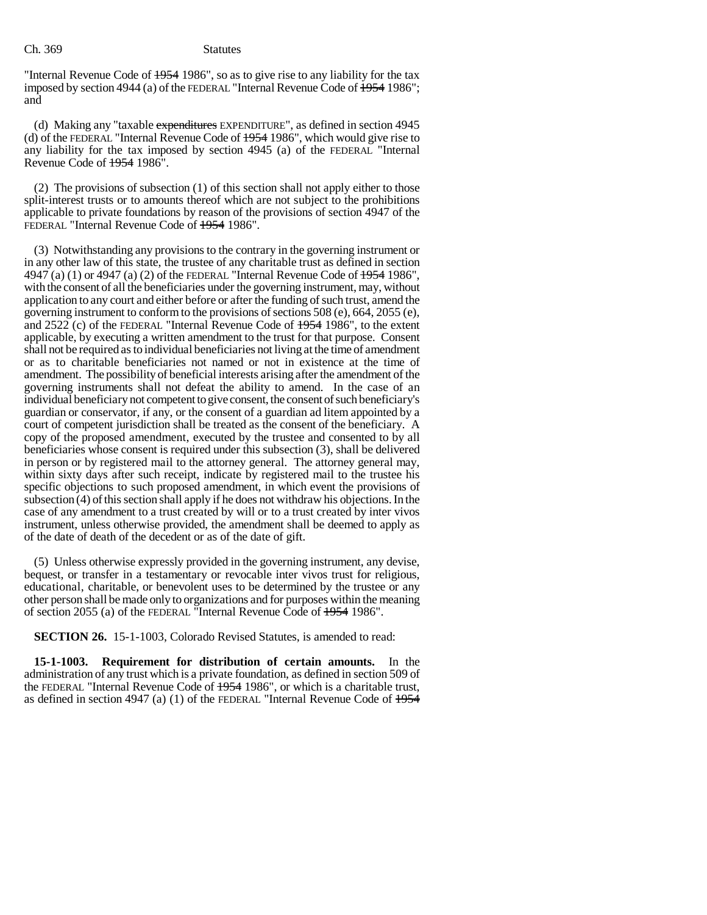"Internal Revenue Code of ~~1954~~ 1986", so as to give rise to any liability for the tax imposed by section 4944 (a) of the FEDERAL "Internal Revenue Code of ~~1954~~ 1986"; and

(d) Making any "taxable ~~expenditures~~ EXPENDITURE", as defined in section 4945 (d) of the FEDERAL "Internal Revenue Code of ~~1954~~ 1986", which would give rise to any liability for the tax imposed by section 4945 (a) of the FEDERAL "Internal Revenue Code of ~~1954~~ 1986".

(2) The provisions of subsection (1) of this section shall not apply either to those split-interest trusts or to amounts thereof which are not subject to the prohibitions applicable to private foundations by reason of the provisions of section 4947 of the FEDERAL "Internal Revenue Code of ~~1954~~ 1986".

(3) Notwithstanding any provisions to the contrary in the governing instrument or in any other law of this state, the trustee of any charitable trust as defined in section 4947 (a) (1) or 4947 (a) (2) of the FEDERAL "Internal Revenue Code of ~~1954~~ 1986", with the consent of all the beneficiaries under the governing instrument, may, without application to any court and either before or after the funding of such trust, amend the governing instrument to conform to the provisions of sections 508 (e), 664, 2055 (e), and 2522 (c) of the FEDERAL "Internal Revenue Code of ~~1954~~ 1986", to the extent applicable, by executing a written amendment to the trust for that purpose. Consent shall not be required as to individual beneficiaries not living at the time of amendment or as to charitable beneficiaries not named or not in existence at the time of amendment. The possibility of beneficial interests arising after the amendment of the governing instruments shall not defeat the ability to amend. In the case of an individual beneficiary not competent to give consent, the consent of such beneficiary's guardian or conservator, if any, or the consent of a guardian ad litem appointed by a court of competent jurisdiction shall be treated as the consent of the beneficiary. A copy of the proposed amendment, executed by the trustee and consented to by all beneficiaries whose consent is required under this subsection (3), shall be delivered in person or by registered mail to the attorney general. The attorney general may, within sixty days after such receipt, indicate by registered mail to the trustee his specific objections to such proposed amendment, in which event the provisions of subsection (4) of this section shall apply if he does not withdraw his objections. In the case of any amendment to a trust created by will or to a trust created by inter vivos instrument, unless otherwise provided, the amendment shall be deemed to apply as of the date of death of the decedent or as of the date of gift.

(5) Unless otherwise expressly provided in the governing instrument, any devise, bequest, or transfer in a testamentary or revocable inter vivos trust for religious, educational, charitable, or benevolent uses to be determined by the trustee or any other person shall be made only to organizations and for purposes within the meaning of section 2055 (a) of the FEDERAL "Internal Revenue Code of ~~1954~~ 1986".

**SECTION 26.** 15-1-1003, Colorado Revised Statutes, is amended to read:

**15-1-1003. Requirement for distribution of certain amounts.** In the administration of any trust which is a private foundation, as defined in section 509 of the FEDERAL "Internal Revenue Code of ~~1954~~ 1986", or which is a charitable trust, as defined in section 4947 (a) (1) of the FEDERAL "Internal Revenue Code of ~~1954~~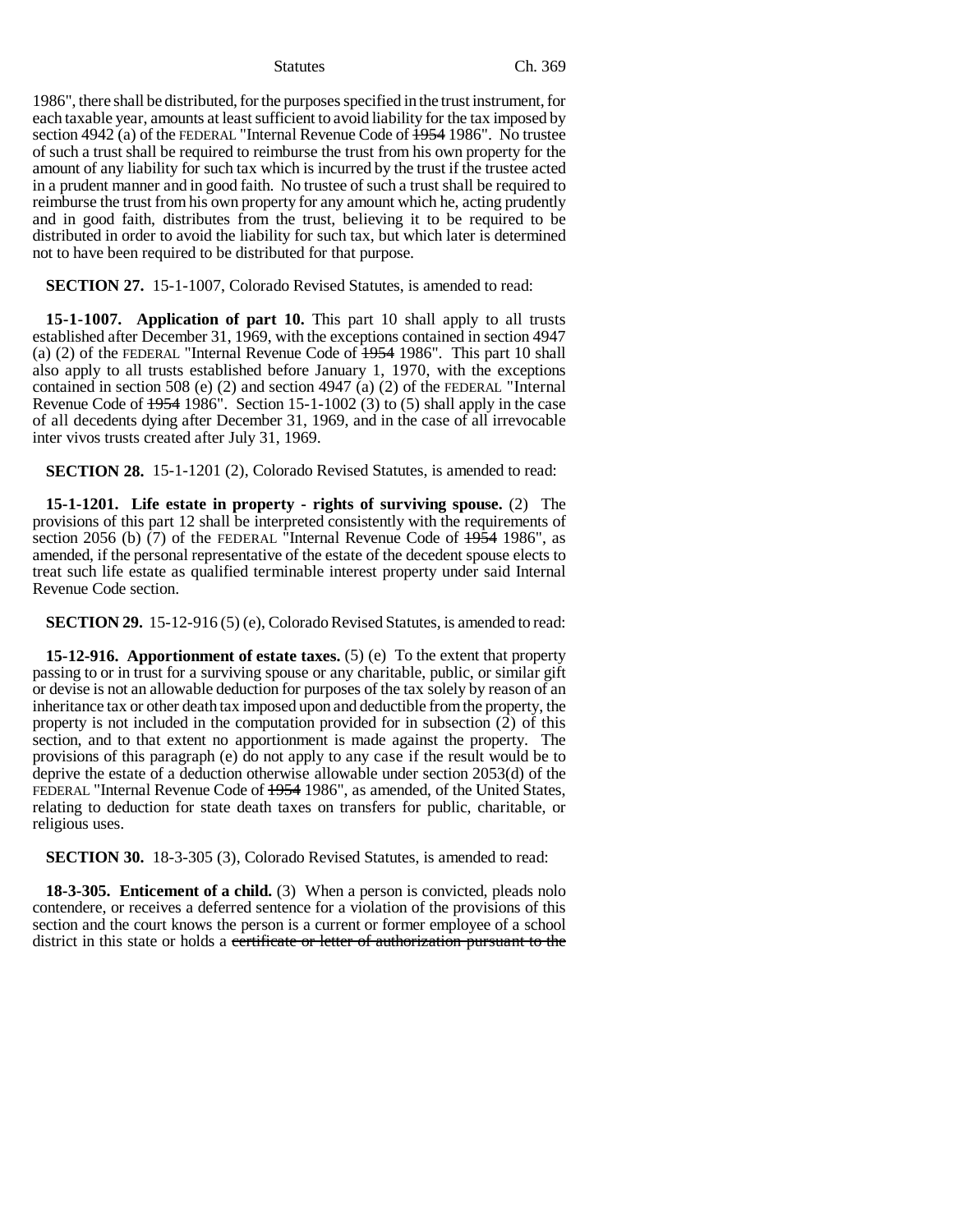1986", there shall be distributed, for the purposes specified in the trust instrument, for each taxable year, amounts at least sufficient to avoid liability for the tax imposed by section 4942 (a) of the FEDERAL "Internal Revenue Code of ~~1954~~ 1986". No trustee of such a trust shall be required to reimburse the trust from his own property for the amount of any liability for such tax which is incurred by the trust if the trustee acted in a prudent manner and in good faith. No trustee of such a trust shall be required to reimburse the trust from his own property for any amount which he, acting prudently and in good faith, distributes from the trust, believing it to be required to be distributed in order to avoid the liability for such tax, but which later is determined not to have been required to be distributed for that purpose.

**SECTION 27.** 15-1-1007, Colorado Revised Statutes, is amended to read:

**15-1-1007. Application of part 10.** This part 10 shall apply to all trusts established after December 31, 1969, with the exceptions contained in section 4947 (a) (2) of the FEDERAL "Internal Revenue Code of ~~1954~~ 1986". This part 10 shall also apply to all trusts established before January 1, 1970, with the exceptions contained in section 508 (e) (2) and section 4947 (a) (2) of the FEDERAL "Internal Revenue Code of ~~1954~~ 1986". Section 15-1-1002 (3) to (5) shall apply in the case of all decedents dying after December 31, 1969, and in the case of all irrevocable inter vivos trusts created after July 31, 1969.

**SECTION 28.** 15-1-1201 (2), Colorado Revised Statutes, is amended to read:

**15-1-1201. Life estate in property - rights of surviving spouse.** (2) The provisions of this part 12 shall be interpreted consistently with the requirements of section 2056 (b) (7) of the FEDERAL "Internal Revenue Code of ~~1954~~ 1986", as amended, if the personal representative of the estate of the decedent spouse elects to treat such life estate as qualified terminable interest property under said Internal Revenue Code section.

**SECTION 29.** 15-12-916 (5) (e), Colorado Revised Statutes, is amended to read:

**15-12-916. Apportionment of estate taxes.** (5) (e) To the extent that property passing to or in trust for a surviving spouse or any charitable, public, or similar gift or devise is not an allowable deduction for purposes of the tax solely by reason of an inheritance tax or other death tax imposed upon and deductible from the property, the property is not included in the computation provided for in subsection (2) of this section, and to that extent no apportionment is made against the property. The provisions of this paragraph (e) do not apply to any case if the result would be to deprive the estate of a deduction otherwise allowable under section 2053(d) of the FEDERAL "Internal Revenue Code of ~~1954~~ 1986", as amended, of the United States, relating to deduction for state death taxes on transfers for public, charitable, or religious uses.

**SECTION 30.** 18-3-305 (3), Colorado Revised Statutes, is amended to read:

**18-3-305. Enticement of a child.** (3) When a person is convicted, pleads nolo contendere, or receives a deferred sentence for a violation of the provisions of this section and the court knows the person is a current or former employee of a school district in this state or holds a ~~certificate or letter of authorization pursuant to the~~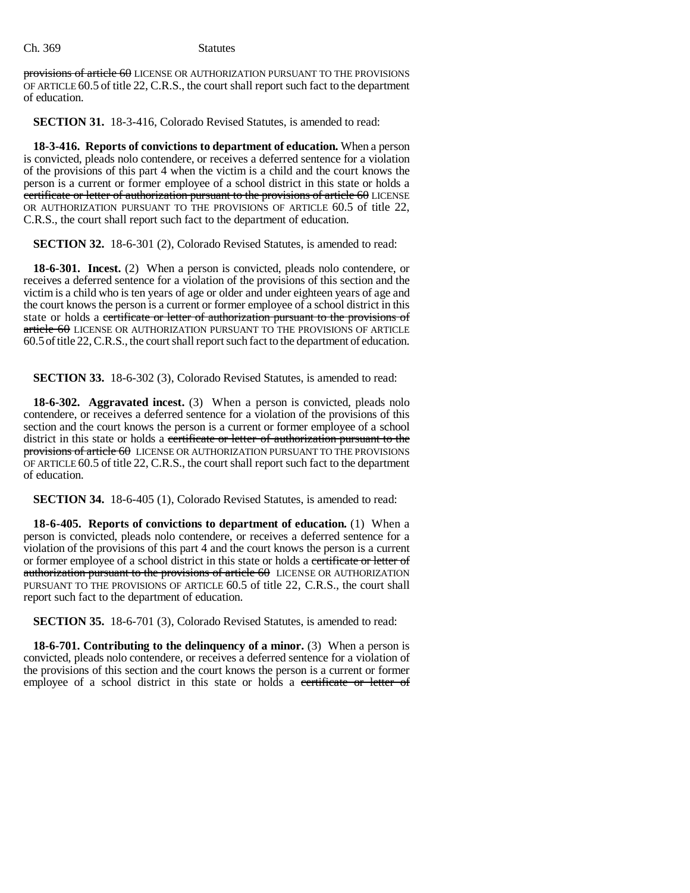~~provisions of article 60~~ LICENSE OR AUTHORIZATION PURSUANT TO THE PROVISIONS OF ARTICLE 60.5 of title 22, C.R.S., the court shall report such fact to the department of education.

**SECTION 31.** 18-3-416, Colorado Revised Statutes, is amended to read:

**18-3-416. Reports of convictions to department of education.** When a person is convicted, pleads nolo contendere, or receives a deferred sentence for a violation of the provisions of this part 4 when the victim is a child and the court knows the person is a current or former employee of a school district in this state or holds a ~~certificate or letter of authorization pursuant to the provisions of article 60~~ LICENSE OR AUTHORIZATION PURSUANT TO THE PROVISIONS OF ARTICLE 60.5 of title 22, C.R.S., the court shall report such fact to the department of education.

**SECTION 32.** 18-6-301 (2), Colorado Revised Statutes, is amended to read:

**18-6-301. Incest.** (2) When a person is convicted, pleads nolo contendere, or receives a deferred sentence for a violation of the provisions of this section and the victim is a child who is ten years of age or older and under eighteen years of age and the court knows the person is a current or former employee of a school district in this state or holds a ~~certificate or letter of authorization pursuant to the provisions of article 60~~ LICENSE OR AUTHORIZATION PURSUANT TO THE PROVISIONS OF ARTICLE 60.5 of title 22, C.R.S., the court shall report such fact to the department of education.

**SECTION 33.** 18-6-302 (3), Colorado Revised Statutes, is amended to read:

**18-6-302. Aggravated incest.** (3) When a person is convicted, pleads nolo contendere, or receives a deferred sentence for a violation of the provisions of this section and the court knows the person is a current or former employee of a school district in this state or holds a ~~certificate or letter of authorization pursuant to the provisions of article 60~~ LICENSE OR AUTHORIZATION PURSUANT TO THE PROVISIONS OF ARTICLE 60.5 of title 22, C.R.S., the court shall report such fact to the department of education.

**SECTION 34.** 18-6-405 (1), Colorado Revised Statutes, is amended to read:

**18-6-405. Reports of convictions to department of education.** (1) When a person is convicted, pleads nolo contendere, or receives a deferred sentence for a violation of the provisions of this part 4 and the court knows the person is a current or former employee of a school district in this state or holds a ~~certificate or letter of authorization pursuant to the provisions of article 60~~ LICENSE OR AUTHORIZATION PURSUANT TO THE PROVISIONS OF ARTICLE 60.5 of title 22, C.R.S., the court shall report such fact to the department of education.

**SECTION 35.** 18-6-701 (3), Colorado Revised Statutes, is amended to read:

**18-6-701. Contributing to the delinquency of a minor.** (3) When a person is convicted, pleads nolo contendere, or receives a deferred sentence for a violation of the provisions of this section and the court knows the person is a current or former employee of a school district in this state or holds a ~~certificate or letter of~~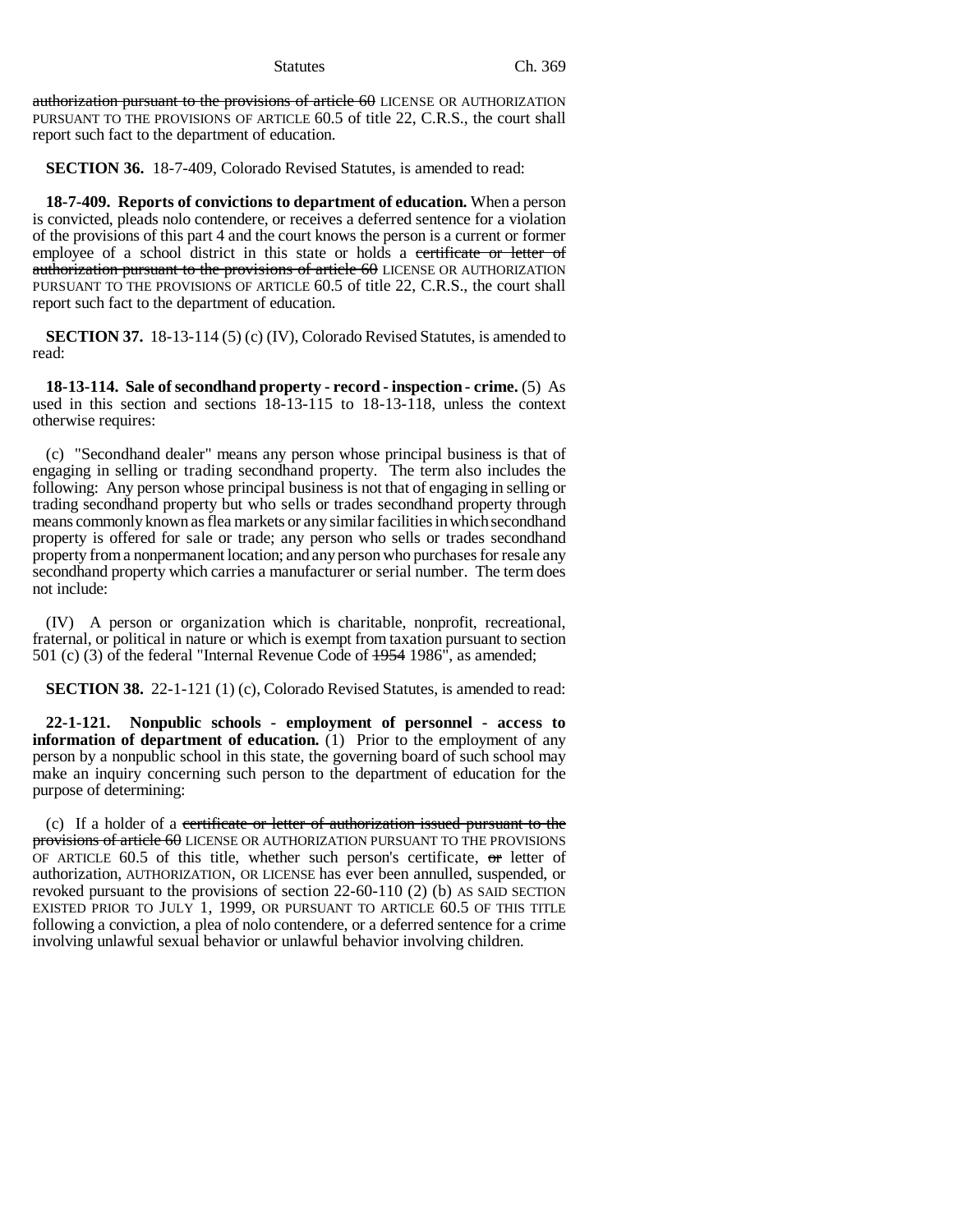~~authorization pursuant to the provisions of article 60~~ LICENSE OR AUTHORIZATION PURSUANT TO THE PROVISIONS OF ARTICLE 60.5 of title 22, C.R.S., the court shall report such fact to the department of education.

**SECTION 36.** 18-7-409, Colorado Revised Statutes, is amended to read:

**18-7-409. Reports of convictions to department of education.** When a person is convicted, pleads nolo contendere, or receives a deferred sentence for a violation of the provisions of this part 4 and the court knows the person is a current or former employee of a school district in this state or holds a ~~certificate or letter of authorization pursuant to the provisions of article 60~~ LICENSE OR AUTHORIZATION PURSUANT TO THE PROVISIONS OF ARTICLE 60.5 of title 22, C.R.S., the court shall report such fact to the department of education.

**SECTION 37.** 18-13-114 (5) (c) (IV), Colorado Revised Statutes, is amended to read:

**18-13-114. Sale of secondhand property - record - inspection - crime.** (5) As used in this section and sections 18-13-115 to 18-13-118, unless the context otherwise requires:

(c) "Secondhand dealer" means any person whose principal business is that of engaging in selling or trading secondhand property. The term also includes the following: Any person whose principal business is not that of engaging in selling or trading secondhand property but who sells or trades secondhand property through means commonly known as flea markets or any similar facilities in which secondhand property is offered for sale or trade; any person who sells or trades secondhand property from a nonpermanent location; and any person who purchases for resale any secondhand property which carries a manufacturer or serial number. The term does not include:

(IV) A person or organization which is charitable, nonprofit, recreational, fraternal, or political in nature or which is exempt from taxation pursuant to section 501 (c) (3) of the federal "Internal Revenue Code of ~~1954~~ 1986", as amended;

**SECTION 38.** 22-1-121 (1) (c), Colorado Revised Statutes, is amended to read:

**22-1-121. Nonpublic schools - employment of personnel - access to information of department of education.** (1) Prior to the employment of any person by a nonpublic school in this state, the governing board of such school may make an inquiry concerning such person to the department of education for the purpose of determining:

(c) If a holder of a ~~certificate or letter of authorization issued pursuant to the provisions of article 60~~ LICENSE OR AUTHORIZATION PURSUANT TO THE PROVISIONS OF ARTICLE 60.5 of this title, whether such person's certificate, ~~or~~ letter of authorization, AUTHORIZATION, OR LICENSE has ever been annulled, suspended, or revoked pursuant to the provisions of section 22-60-110 (2) (b) AS SAID SECTION EXISTED PRIOR TO JULY 1, 1999, OR PURSUANT TO ARTICLE 60.5 OF THIS TITLE following a conviction, a plea of nolo contendere, or a deferred sentence for a crime involving unlawful sexual behavior or unlawful behavior involving children.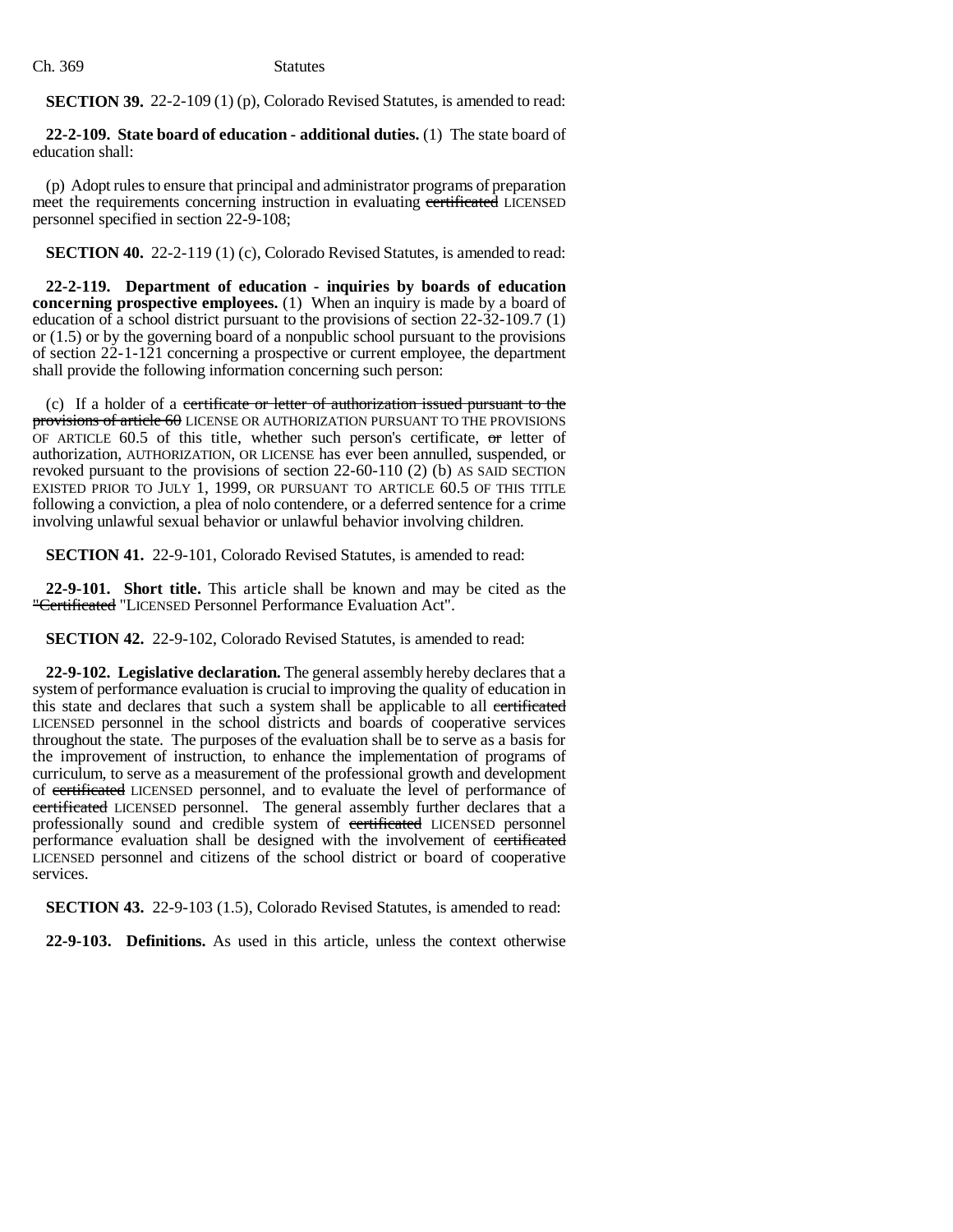**SECTION 39.** 22-2-109 (1) (p), Colorado Revised Statutes, is amended to read:

**22-2-109. State board of education - additional duties.** (1) The state board of education shall:

(p) Adopt rules to ensure that principal and administrator programs of preparation meet the requirements concerning instruction in evaluating ~~certificated~~ LICENSED personnel specified in section 22-9-108;

**SECTION 40.** 22-2-119 (1) (c), Colorado Revised Statutes, is amended to read:

**22-2-119. Department of education - inquiries by boards of education concerning prospective employees.** (1) When an inquiry is made by a board of education of a school district pursuant to the provisions of section 22-32-109.7 (1) or (1.5) or by the governing board of a nonpublic school pursuant to the provisions of section 22-1-121 concerning a prospective or current employee, the department shall provide the following information concerning such person:

(c) If a holder of a ~~certificate or letter of authorization issued pursuant to the provisions of article 60~~ LICENSE OR AUTHORIZATION PURSUANT TO THE PROVISIONS OF ARTICLE 60.5 of this title, whether such person's certificate, ~~or~~ letter of authorization, AUTHORIZATION, OR LICENSE has ever been annulled, suspended, or revoked pursuant to the provisions of section 22-60-110 (2) (b) AS SAID SECTION EXISTED PRIOR TO JULY 1, 1999, OR PURSUANT TO ARTICLE 60.5 OF THIS TITLE following a conviction, a plea of nolo contendere, or a deferred sentence for a crime involving unlawful sexual behavior or unlawful behavior involving children.

**SECTION 41.** 22-9-101, Colorado Revised Statutes, is amended to read:

**22-9-101. Short title.** This article shall be known and may be cited as the ~~"Certificated~~ "LICENSED Personnel Performance Evaluation Act".

**SECTION 42.** 22-9-102, Colorado Revised Statutes, is amended to read:

**22-9-102. Legislative declaration.** The general assembly hereby declares that a system of performance evaluation is crucial to improving the quality of education in this state and declares that such a system shall be applicable to all ~~certificated~~ LICENSED personnel in the school districts and boards of cooperative services throughout the state. The purposes of the evaluation shall be to serve as a basis for the improvement of instruction, to enhance the implementation of programs of curriculum, to serve as a measurement of the professional growth and development of ~~certificated~~ LICENSED personnel, and to evaluate the level of performance of ~~certificated~~ LICENSED personnel. The general assembly further declares that a professionally sound and credible system of ~~certificated~~ LICENSED personnel performance evaluation shall be designed with the involvement of ~~certificated~~ LICENSED personnel and citizens of the school district or board of cooperative services.

**SECTION 43.** 22-9-103 (1.5), Colorado Revised Statutes, is amended to read:

**22-9-103. Definitions.** As used in this article, unless the context otherwise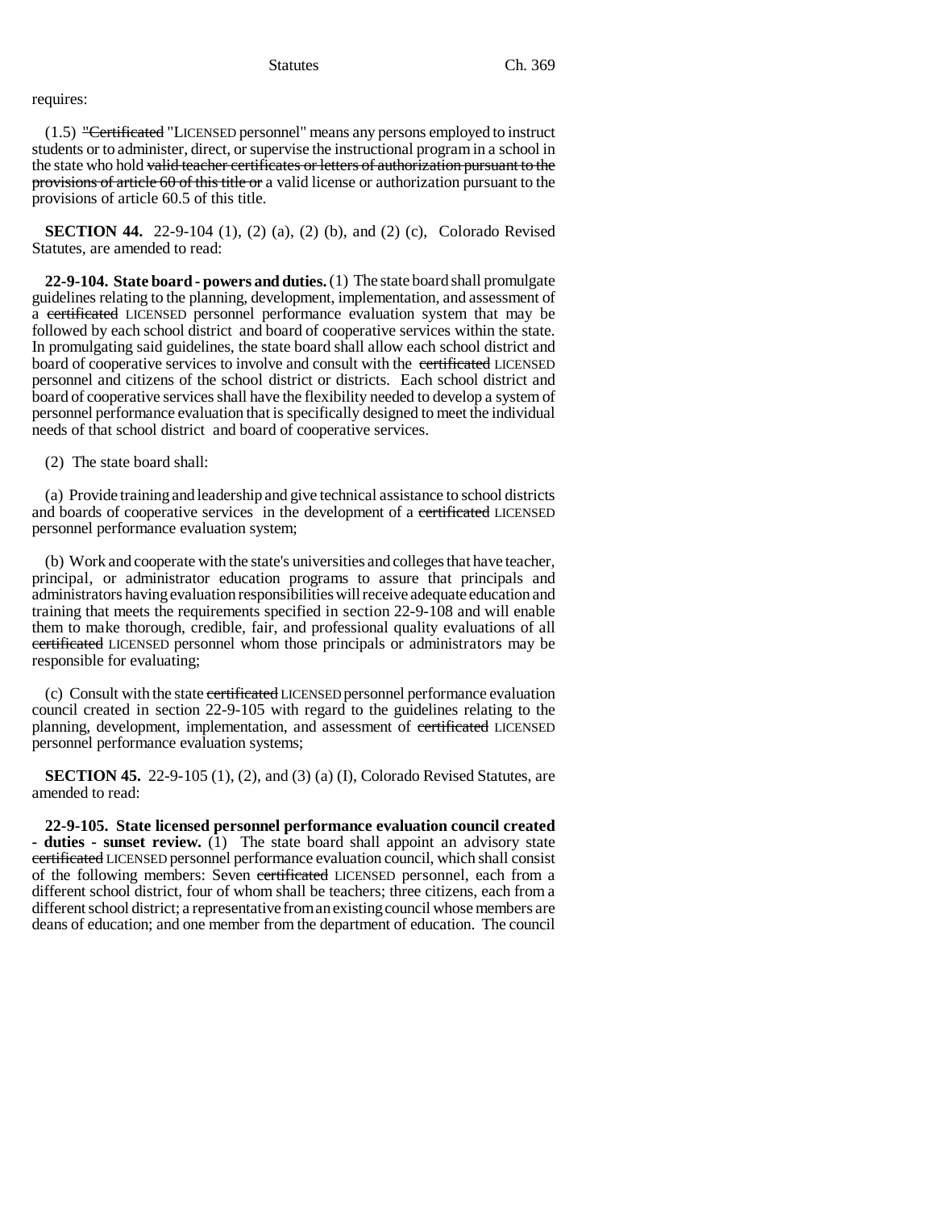requires:

(1.5) ~~"Certificated~~ "LICENSED personnel" means any persons employed to instruct students or to administer, direct, or supervise the instructional program in a school in the state who hold ~~valid teacher certificates or letters of authorization pursuant to the provisions of article 60 of this title or~~ a valid license or authorization pursuant to the provisions of article 60.5 of this title.

**SECTION 44.** 22-9-104 (1), (2) (a), (2) (b), and (2) (c), Colorado Revised Statutes, are amended to read:

**22-9-104. State board - powers and duties.** (1) The state board shall promulgate guidelines relating to the planning, development, implementation, and assessment of a ~~certificated~~ LICENSED personnel performance evaluation system that may be followed by each school district and board of cooperative services within the state. In promulgating said guidelines, the state board shall allow each school district and board of cooperative services to involve and consult with the ~~certificated~~ LICENSED personnel and citizens of the school district or districts. Each school district and board of cooperative services shall have the flexibility needed to develop a system of personnel performance evaluation that is specifically designed to meet the individual needs of that school district and board of cooperative services.

(2) The state board shall:

(a) Provide training and leadership and give technical assistance to school districts and boards of cooperative services in the development of a ~~certificated~~ LICENSED personnel performance evaluation system;

(b) Work and cooperate with the state's universities and colleges that have teacher, principal, or administrator education programs to assure that principals and administrators having evaluation responsibilities will receive adequate education and training that meets the requirements specified in section 22-9-108 and will enable them to make thorough, credible, fair, and professional quality evaluations of all ~~certificated~~ LICENSED personnel whom those principals or administrators may be responsible for evaluating;

(c) Consult with the state ~~certificated~~ LICENSED personnel performance evaluation council created in section 22-9-105 with regard to the guidelines relating to the planning, development, implementation, and assessment of ~~certificated~~ LICENSED personnel performance evaluation systems;

**SECTION 45.** 22-9-105 (1), (2), and (3) (a) (I), Colorado Revised Statutes, are amended to read:

**22-9-105. State licensed personnel performance evaluation council created - duties - sunset review.** (1) The state board shall appoint an advisory state ~~certificated~~ LICENSED personnel performance evaluation council, which shall consist of the following members: Seven ~~certificated~~ LICENSED personnel, each from a different school district, four of whom shall be teachers; three citizens, each from a different school district; a representative from an existing council whose members are deans of education; and one member from the department of education. The council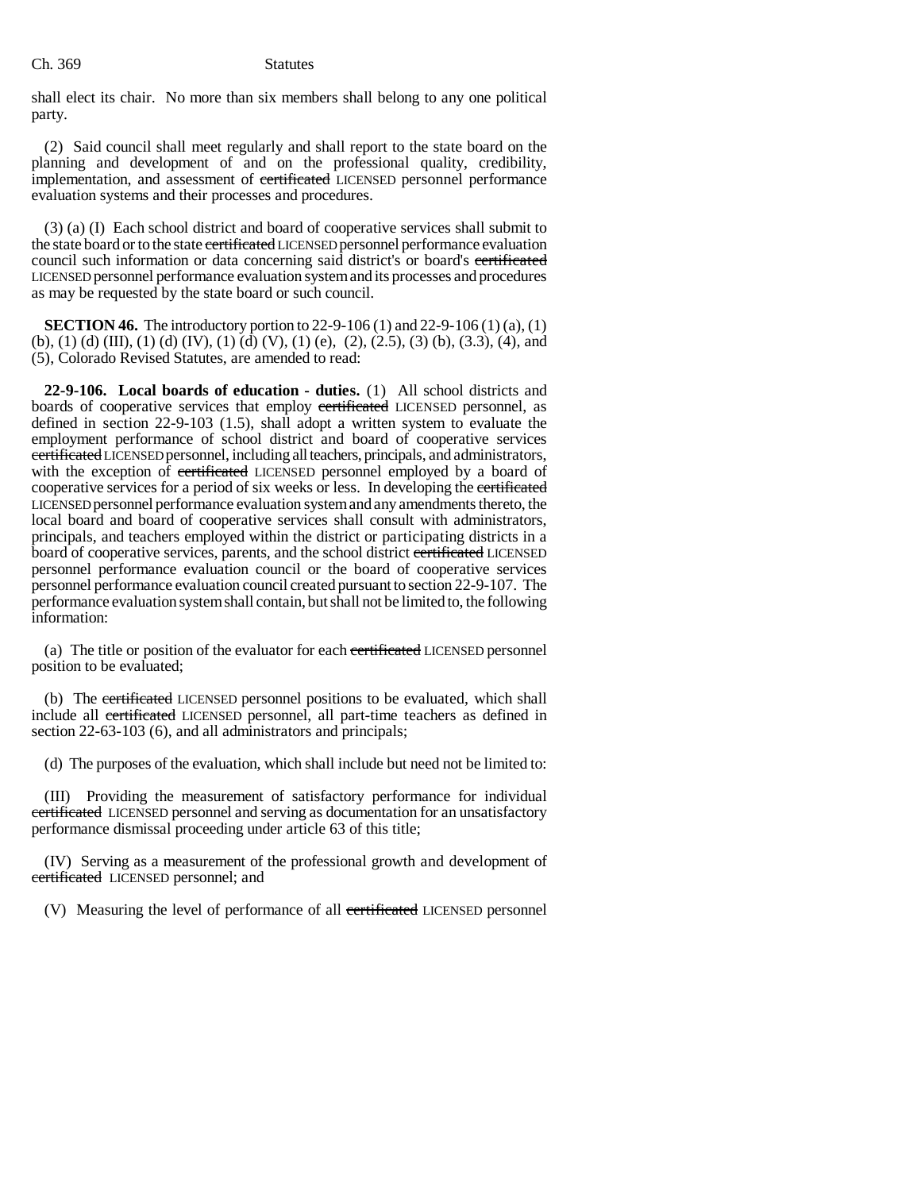shall elect its chair. No more than six members shall belong to any one political party.

(2) Said council shall meet regularly and shall report to the state board on the planning and development of and on the professional quality, credibility, implementation, and assessment of ~~certificated~~ LICENSED personnel performance evaluation systems and their processes and procedures.

(3) (a) (I) Each school district and board of cooperative services shall submit to the state board or to the state ~~certificated~~ LICENSED personnel performance evaluation council such information or data concerning said district's or board's ~~certificated~~ LICENSED personnel performance evaluation system and its processes and procedures as may be requested by the state board or such council.

**SECTION 46.** The introductory portion to 22-9-106 (1) and 22-9-106 (1) (a), (1) (b), (1) (d) (III), (1) (d) (IV), (1) (d) (V), (1) (e), (2), (2.5), (3) (b), (3.3), (4), and (5), Colorado Revised Statutes, are amended to read:

**22-9-106. Local boards of education - duties.** (1) All school districts and boards of cooperative services that employ ~~certificated~~ LICENSED personnel, as defined in section 22-9-103 (1.5), shall adopt a written system to evaluate the employment performance of school district and board of cooperative services ~~certificated~~ LICENSED personnel, including all teachers, principals, and administrators, with the exception of ~~certificated~~ LICENSED personnel employed by a board of cooperative services for a period of six weeks or less. In developing the ~~certificated~~ LICENSED personnel performance evaluation system and any amendments thereto, the local board and board of cooperative services shall consult with administrators, principals, and teachers employed within the district or participating districts in a board of cooperative services, parents, and the school district ~~certificated~~ LICENSED personnel performance evaluation council or the board of cooperative services personnel performance evaluation council created pursuant to section 22-9-107. The performance evaluation system shall contain, but shall not be limited to, the following information:

(a) The title or position of the evaluator for each ~~certificated~~ LICENSED personnel position to be evaluated;

(b) The ~~certificated~~ LICENSED personnel positions to be evaluated, which shall include all ~~certificated~~ LICENSED personnel, all part-time teachers as defined in section 22-63-103 (6), and all administrators and principals;

(d) The purposes of the evaluation, which shall include but need not be limited to:

(III) Providing the measurement of satisfactory performance for individual ~~certificated~~ LICENSED personnel and serving as documentation for an unsatisfactory performance dismissal proceeding under article 63 of this title;

(IV) Serving as a measurement of the professional growth and development of ~~certificated~~ LICENSED personnel; and

(V) Measuring the level of performance of all ~~certificated~~ LICENSED personnel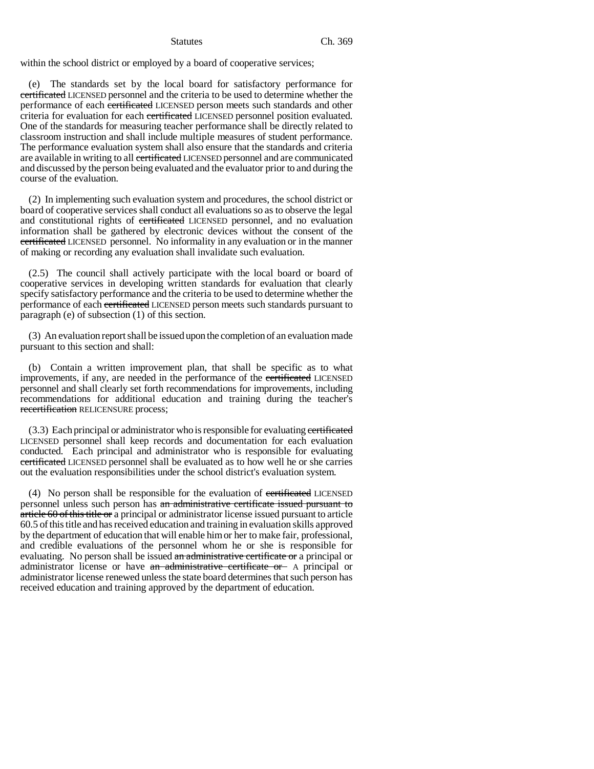within the school district or employed by a board of cooperative services;

(e) The standards set by the local board for satisfactory performance for ~~certificated~~ LICENSED personnel and the criteria to be used to determine whether the performance of each ~~certificated~~ LICENSED person meets such standards and other criteria for evaluation for each ~~certificated~~ LICENSED personnel position evaluated. One of the standards for measuring teacher performance shall be directly related to classroom instruction and shall include multiple measures of student performance. The performance evaluation system shall also ensure that the standards and criteria are available in writing to all ~~certificated~~ LICENSED personnel and are communicated and discussed by the person being evaluated and the evaluator prior to and during the course of the evaluation.

(2) In implementing such evaluation system and procedures, the school district or board of cooperative services shall conduct all evaluations so as to observe the legal and constitutional rights of ~~certificated~~ LICENSED personnel, and no evaluation information shall be gathered by electronic devices without the consent of the ~~certificated~~ LICENSED personnel. No informality in any evaluation or in the manner of making or recording any evaluation shall invalidate such evaluation.

(2.5) The council shall actively participate with the local board or board of cooperative services in developing written standards for evaluation that clearly specify satisfactory performance and the criteria to be used to determine whether the performance of each ~~certificated~~ LICENSED person meets such standards pursuant to paragraph (e) of subsection (1) of this section.

(3) An evaluation report shall be issued upon the completion of an evaluation made pursuant to this section and shall:

(b) Contain a written improvement plan, that shall be specific as to what improvements, if any, are needed in the performance of the ~~certificated~~ LICENSED personnel and shall clearly set forth recommendations for improvements, including recommendations for additional education and training during the teacher's ~~recertification~~ RELICENSURE process;

(3.3) Each principal or administrator who is responsible for evaluating ~~certificated~~ LICENSED personnel shall keep records and documentation for each evaluation conducted. Each principal and administrator who is responsible for evaluating ~~certificated~~ LICENSED personnel shall be evaluated as to how well he or she carries out the evaluation responsibilities under the school district's evaluation system.

(4) No person shall be responsible for the evaluation of ~~certificated~~ LICENSED personnel unless such person has ~~an administrative certificate issued pursuant to article 60 of this title or~~ a principal or administrator license issued pursuant to article 60.5 of this title and has received education and training in evaluation skills approved by the department of education that will enable him or her to make fair, professional, and credible evaluations of the personnel whom he or she is responsible for evaluating. No person shall be issued ~~an administrative certificate or~~ a principal or administrator license or have ~~an administrative certificate or~~ A principal or administrator license renewed unless the state board determines that such person has received education and training approved by the department of education.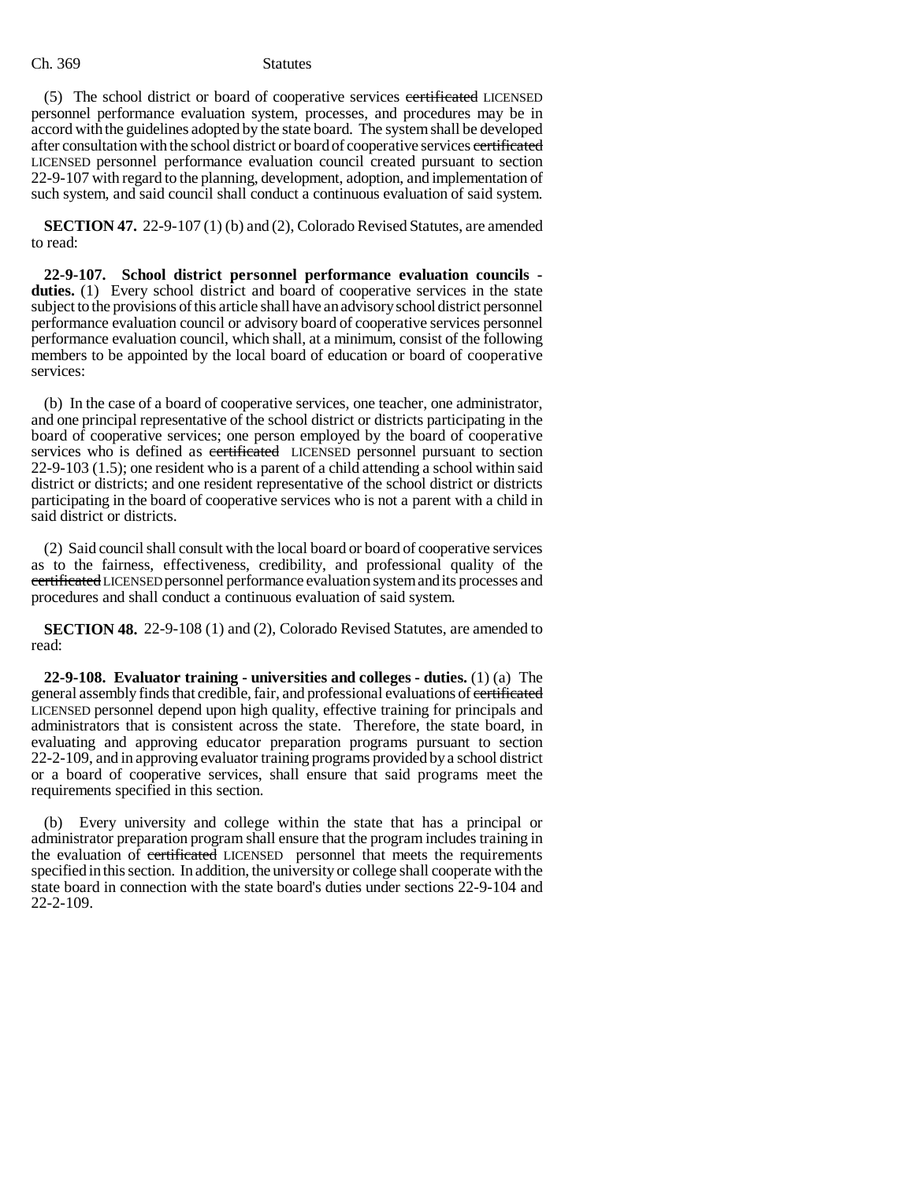(5) The school district or board of cooperative services ~~certificated~~ LICENSED personnel performance evaluation system, processes, and procedures may be in accord with the guidelines adopted by the state board. The system shall be developed after consultation with the school district or board of cooperative services ~~certificated~~ LICENSED personnel performance evaluation council created pursuant to section 22-9-107 with regard to the planning, development, adoption, and implementation of such system, and said council shall conduct a continuous evaluation of said system.

**SECTION 47.** 22-9-107 (1) (b) and (2), Colorado Revised Statutes, are amended to read:

**22-9-107. School district personnel performance evaluation councils - duties.** (1) Every school district and board of cooperative services in the state subject to the provisions of this article shall have an advisory school district personnel performance evaluation council or advisory board of cooperative services personnel performance evaluation council, which shall, at a minimum, consist of the following members to be appointed by the local board of education or board of cooperative services:

(b) In the case of a board of cooperative services, one teacher, one administrator, and one principal representative of the school district or districts participating in the board of cooperative services; one person employed by the board of cooperative services who is defined as ~~certificated~~ LICENSED personnel pursuant to section 22-9-103 (1.5); one resident who is a parent of a child attending a school within said district or districts; and one resident representative of the school district or districts participating in the board of cooperative services who is not a parent with a child in said district or districts.

(2) Said council shall consult with the local board or board of cooperative services as to the fairness, effectiveness, credibility, and professional quality of the ~~certificated~~ LICENSED personnel performance evaluation system and its processes and procedures and shall conduct a continuous evaluation of said system.

**SECTION 48.** 22-9-108 (1) and (2), Colorado Revised Statutes, are amended to read:

**22-9-108. Evaluator training - universities and colleges - duties.** (1) (a) The general assembly finds that credible, fair, and professional evaluations of ~~certificated~~ LICENSED personnel depend upon high quality, effective training for principals and administrators that is consistent across the state. Therefore, the state board, in evaluating and approving educator preparation programs pursuant to section 22-2-109, and in approving evaluator training programs provided by a school district or a board of cooperative services, shall ensure that said programs meet the requirements specified in this section.

(b) Every university and college within the state that has a principal or administrator preparation program shall ensure that the program includes training in the evaluation of ~~certificated~~ LICENSED personnel that meets the requirements specified in this section. In addition, the university or college shall cooperate with the state board in connection with the state board's duties under sections 22-9-104 and 22-2-109.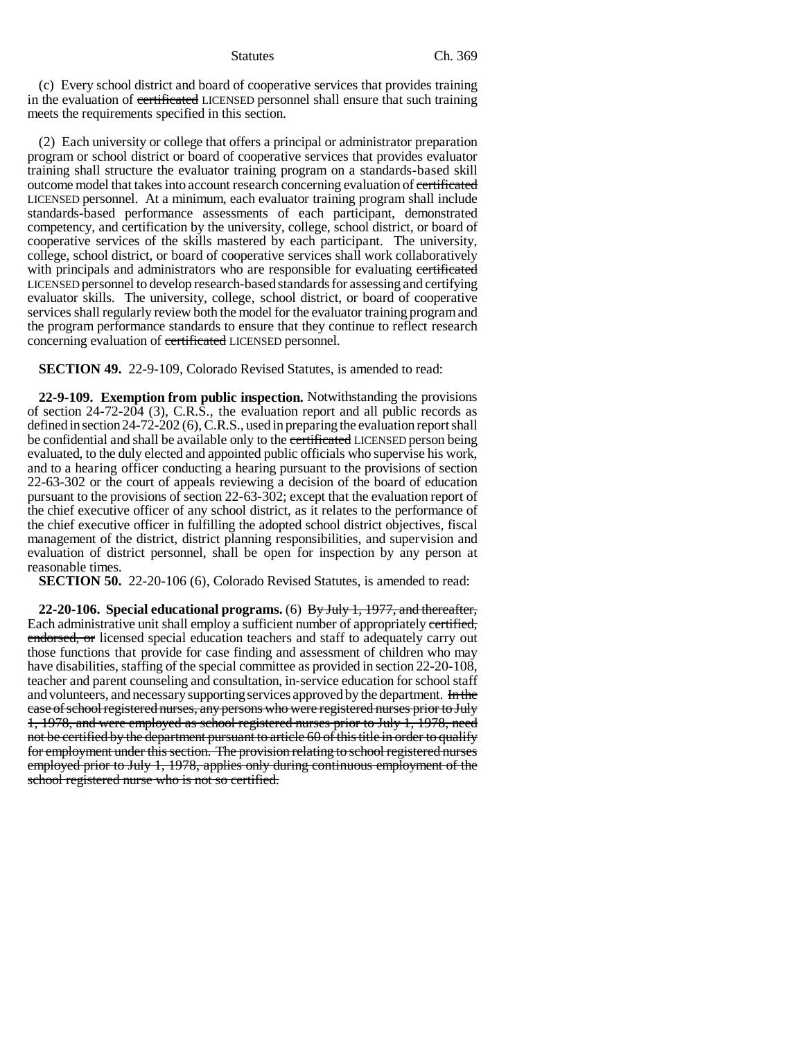(c) Every school district and board of cooperative services that provides training in the evaluation of ~~certificated~~ LICENSED personnel shall ensure that such training meets the requirements specified in this section.

(2) Each university or college that offers a principal or administrator preparation program or school district or board of cooperative services that provides evaluator training shall structure the evaluator training program on a standards-based skill outcome model that takes into account research concerning evaluation of ~~certificated~~ LICENSED personnel. At a minimum, each evaluator training program shall include standards-based performance assessments of each participant, demonstrated competency, and certification by the university, college, school district, or board of cooperative services of the skills mastered by each participant. The university, college, school district, or board of cooperative services shall work collaboratively with principals and administrators who are responsible for evaluating ~~certificated~~ LICENSED personnel to develop research-based standards for assessing and certifying evaluator skills. The university, college, school district, or board of cooperative services shall regularly review both the model for the evaluator training program and the program performance standards to ensure that they continue to reflect research concerning evaluation of ~~certificated~~ LICENSED personnel.

**SECTION 49.** 22-9-109, Colorado Revised Statutes, is amended to read:

**22-9-109. Exemption from public inspection.** Notwithstanding the provisions of section 24-72-204 (3), C.R.S., the evaluation report and all public records as defined in section 24-72-202 (6), C.R.S., used in preparing the evaluation report shall be confidential and shall be available only to the ~~certificated~~ LICENSED person being evaluated, to the duly elected and appointed public officials who supervise his work, and to a hearing officer conducting a hearing pursuant to the provisions of section 22-63-302 or the court of appeals reviewing a decision of the board of education pursuant to the provisions of section 22-63-302; except that the evaluation report of the chief executive officer of any school district, as it relates to the performance of the chief executive officer in fulfilling the adopted school district objectives, fiscal management of the district, district planning responsibilities, and supervision and evaluation of district personnel, shall be open for inspection by any person at reasonable times.

**SECTION 50.** 22-20-106 (6), Colorado Revised Statutes, is amended to read:

**22-20-106. Special educational programs.** (6) ~~By July 1, 1977, and thereafter,~~ Each administrative unit shall employ a sufficient number of appropriately ~~certified, endorsed, or~~ licensed special education teachers and staff to adequately carry out those functions that provide for case finding and assessment of children who may have disabilities, staffing of the special committee as provided in section 22-20-108, teacher and parent counseling and consultation, in-service education for school staff and volunteers, and necessary supporting services approved by the department. ~~In the case of school registered nurses, any persons who were registered nurses prior to July 1, 1978, and were employed as school registered nurses prior to July 1, 1978, need not be certified by the department pursuant to article 60 of this title in order to qualify for employment under this section. The provision relating to school registered nurses employed prior to July 1, 1978, applies only during continuous employment of the school registered nurse who is not so certified.~~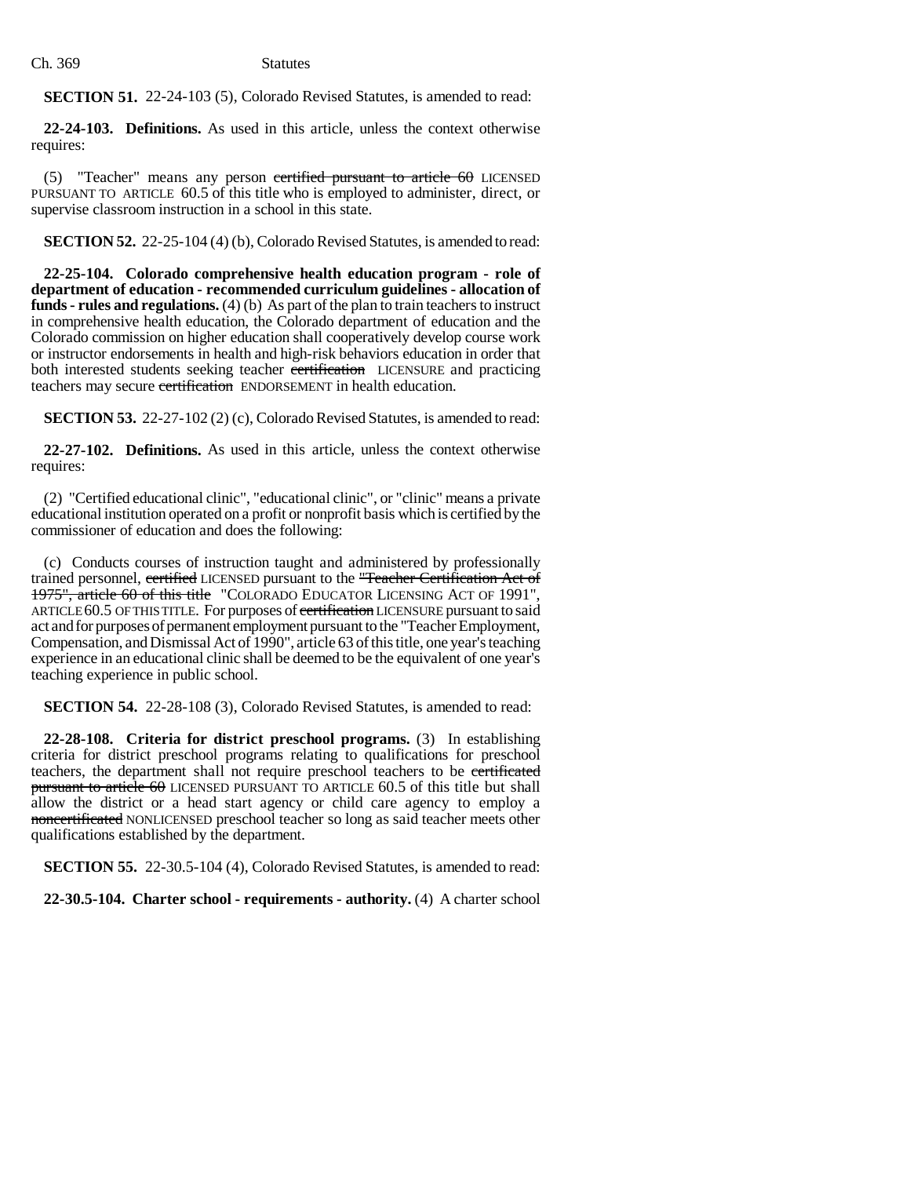**SECTION 51.** 22-24-103 (5), Colorado Revised Statutes, is amended to read:

**22-24-103. Definitions.** As used in this article, unless the context otherwise requires:

(5) "Teacher" means any person ~~certified pursuant to article 60~~ LICENSED PURSUANT TO ARTICLE 60.5 of this title who is employed to administer, direct, or supervise classroom instruction in a school in this state.

**SECTION 52.** 22-25-104 (4) (b), Colorado Revised Statutes, is amended to read:

**22-25-104. Colorado comprehensive health education program - role of department of education - recommended curriculum guidelines - allocation of funds - rules and regulations.** (4) (b) As part of the plan to train teachers to instruct in comprehensive health education, the Colorado department of education and the Colorado commission on higher education shall cooperatively develop course work or instructor endorsements in health and high-risk behaviors education in order that both interested students seeking teacher ~~certification~~ LICENSURE and practicing teachers may secure ~~certification~~ ENDORSEMENT in health education.

**SECTION 53.** 22-27-102 (2) (c), Colorado Revised Statutes, is amended to read:

**22-27-102. Definitions.** As used in this article, unless the context otherwise requires:

(2) "Certified educational clinic", "educational clinic", or "clinic" means a private educational institution operated on a profit or nonprofit basis which is certified by the commissioner of education and does the following:

(c) Conducts courses of instruction taught and administered by professionally trained personnel, ~~certified~~ LICENSED pursuant to the ~~"Teacher Certification Act of 1975", article 60 of this title~~ "COLORADO EDUCATOR LICENSING ACT OF 1991", ARTICLE 60.5 OF THIS TITLE. For purposes of ~~certification~~ LICENSURE pursuant to said act and for purposes of permanent employment pursuant to the "Teacher Employment, Compensation, and Dismissal Act of 1990", article 63 of this title, one year's teaching experience in an educational clinic shall be deemed to be the equivalent of one year's teaching experience in public school.

**SECTION 54.** 22-28-108 (3), Colorado Revised Statutes, is amended to read:

**22-28-108. Criteria for district preschool programs.** (3) In establishing criteria for district preschool programs relating to qualifications for preschool teachers, the department shall not require preschool teachers to be ~~certificated pursuant to article 60~~ LICENSED PURSUANT TO ARTICLE 60.5 of this title but shall allow the district or a head start agency or child care agency to employ a ~~noncertificated~~ NONLICENSED preschool teacher so long as said teacher meets other qualifications established by the department.

**SECTION 55.** 22-30.5-104 (4), Colorado Revised Statutes, is amended to read:

**22-30.5-104. Charter school - requirements - authority.** (4) A charter school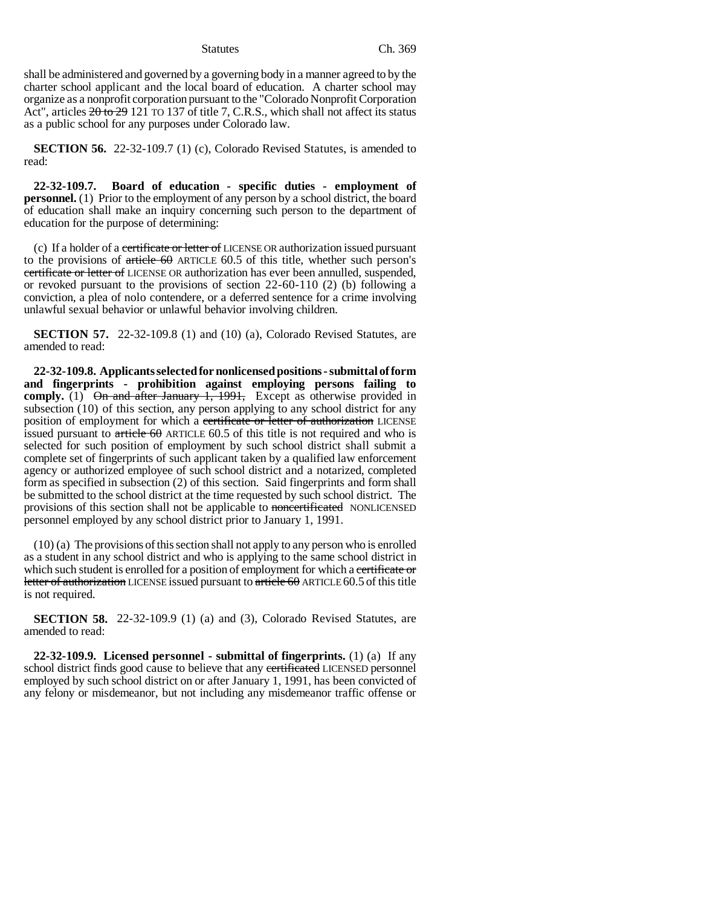shall be administered and governed by a governing body in a manner agreed to by the charter school applicant and the local board of education. A charter school may organize as a nonprofit corporation pursuant to the "Colorado Nonprofit Corporation Act", articles ~~20 to 29~~ 121 TO 137 of title 7, C.R.S., which shall not affect its status as a public school for any purposes under Colorado law.

**SECTION 56.** 22-32-109.7 (1) (c), Colorado Revised Statutes, is amended to read:

**22-32-109.7. Board of education - specific duties - employment of personnel.** (1) Prior to the employment of any person by a school district, the board of education shall make an inquiry concerning such person to the department of education for the purpose of determining:

(c) If a holder of a ~~certificate or letter of~~ LICENSE OR authorization issued pursuant to the provisions of ~~article 60~~ ARTICLE 60.5 of this title, whether such person's ~~certificate or letter of~~ LICENSE OR authorization has ever been annulled, suspended, or revoked pursuant to the provisions of section 22-60-110 (2) (b) following a conviction, a plea of nolo contendere, or a deferred sentence for a crime involving unlawful sexual behavior or unlawful behavior involving children.

**SECTION 57.** 22-32-109.8 (1) and (10) (a), Colorado Revised Statutes, are amended to read:

**22-32-109.8. Applicants selected for nonlicensed positions - submittal of form and fingerprints - prohibition against employing persons failing to comply.** (1) ~~On and after January 1, 1991,~~ Except as otherwise provided in subsection (10) of this section, any person applying to any school district for any position of employment for which a ~~certificate or letter of authorization~~ LICENSE issued pursuant to ~~article 60~~ ARTICLE 60.5 of this title is not required and who is selected for such position of employment by such school district shall submit a complete set of fingerprints of such applicant taken by a qualified law enforcement agency or authorized employee of such school district and a notarized, completed form as specified in subsection (2) of this section. Said fingerprints and form shall be submitted to the school district at the time requested by such school district. The provisions of this section shall not be applicable to ~~noncertificated~~ NONLICENSED personnel employed by any school district prior to January 1, 1991.

(10) (a) The provisions of this section shall not apply to any person who is enrolled as a student in any school district and who is applying to the same school district in which such student is enrolled for a position of employment for which a ~~certificate or letter of authorization~~ LICENSE issued pursuant to ~~article 60~~ ARTICLE 60.5 of this title is not required.

**SECTION 58.** 22-32-109.9 (1) (a) and (3), Colorado Revised Statutes, are amended to read:

**22-32-109.9. Licensed personnel - submittal of fingerprints.** (1) (a) If any school district finds good cause to believe that any ~~certificated~~ LICENSED personnel employed by such school district on or after January 1, 1991, has been convicted of any felony or misdemeanor, but not including any misdemeanor traffic offense or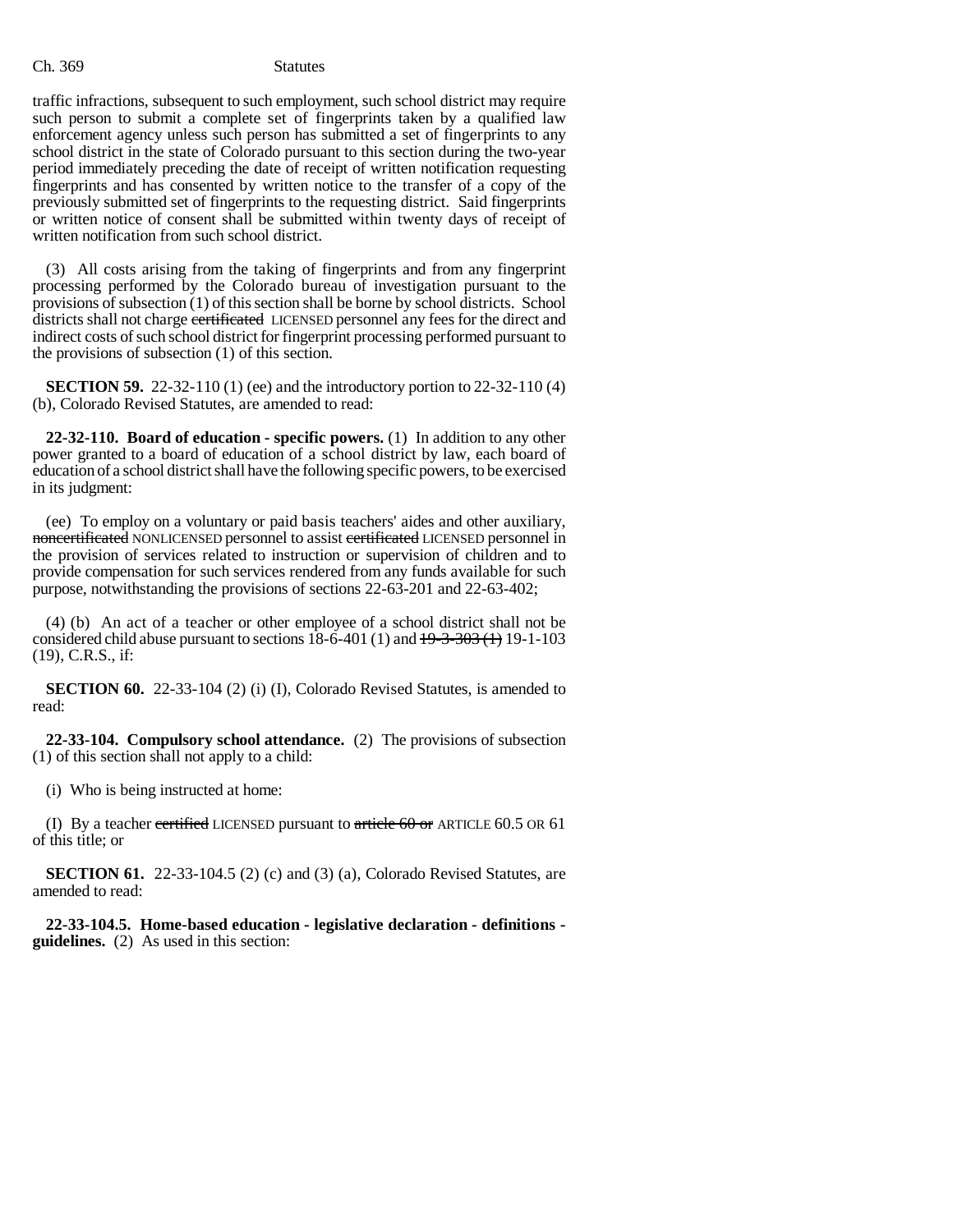traffic infractions, subsequent to such employment, such school district may require such person to submit a complete set of fingerprints taken by a qualified law enforcement agency unless such person has submitted a set of fingerprints to any school district in the state of Colorado pursuant to this section during the two-year period immediately preceding the date of receipt of written notification requesting fingerprints and has consented by written notice to the transfer of a copy of the previously submitted set of fingerprints to the requesting district. Said fingerprints or written notice of consent shall be submitted within twenty days of receipt of written notification from such school district.

(3) All costs arising from the taking of fingerprints and from any fingerprint processing performed by the Colorado bureau of investigation pursuant to the provisions of subsection (1) of this section shall be borne by school districts. School districts shall not charge ~~certificated~~ LICENSED personnel any fees for the direct and indirect costs of such school district for fingerprint processing performed pursuant to the provisions of subsection (1) of this section.

**SECTION 59.** 22-32-110 (1) (ee) and the introductory portion to 22-32-110 (4) (b), Colorado Revised Statutes, are amended to read:

**22-32-110. Board of education - specific powers.** (1) In addition to any other power granted to a board of education of a school district by law, each board of education of a school district shall have the following specific powers, to be exercised in its judgment:

(ee) To employ on a voluntary or paid basis teachers' aides and other auxiliary, ~~noncertificated~~ NONLICENSED personnel to assist ~~certificated~~ LICENSED personnel in the provision of services related to instruction or supervision of children and to provide compensation for such services rendered from any funds available for such purpose, notwithstanding the provisions of sections 22-63-201 and 22-63-402;

(4) (b) An act of a teacher or other employee of a school district shall not be considered child abuse pursuant to sections 18-6-401 (1) and ~~19-3-303 (1)~~ 19-1-103 (19), C.R.S., if:

**SECTION 60.** 22-33-104 (2) (i) (I), Colorado Revised Statutes, is amended to read:

**22-33-104. Compulsory school attendance.** (2) The provisions of subsection (1) of this section shall not apply to a child:

(i) Who is being instructed at home:

(I) By a teacher ~~certified~~ LICENSED pursuant to ~~article 60 or~~ ARTICLE 60.5 OR 61 of this title; or

**SECTION 61.** 22-33-104.5 (2) (c) and (3) (a), Colorado Revised Statutes, are amended to read:

**22-33-104.5. Home-based education - legislative declaration - definitions - guidelines.** (2) As used in this section: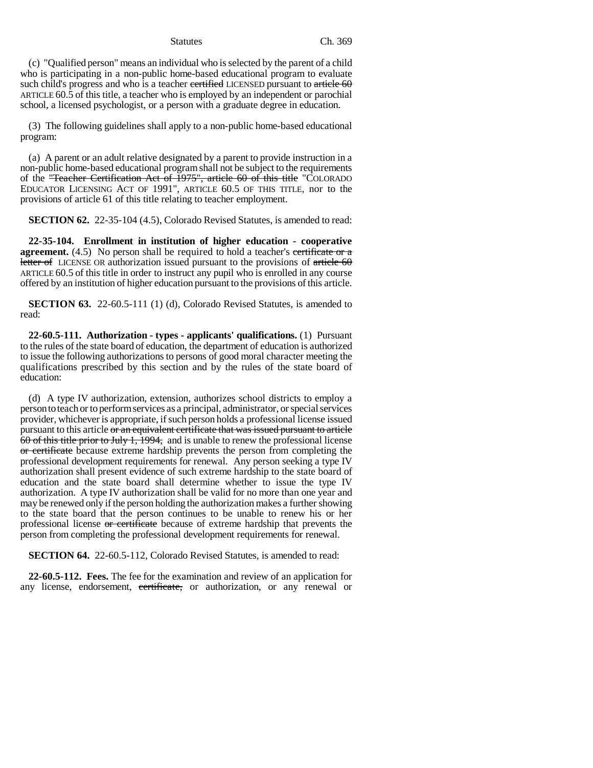(c) "Qualified person" means an individual who is selected by the parent of a child who is participating in a non-public home-based educational program to evaluate such child's progress and who is a teacher ~~certified~~ LICENSED pursuant to ~~article 60~~ ARTICLE 60.5 of this title, a teacher who is employed by an independent or parochial school, a licensed psychologist, or a person with a graduate degree in education.

(3) The following guidelines shall apply to a non-public home-based educational program:

(a) A parent or an adult relative designated by a parent to provide instruction in a non-public home-based educational program shall not be subject to the requirements of the ~~"Teacher Certification Act of 1975", article 60 of this title~~ "COLORADO EDUCATOR LICENSING ACT OF 1991", ARTICLE 60.5 OF THIS TITLE, nor to the provisions of article 61 of this title relating to teacher employment.

**SECTION 62.** 22-35-104 (4.5), Colorado Revised Statutes, is amended to read:

**22-35-104. Enrollment in institution of higher education - cooperative agreement.** (4.5) No person shall be required to hold a teacher's ~~certificate or a letter of~~ LICENSE OR authorization issued pursuant to the provisions of ~~article 60~~ ARTICLE 60.5 of this title in order to instruct any pupil who is enrolled in any course offered by an institution of higher education pursuant to the provisions of this article.

**SECTION 63.** 22-60.5-111 (1) (d), Colorado Revised Statutes, is amended to read:

**22-60.5-111. Authorization - types - applicants' qualifications.** (1) Pursuant to the rules of the state board of education, the department of education is authorized to issue the following authorizations to persons of good moral character meeting the qualifications prescribed by this section and by the rules of the state board of education:

(d) A type IV authorization, extension, authorizes school districts to employ a person to teach or to perform services as a principal, administrator, or special services provider, whichever is appropriate, if such person holds a professional license issued pursuant to this article ~~or an equivalent certificate that was issued pursuant to article 60 of this title prior to July 1, 1994,~~ and is unable to renew the professional license ~~or certificate~~ because extreme hardship prevents the person from completing the professional development requirements for renewal. Any person seeking a type IV authorization shall present evidence of such extreme hardship to the state board of education and the state board shall determine whether to issue the type IV authorization. A type IV authorization shall be valid for no more than one year and may be renewed only if the person holding the authorization makes a further showing to the state board that the person continues to be unable to renew his or her professional license ~~or certificate~~ because of extreme hardship that prevents the person from completing the professional development requirements for renewal.

**SECTION 64.** 22-60.5-112, Colorado Revised Statutes, is amended to read:

**22-60.5-112. Fees.** The fee for the examination and review of an application for any license, endorsement, ~~certificate,~~ or authorization, or any renewal or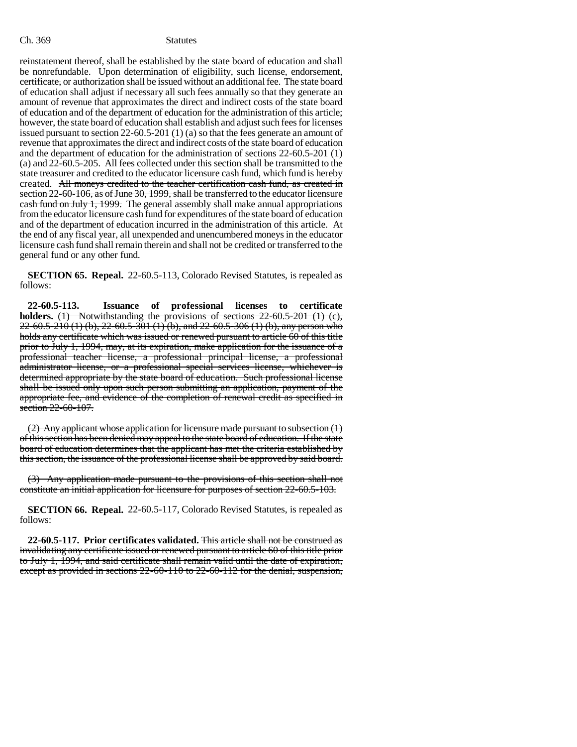reinstatement thereof, shall be established by the state board of education and shall be nonrefundable. Upon determination of eligibility, such license, endorsement, certificate, or authorization shall be issued without an additional fee. The state board of education shall adjust if necessary all such fees annually so that they generate an amount of revenue that approximates the direct and indirect costs of the state board of education and of the department of education for the administration of this article; however, the state board of education shall establish and adjust such fees for licenses issued pursuant to section 22-60.5-201 (1) (a) so that the fees generate an amount of revenue that approximates the direct and indirect costs of the state board of education and the department of education for the administration of sections 22-60.5-201 (1) (a) and 22-60.5-205. All fees collected under this section shall be transmitted to the state treasurer and credited to the educator licensure cash fund, which fund is hereby created. All moneys credited to the teacher certification cash fund, as created in section 22-60-106, as of June 30, 1999, shall be transferred to the educator licensure cash fund on July 1, 1999. The general assembly shall make annual appropriations from the educator licensure cash fund for expenditures of the state board of education and of the department of education incurred in the administration of this article. At the end of any fiscal year, all unexpended and unencumbered moneys in the educator licensure cash fund shall remain therein and shall not be credited or transferred to the general fund or any other fund.

**SECTION 65. Repeal.** 22-60.5-113, Colorado Revised Statutes, is repealed as follows:

**22-60.5-113. Issuance of professional licenses to certificate holders.** (1) Notwithstanding the provisions of sections 22-60.5-201 (1) (c), 22-60.5-210 (1) (b), 22-60.5-301 (1) (b), and 22-60.5-306 (1) (b), any person who holds any certificate which was issued or renewed pursuant to article 60 of this title prior to July 1, 1994, may, at its expiration, make application for the issuance of a professional teacher license, a professional principal license, a professional administrator license, or a professional special services license, whichever is determined appropriate by the state board of education. Such professional license shall be issued only upon such person submitting an application, payment of the appropriate fee, and evidence of the completion of renewal credit as specified in section 22-60-107.

(2) Any applicant whose application for licensure made pursuant to subsection (1) of this section has been denied may appeal to the state board of education. If the state board of education determines that the applicant has met the criteria established by this section, the issuance of the professional license shall be approved by said board.

(3) Any application made pursuant to the provisions of this section shall not constitute an initial application for licensure for purposes of section 22-60.5-103.

**SECTION 66. Repeal.** 22-60.5-117, Colorado Revised Statutes, is repealed as follows:

**22-60.5-117. Prior certificates validated.** This article shall not be construed as invalidating any certificate issued or renewed pursuant to article 60 of this title prior to July 1, 1994, and said certificate shall remain valid until the date of expiration, except as provided in sections 22-60-110 to 22-60-112 for the denial, suspension,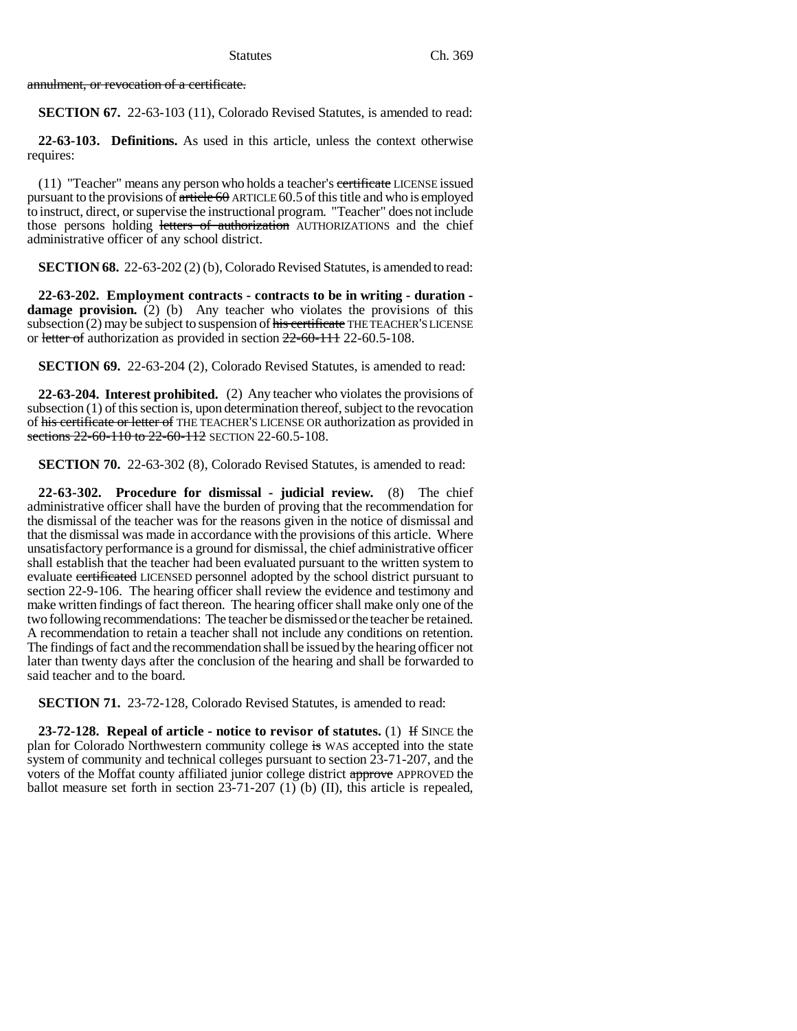annulment, or revocation of a certificate.

**SECTION 67.** 22-63-103 (11), Colorado Revised Statutes, is amended to read:

**22-63-103. Definitions.** As used in this article, unless the context otherwise requires:

(11) "Teacher" means any person who holds a teacher's ~~certificate~~ LICENSE issued pursuant to the provisions of ~~article 60~~ ARTICLE 60.5 of this title and who is employed to instruct, direct, or supervise the instructional program. "Teacher" does not include those persons holding ~~letters of authorization~~ AUTHORIZATIONS and the chief administrative officer of any school district.

**SECTION 68.** 22-63-202 (2) (b), Colorado Revised Statutes, is amended to read:

**22-63-202. Employment contracts - contracts to be in writing - duration - damage provision.** (2) (b) Any teacher who violates the provisions of this subsection (2) may be subject to suspension of ~~his certificate~~ THE TEACHER'S LICENSE or ~~letter of~~ authorization as provided in section ~~22-60-111~~ 22-60.5-108.

**SECTION 69.** 22-63-204 (2), Colorado Revised Statutes, is amended to read:

**22-63-204. Interest prohibited.** (2) Any teacher who violates the provisions of subsection (1) of this section is, upon determination thereof, subject to the revocation of ~~his certificate or letter of~~ THE TEACHER'S LICENSE OR authorization as provided in ~~sections 22-60-110 to 22-60-112~~ SECTION 22-60.5-108.

**SECTION 70.** 22-63-302 (8), Colorado Revised Statutes, is amended to read:

**22-63-302. Procedure for dismissal - judicial review.** (8) The chief administrative officer shall have the burden of proving that the recommendation for the dismissal of the teacher was for the reasons given in the notice of dismissal and that the dismissal was made in accordance with the provisions of this article. Where unsatisfactory performance is a ground for dismissal, the chief administrative officer shall establish that the teacher had been evaluated pursuant to the written system to evaluate ~~certificated~~ LICENSED personnel adopted by the school district pursuant to section 22-9-106. The hearing officer shall review the evidence and testimony and make written findings of fact thereon. The hearing officer shall make only one of the two following recommendations: The teacher be dismissed or the teacher be retained. A recommendation to retain a teacher shall not include any conditions on retention. The findings of fact and the recommendation shall be issued by the hearing officer not later than twenty days after the conclusion of the hearing and shall be forwarded to said teacher and to the board.

**SECTION 71.** 23-72-128, Colorado Revised Statutes, is amended to read:

**23-72-128. Repeal of article - notice to revisor of statutes.** (1) ~~If~~ SINCE the plan for Colorado Northwestern community college ~~is~~ WAS accepted into the state system of community and technical colleges pursuant to section 23-71-207, and the voters of the Moffat county affiliated junior college district ~~approve~~ APPROVED the ballot measure set forth in section 23-71-207 (1) (b) (II), this article is repealed,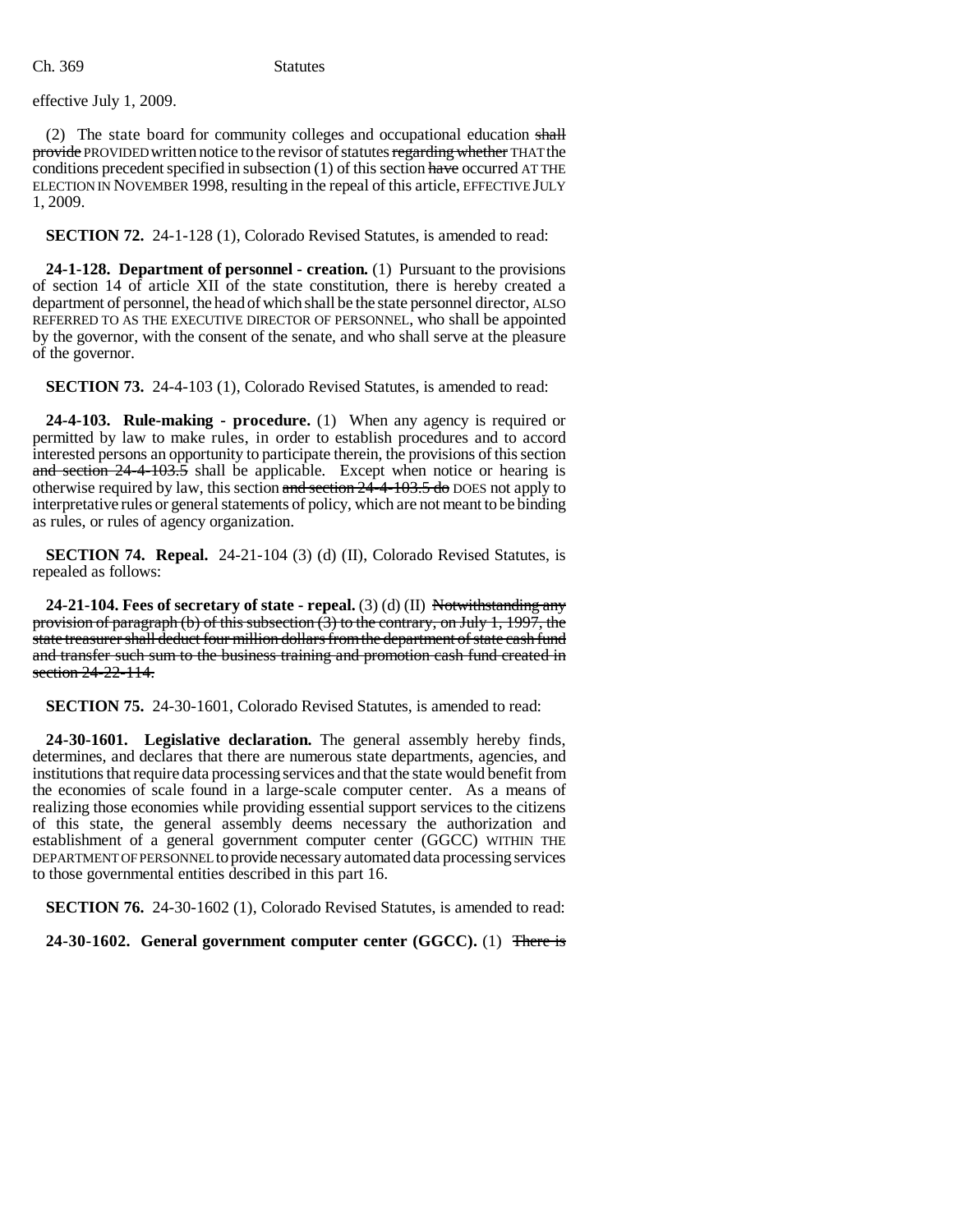effective July 1, 2009.

(2) The state board for community colleges and occupational education ~~shall provide~~ PROVIDED written notice to the revisor of statutes ~~regarding whether~~ THAT the conditions precedent specified in subsection (1) of this section ~~have~~ occurred AT THE ELECTION IN NOVEMBER 1998, resulting in the repeal of this article, EFFECTIVE JULY 1, 2009.

**SECTION 72.** 24-1-128 (1), Colorado Revised Statutes, is amended to read:

**24-1-128. Department of personnel - creation.** (1) Pursuant to the provisions of section 14 of article XII of the state constitution, there is hereby created a department of personnel, the head of which shall be the state personnel director, ALSO REFERRED TO AS THE EXECUTIVE DIRECTOR OF PERSONNEL, who shall be appointed by the governor, with the consent of the senate, and who shall serve at the pleasure of the governor.

**SECTION 73.** 24-4-103 (1), Colorado Revised Statutes, is amended to read:

**24-4-103. Rule-making - procedure.** (1) When any agency is required or permitted by law to make rules, in order to establish procedures and to accord interested persons an opportunity to participate therein, the provisions of this section ~~and section 24-4-103.5~~ shall be applicable. Except when notice or hearing is otherwise required by law, this section ~~and section 24-4-103.5 do~~ DOES not apply to interpretative rules or general statements of policy, which are not meant to be binding as rules, or rules of agency organization.

**SECTION 74. Repeal.** 24-21-104 (3) (d) (II), Colorado Revised Statutes, is repealed as follows:

**24-21-104. Fees of secretary of state - repeal.** (3) (d) (II) ~~Notwithstanding any provision of paragraph (b) of this subsection (3) to the contrary, on July 1, 1997, the state treasurer shall deduct four million dollars from the department of state cash fund and transfer such sum to the business training and promotion cash fund created in section 24-22-114.~~

**SECTION 75.** 24-30-1601, Colorado Revised Statutes, is amended to read:

**24-30-1601. Legislative declaration.** The general assembly hereby finds, determines, and declares that there are numerous state departments, agencies, and institutions that require data processing services and that the state would benefit from the economies of scale found in a large-scale computer center. As a means of realizing those economies while providing essential support services to the citizens of this state, the general assembly deems necessary the authorization and establishment of a general government computer center (GGCC) WITHIN THE DEPARTMENT OF PERSONNEL to provide necessary automated data processing services to those governmental entities described in this part 16.

**SECTION 76.** 24-30-1602 (1), Colorado Revised Statutes, is amended to read:

**24-30-1602. General government computer center (GGCC).** (1) ~~There is~~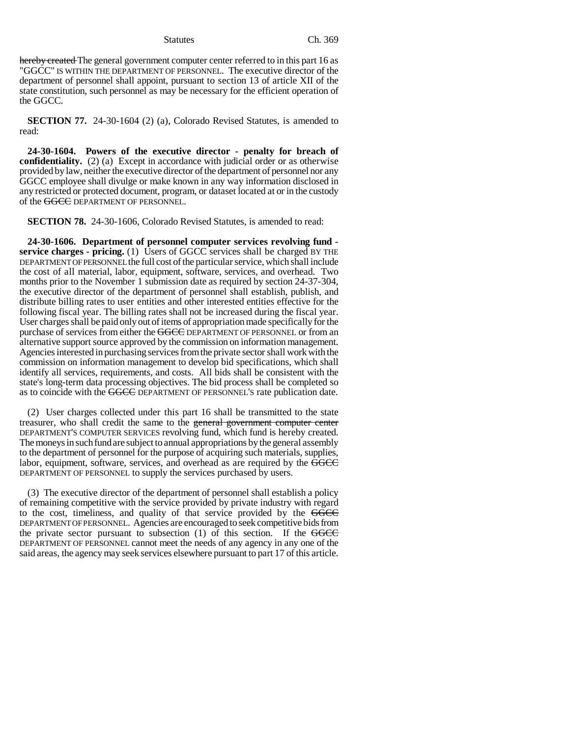hereby created The general government computer center referred to in this part 16 as "GGCC" IS WITHIN THE DEPARTMENT OF PERSONNEL. The executive director of the department of personnel shall appoint, pursuant to section 13 of article XII of the state constitution, such personnel as may be necessary for the efficient operation of the GGCC.

**SECTION 77.** 24-30-1604 (2) (a), Colorado Revised Statutes, is amended to read:

**24-30-1604. Powers of the executive director - penalty for breach of confidentiality.** (2) (a) Except in accordance with judicial order or as otherwise provided by law, neither the executive director of the department of personnel nor any GGCC employee shall divulge or make known in any way information disclosed in any restricted or protected document, program, or dataset located at or in the custody of the ~~GGCC~~ DEPARTMENT OF PERSONNEL.

**SECTION 78.** 24-30-1606, Colorado Revised Statutes, is amended to read:

**24-30-1606. Department of personnel computer services revolving fund - service charges - pricing.** (1) Users of GGCC services shall be charged BY THE DEPARTMENT OF PERSONNEL the full cost of the particular service, which shall include the cost of all material, labor, equipment, software, services, and overhead. Two months prior to the November 1 submission date as required by section 24-37-304, the executive director of the department of personnel shall establish, publish, and distribute billing rates to user entities and other interested entities effective for the following fiscal year. The billing rates shall not be increased during the fiscal year. User charges shall be paid only out of items of appropriation made specifically for the purchase of services from either the ~~GGCC~~ DEPARTMENT OF PERSONNEL or from an alternative support source approved by the commission on information management. Agencies interested in purchasing services from the private sector shall work with the commission on information management to develop bid specifications, which shall identify all services, requirements, and costs. All bids shall be consistent with the state's long-term data processing objectives. The bid process shall be completed so as to coincide with the ~~GGCC~~ DEPARTMENT OF PERSONNEL'S rate publication date.

(2) User charges collected under this part 16 shall be transmitted to the state treasurer, who shall credit the same to the ~~general government computer center~~ DEPARTMENT'S COMPUTER SERVICES revolving fund, which fund is hereby created. The moneys in such fund are subject to annual appropriations by the general assembly to the department of personnel for the purpose of acquiring such materials, supplies, labor, equipment, software, services, and overhead as are required by the ~~GGCC~~ DEPARTMENT OF PERSONNEL to supply the services purchased by users.

(3) The executive director of the department of personnel shall establish a policy of remaining competitive with the service provided by private industry with regard to the cost, timeliness, and quality of that service provided by the ~~GGCC~~ DEPARTMENT OF PERSONNEL. Agencies are encouraged to seek competitive bids from the private sector pursuant to subsection (1) of this section. If the ~~GGCC~~ DEPARTMENT OF PERSONNEL cannot meet the needs of any agency in any one of the said areas, the agency may seek services elsewhere pursuant to part 17 of this article.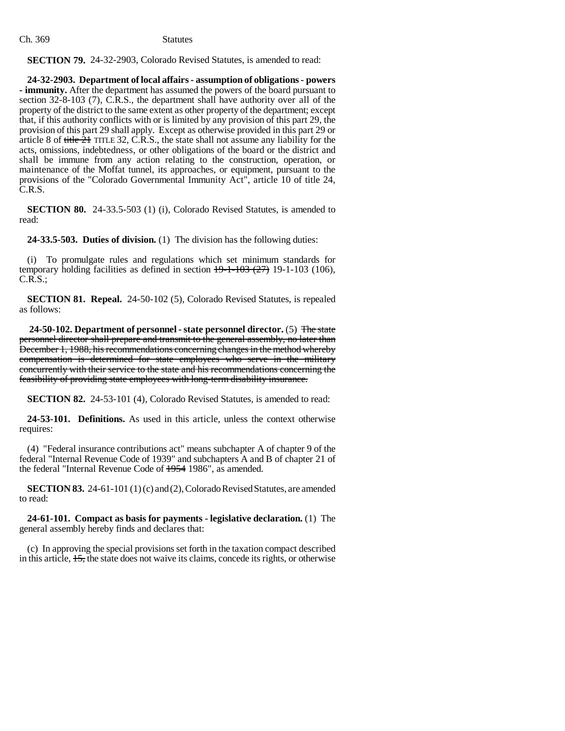**SECTION 79.** 24-32-2903, Colorado Revised Statutes, is amended to read:

**24-32-2903. Department of local affairs - assumption of obligations - powers - immunity.** After the department has assumed the powers of the board pursuant to section 32-8-103 (7), C.R.S., the department shall have authority over all of the property of the district to the same extent as other property of the department; except that, if this authority conflicts with or is limited by any provision of this part 29, the provision of this part 29 shall apply. Except as otherwise provided in this part 29 or article 8 of ~~title 21~~ TITLE 32, C.R.S., the state shall not assume any liability for the acts, omissions, indebtedness, or other obligations of the board or the district and shall be immune from any action relating to the construction, operation, or maintenance of the Moffat tunnel, its approaches, or equipment, pursuant to the provisions of the "Colorado Governmental Immunity Act", article 10 of title 24, C.R.S.

**SECTION 80.** 24-33.5-503 (1) (i), Colorado Revised Statutes, is amended to read:

**24-33.5-503. Duties of division.** (1) The division has the following duties:

(i) To promulgate rules and regulations which set minimum standards for temporary holding facilities as defined in section ~~19-1-103 (27)~~ 19-1-103 (106), C.R.S.;

**SECTION 81. Repeal.** 24-50-102 (5), Colorado Revised Statutes, is repealed as follows:

**24-50-102. Department of personnel - state personnel director.** (5) ~~The state personnel director shall prepare and transmit to the general assembly, no later than December 1, 1988, his recommendations concerning changes in the method whereby compensation is determined for state employees who serve in the military concurrently with their service to the state and his recommendations concerning the feasibility of providing state employees with long-term disability insurance.~~

**SECTION 82.** 24-53-101 (4), Colorado Revised Statutes, is amended to read:

**24-53-101. Definitions.** As used in this article, unless the context otherwise requires:

(4) "Federal insurance contributions act" means subchapter A of chapter 9 of the federal "Internal Revenue Code of 1939" and subchapters A and B of chapter 21 of the federal "Internal Revenue Code of ~~1954~~ 1986", as amended.

**SECTION 83.** 24-61-101 (1) (c) and (2), Colorado Revised Statutes, are amended to read:

**24-61-101. Compact as basis for payments - legislative declaration.** (1) The general assembly hereby finds and declares that:

(c) In approving the special provisions set forth in the taxation compact described in this article, ~~15,~~ the state does not waive its claims, concede its rights, or otherwise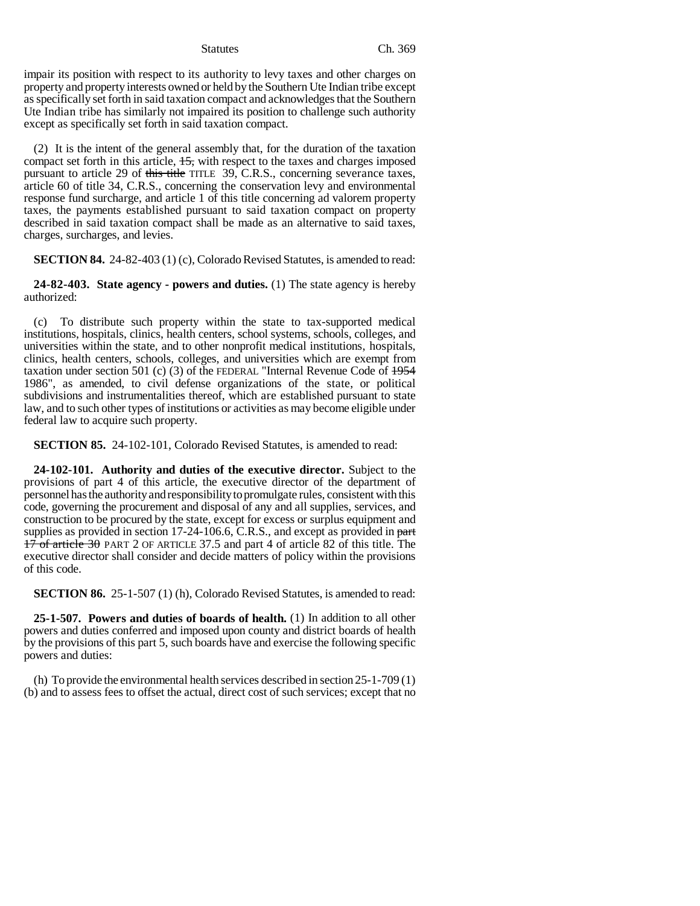impair its position with respect to its authority to levy taxes and other charges on property and property interests owned or held by the Southern Ute Indian tribe except as specifically set forth in said taxation compact and acknowledges that the Southern Ute Indian tribe has similarly not impaired its position to challenge such authority except as specifically set forth in said taxation compact.

(2) It is the intent of the general assembly that, for the duration of the taxation compact set forth in this article, ~~15,~~ with respect to the taxes and charges imposed pursuant to article 29 of ~~this title~~ TITLE 39, C.R.S., concerning severance taxes, article 60 of title 34, C.R.S., concerning the conservation levy and environmental response fund surcharge, and article 1 of this title concerning ad valorem property taxes, the payments established pursuant to said taxation compact on property described in said taxation compact shall be made as an alternative to said taxes, charges, surcharges, and levies.

**SECTION 84.** 24-82-403 (1) (c), Colorado Revised Statutes, is amended to read:

**24-82-403. State agency - powers and duties.** (1) The state agency is hereby authorized:

(c) To distribute such property within the state to tax-supported medical institutions, hospitals, clinics, health centers, school systems, schools, colleges, and universities within the state, and to other nonprofit medical institutions, hospitals, clinics, health centers, schools, colleges, and universities which are exempt from taxation under section 501 (c) (3) of the FEDERAL "Internal Revenue Code of ~~1954~~ 1986", as amended, to civil defense organizations of the state, or political subdivisions and instrumentalities thereof, which are established pursuant to state law, and to such other types of institutions or activities as may become eligible under federal law to acquire such property.

**SECTION 85.** 24-102-101, Colorado Revised Statutes, is amended to read:

**24-102-101. Authority and duties of the executive director.** Subject to the provisions of part 4 of this article, the executive director of the department of personnel has the authority and responsibility to promulgate rules, consistent with this code, governing the procurement and disposal of any and all supplies, services, and construction to be procured by the state, except for excess or surplus equipment and supplies as provided in section 17-24-106.6, C.R.S., and except as provided in ~~part 17 of article 30~~ PART 2 OF ARTICLE 37.5 and part 4 of article 82 of this title. The executive director shall consider and decide matters of policy within the provisions of this code.

**SECTION 86.** 25-1-507 (1) (h), Colorado Revised Statutes, is amended to read:

**25-1-507. Powers and duties of boards of health.** (1) In addition to all other powers and duties conferred and imposed upon county and district boards of health by the provisions of this part 5, such boards have and exercise the following specific powers and duties:

(h) To provide the environmental health services described in section 25-1-709 (1) (b) and to assess fees to offset the actual, direct cost of such services; except that no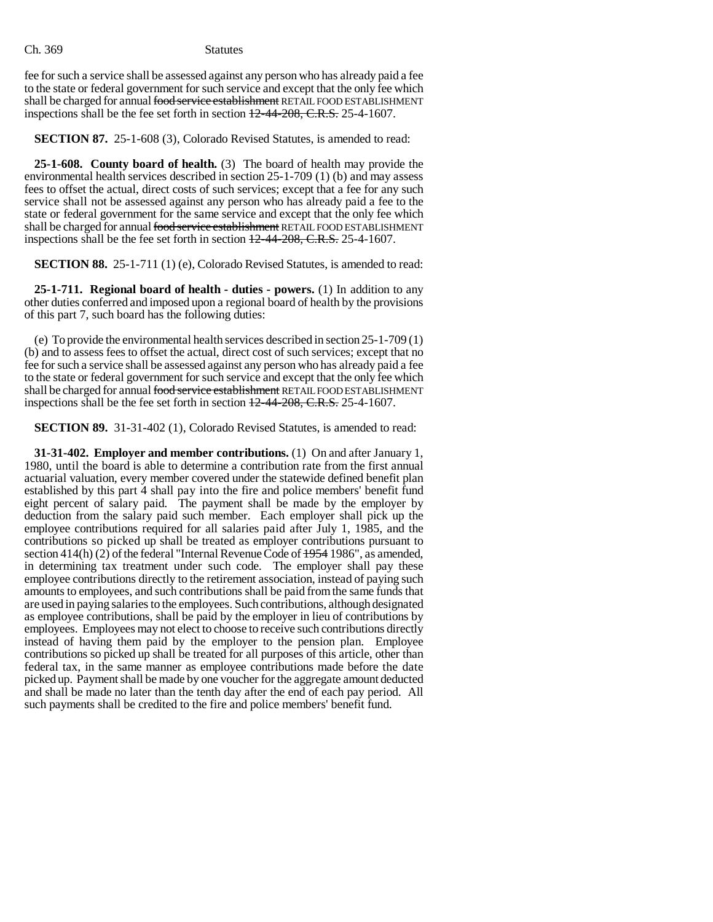fee for such a service shall be assessed against any person who has already paid a fee to the state or federal government for such service and except that the only fee which shall be charged for annual ~~food service establishment~~ RETAIL FOOD ESTABLISHMENT inspections shall be the fee set forth in section ~~12-44-208, C.R.S.~~ 25-4-1607.

**SECTION 87.** 25-1-608 (3), Colorado Revised Statutes, is amended to read:

**25-1-608. County board of health.** (3) The board of health may provide the environmental health services described in section 25-1-709 (1) (b) and may assess fees to offset the actual, direct costs of such services; except that a fee for any such service shall not be assessed against any person who has already paid a fee to the state or federal government for the same service and except that the only fee which shall be charged for annual ~~food service establishment~~ RETAIL FOOD ESTABLISHMENT inspections shall be the fee set forth in section ~~12-44-208, C.R.S.~~ 25-4-1607.

**SECTION 88.** 25-1-711 (1) (e), Colorado Revised Statutes, is amended to read:

**25-1-711. Regional board of health - duties - powers.** (1) In addition to any other duties conferred and imposed upon a regional board of health by the provisions of this part 7, such board has the following duties:

(e) To provide the environmental health services described in section 25-1-709 (1) (b) and to assess fees to offset the actual, direct cost of such services; except that no fee for such a service shall be assessed against any person who has already paid a fee to the state or federal government for such service and except that the only fee which shall be charged for annual ~~food service establishment~~ RETAIL FOOD ESTABLISHMENT inspections shall be the fee set forth in section ~~12-44-208, C.R.S.~~ 25-4-1607.

**SECTION 89.** 31-31-402 (1), Colorado Revised Statutes, is amended to read:

**31-31-402. Employer and member contributions.** (1) On and after January 1, 1980, until the board is able to determine a contribution rate from the first annual actuarial valuation, every member covered under the statewide defined benefit plan established by this part 4 shall pay into the fire and police members' benefit fund eight percent of salary paid. The payment shall be made by the employer by deduction from the salary paid such member. Each employer shall pick up the employee contributions required for all salaries paid after July 1, 1985, and the contributions so picked up shall be treated as employer contributions pursuant to section 414(h) (2) of the federal "Internal Revenue Code of ~~1954~~ 1986", as amended, in determining tax treatment under such code. The employer shall pay these employee contributions directly to the retirement association, instead of paying such amounts to employees, and such contributions shall be paid from the same funds that are used in paying salaries to the employees. Such contributions, although designated as employee contributions, shall be paid by the employer in lieu of contributions by employees. Employees may not elect to choose to receive such contributions directly instead of having them paid by the employer to the pension plan. Employee contributions so picked up shall be treated for all purposes of this article, other than federal tax, in the same manner as employee contributions made before the date picked up. Payment shall be made by one voucher for the aggregate amount deducted and shall be made no later than the tenth day after the end of each pay period. All such payments shall be credited to the fire and police members' benefit fund.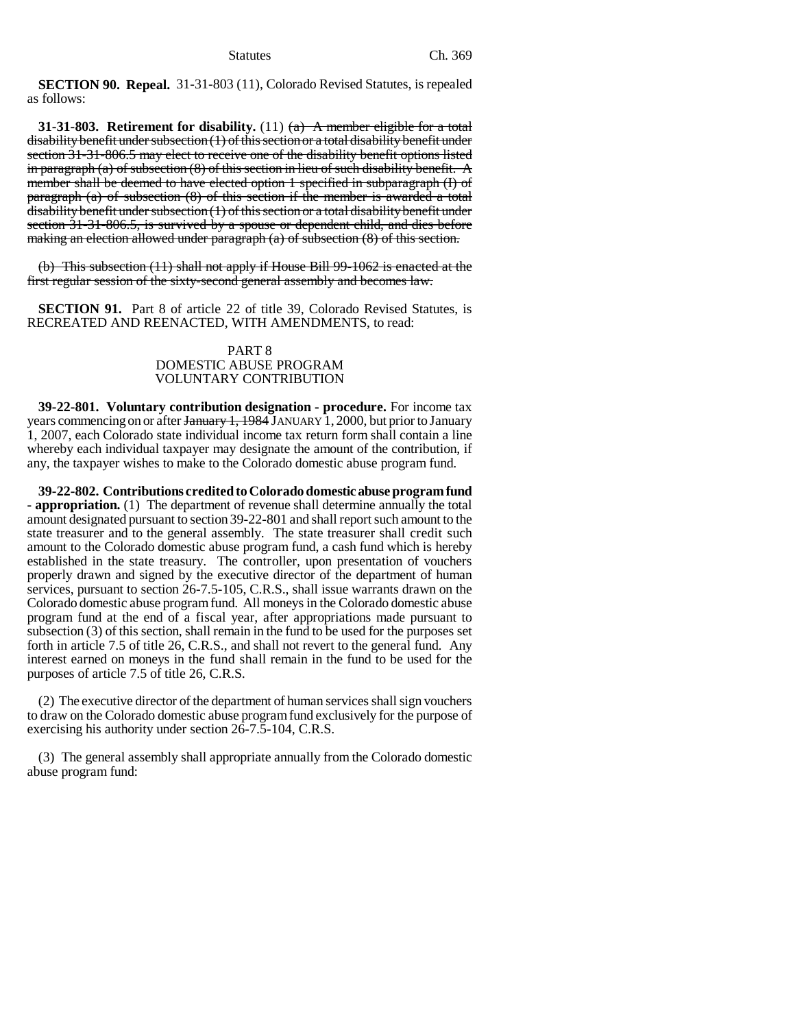**SECTION 90. Repeal.** 31-31-803 (11), Colorado Revised Statutes, is repealed as follows:

**31-31-803. Retirement for disability.** (11) ~~(a) A member eligible for a total disability benefit under subsection (1) of this section or a total disability benefit under section 31-31-806.5 may elect to receive one of the disability benefit options listed in paragraph (a) of subsection (8) of this section in lieu of such disability benefit. A member shall be deemed to have elected option 1 specified in subparagraph (I) of paragraph (a) of subsection (8) of this section if the member is awarded a total disability benefit under subsection (1) of this section or a total disability benefit under section 31-31-806.5, is survived by a spouse or dependent child, and dies before making an election allowed under paragraph (a) of subsection (8) of this section.~~

~~(b) This subsection (11) shall not apply if House Bill 99-1062 is enacted at the first regular session of the sixty-second general assembly and becomes law.~~

**SECTION 91.** Part 8 of article 22 of title 39, Colorado Revised Statutes, is RECREATED AND REENACTED, WITH AMENDMENTS, to read:

PART 8
DOMESTIC ABUSE PROGRAM
VOLUNTARY CONTRIBUTION

**39-22-801. Voluntary contribution designation - procedure.** For income tax years commencing on or after ~~January 1, 1984~~ JANUARY 1, 2000, but prior to January 1, 2007, each Colorado state individual income tax return form shall contain a line whereby each individual taxpayer may designate the amount of the contribution, if any, the taxpayer wishes to make to the Colorado domestic abuse program fund.

**39-22-802. Contributions credited to Colorado domestic abuse program fund - appropriation.** (1) The department of revenue shall determine annually the total amount designated pursuant to section 39-22-801 and shall report such amount to the state treasurer and to the general assembly. The state treasurer shall credit such amount to the Colorado domestic abuse program fund, a cash fund which is hereby established in the state treasury. The controller, upon presentation of vouchers properly drawn and signed by the executive director of the department of human services, pursuant to section 26-7.5-105, C.R.S., shall issue warrants drawn on the Colorado domestic abuse program fund. All moneys in the Colorado domestic abuse program fund at the end of a fiscal year, after appropriations made pursuant to subsection (3) of this section, shall remain in the fund to be used for the purposes set forth in article 7.5 of title 26, C.R.S., and shall not revert to the general fund. Any interest earned on moneys in the fund shall remain in the fund to be used for the purposes of article 7.5 of title 26, C.R.S.

(2) The executive director of the department of human services shall sign vouchers to draw on the Colorado domestic abuse program fund exclusively for the purpose of exercising his authority under section 26-7.5-104, C.R.S.

(3) The general assembly shall appropriate annually from the Colorado domestic abuse program fund: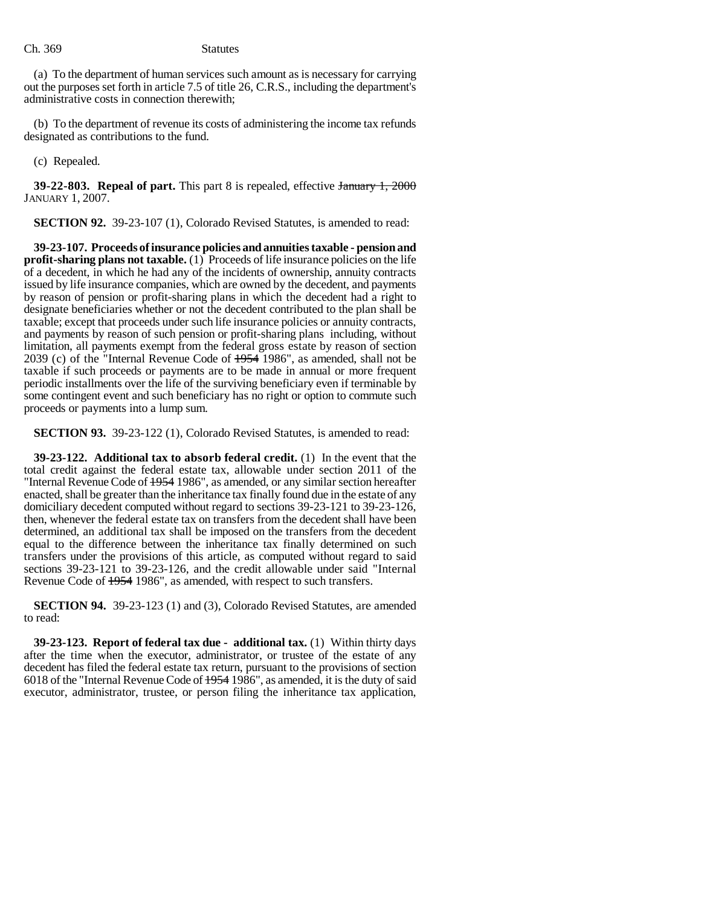(a) To the department of human services such amount as is necessary for carrying out the purposes set forth in article 7.5 of title 26, C.R.S., including the department's administrative costs in connection therewith;

(b) To the department of revenue its costs of administering the income tax refunds designated as contributions to the fund.

(c) Repealed.

**39-22-803. Repeal of part.** This part 8 is repealed, effective ~~January 1, 2000~~ JANUARY 1, 2007.

**SECTION 92.** 39-23-107 (1), Colorado Revised Statutes, is amended to read:

**39-23-107. Proceeds of insurance policies and annuities taxable - pension and profit-sharing plans not taxable.** (1) Proceeds of life insurance policies on the life of a decedent, in which he had any of the incidents of ownership, annuity contracts issued by life insurance companies, which are owned by the decedent, and payments by reason of pension or profit-sharing plans in which the decedent had a right to designate beneficiaries whether or not the decedent contributed to the plan shall be taxable; except that proceeds under such life insurance policies or annuity contracts, and payments by reason of such pension or profit-sharing plans including, without limitation, all payments exempt from the federal gross estate by reason of section 2039 (c) of the "Internal Revenue Code of ~~1954~~ 1986", as amended, shall not be taxable if such proceeds or payments are to be made in annual or more frequent periodic installments over the life of the surviving beneficiary even if terminable by some contingent event and such beneficiary has no right or option to commute such proceeds or payments into a lump sum.

**SECTION 93.** 39-23-122 (1), Colorado Revised Statutes, is amended to read:

**39-23-122. Additional tax to absorb federal credit.** (1) In the event that the total credit against the federal estate tax, allowable under section 2011 of the "Internal Revenue Code of ~~1954~~ 1986", as amended, or any similar section hereafter enacted, shall be greater than the inheritance tax finally found due in the estate of any domiciliary decedent computed without regard to sections 39-23-121 to 39-23-126, then, whenever the federal estate tax on transfers from the decedent shall have been determined, an additional tax shall be imposed on the transfers from the decedent equal to the difference between the inheritance tax finally determined on such transfers under the provisions of this article, as computed without regard to said sections 39-23-121 to 39-23-126, and the credit allowable under said "Internal Revenue Code of ~~1954~~ 1986", as amended, with respect to such transfers.

**SECTION 94.** 39-23-123 (1) and (3), Colorado Revised Statutes, are amended to read:

**39-23-123. Report of federal tax due - additional tax.** (1) Within thirty days after the time when the executor, administrator, or trustee of the estate of any decedent has filed the federal estate tax return, pursuant to the provisions of section 6018 of the "Internal Revenue Code of ~~1954~~ 1986", as amended, it is the duty of said executor, administrator, trustee, or person filing the inheritance tax application,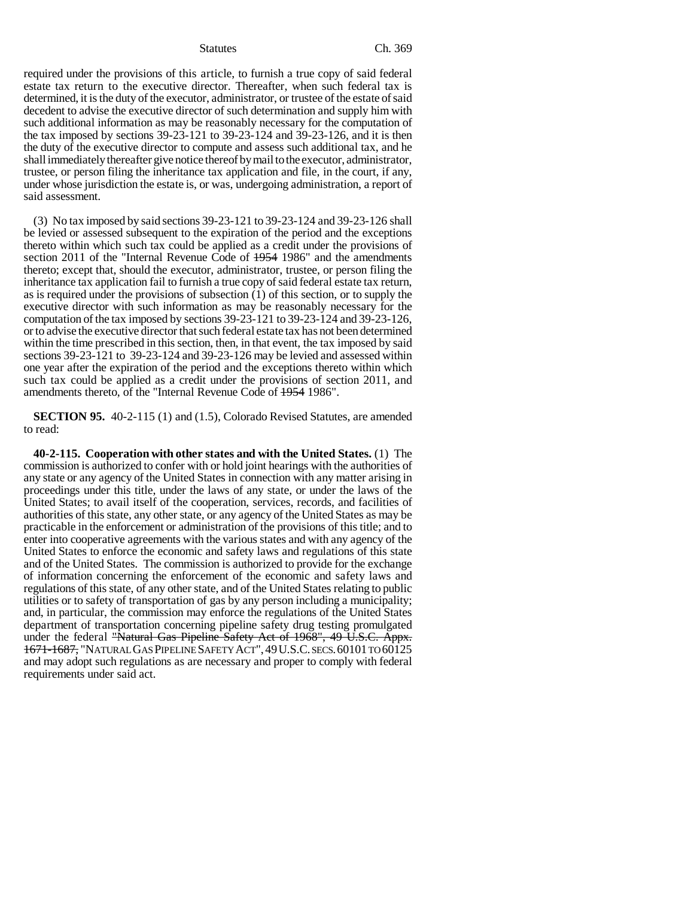required under the provisions of this article, to furnish a true copy of said federal estate tax return to the executive director. Thereafter, when such federal tax is determined, it is the duty of the executor, administrator, or trustee of the estate of said decedent to advise the executive director of such determination and supply him with such additional information as may be reasonably necessary for the computation of the tax imposed by sections 39-23-121 to 39-23-124 and 39-23-126, and it is then the duty of the executive director to compute and assess such additional tax, and he shall immediately thereafter give notice thereof by mail to the executor, administrator, trustee, or person filing the inheritance tax application and file, in the court, if any, under whose jurisdiction the estate is, or was, undergoing administration, a report of said assessment.

(3) No tax imposed by said sections 39-23-121 to 39-23-124 and 39-23-126 shall be levied or assessed subsequent to the expiration of the period and the exceptions thereto within which such tax could be applied as a credit under the provisions of section 2011 of the "Internal Revenue Code of ~~1954~~ 1986" and the amendments thereto; except that, should the executor, administrator, trustee, or person filing the inheritance tax application fail to furnish a true copy of said federal estate tax return, as is required under the provisions of subsection (1) of this section, or to supply the executive director with such information as may be reasonably necessary for the computation of the tax imposed by sections 39-23-121 to 39-23-124 and 39-23-126, or to advise the executive director that such federal estate tax has not been determined within the time prescribed in this section, then, in that event, the tax imposed by said sections 39-23-121 to 39-23-124 and 39-23-126 may be levied and assessed within one year after the expiration of the period and the exceptions thereto within which such tax could be applied as a credit under the provisions of section 2011, and amendments thereto, of the "Internal Revenue Code of ~~1954~~ 1986".

**SECTION 95.** 40-2-115 (1) and (1.5), Colorado Revised Statutes, are amended to read:

**40-2-115. Cooperation with other states and with the United States.** (1) The commission is authorized to confer with or hold joint hearings with the authorities of any state or any agency of the United States in connection with any matter arising in proceedings under this title, under the laws of any state, or under the laws of the United States; to avail itself of the cooperation, services, records, and facilities of authorities of this state, any other state, or any agency of the United States as may be practicable in the enforcement or administration of the provisions of this title; and to enter into cooperative agreements with the various states and with any agency of the United States to enforce the economic and safety laws and regulations of this state and of the United States. The commission is authorized to provide for the exchange of information concerning the enforcement of the economic and safety laws and regulations of this state, of any other state, and of the United States relating to public utilities or to safety of transportation of gas by any person including a municipality; and, in particular, the commission may enforce the regulations of the United States department of transportation concerning pipeline safety drug testing promulgated under the federal ~~"Natural Gas Pipeline Safety Act of 1968", 49 U.S.C. Appx. 1671-1687,~~ "NATURAL GAS PIPELINE SAFETY ACT", 49 U.S.C. SECS. 60101 TO 60125 and may adopt such regulations as are necessary and proper to comply with federal requirements under said act.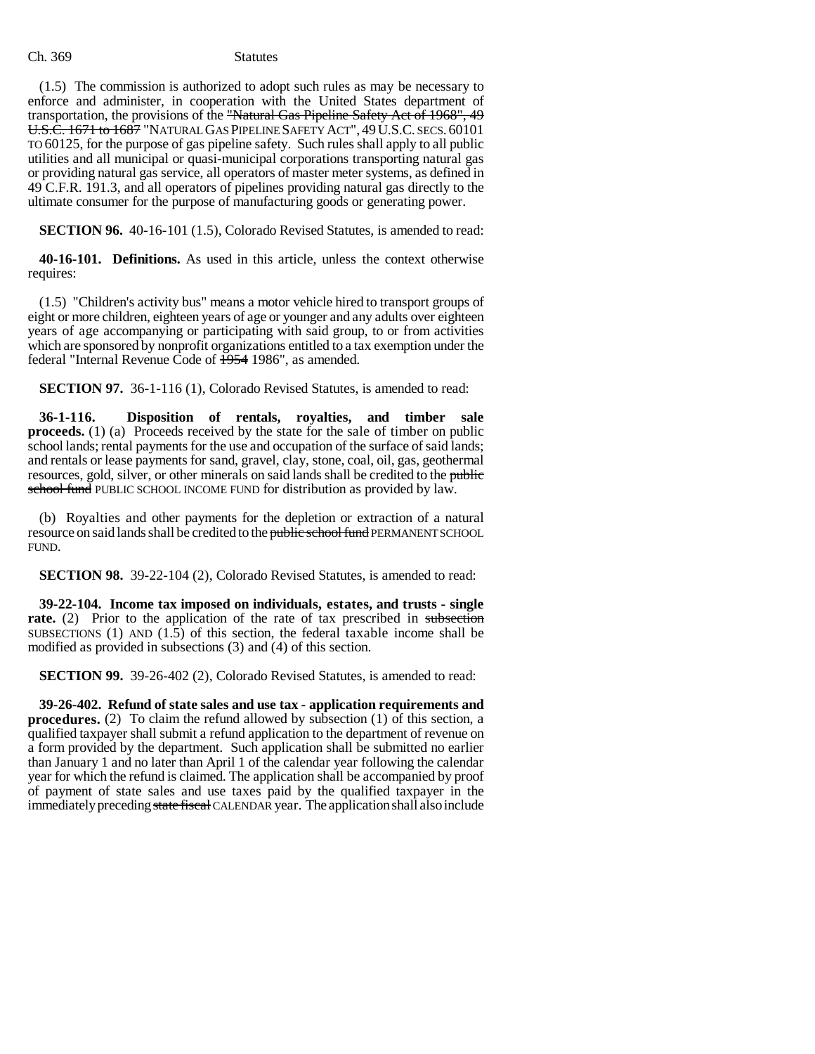(1.5) The commission is authorized to adopt such rules as may be necessary to enforce and administer, in cooperation with the United States department of transportation, the provisions of the ~~"Natural Gas Pipeline Safety Act of 1968", 49 U.S.C. 1671 to 1687~~ "NATURAL GAS PIPELINE SAFETY ACT", 49 U.S.C. SECS. 60101 TO 60125, for the purpose of gas pipeline safety. Such rules shall apply to all public utilities and all municipal or quasi-municipal corporations transporting natural gas or providing natural gas service, all operators of master meter systems, as defined in 49 C.F.R. 191.3, and all operators of pipelines providing natural gas directly to the ultimate consumer for the purpose of manufacturing goods or generating power.

**SECTION 96.** 40-16-101 (1.5), Colorado Revised Statutes, is amended to read:

**40-16-101. Definitions.** As used in this article, unless the context otherwise requires:

(1.5) "Children's activity bus" means a motor vehicle hired to transport groups of eight or more children, eighteen years of age or younger and any adults over eighteen years of age accompanying or participating with said group, to or from activities which are sponsored by nonprofit organizations entitled to a tax exemption under the federal "Internal Revenue Code of ~~1954~~ 1986", as amended.

**SECTION 97.** 36-1-116 (1), Colorado Revised Statutes, is amended to read:

**36-1-116. Disposition of rentals, royalties, and timber sale proceeds.** (1) (a) Proceeds received by the state for the sale of timber on public school lands; rental payments for the use and occupation of the surface of said lands; and rentals or lease payments for sand, gravel, clay, stone, coal, oil, gas, geothermal resources, gold, silver, or other minerals on said lands shall be credited to the ~~public school fund~~ PUBLIC SCHOOL INCOME FUND for distribution as provided by law.

(b) Royalties and other payments for the depletion or extraction of a natural resource on said lands shall be credited to the ~~public school fund~~ PERMANENT SCHOOL FUND.

**SECTION 98.** 39-22-104 (2), Colorado Revised Statutes, is amended to read:

**39-22-104. Income tax imposed on individuals, estates, and trusts - single rate.** (2) Prior to the application of the rate of tax prescribed in ~~subsection~~ SUBSECTIONS (1) AND (1.5) of this section, the federal taxable income shall be modified as provided in subsections (3) and (4) of this section.

**SECTION 99.** 39-26-402 (2), Colorado Revised Statutes, is amended to read:

**39-26-402. Refund of state sales and use tax - application requirements and procedures.** (2) To claim the refund allowed by subsection (1) of this section, a qualified taxpayer shall submit a refund application to the department of revenue on a form provided by the department. Such application shall be submitted no earlier than January 1 and no later than April 1 of the calendar year following the calendar year for which the refund is claimed. The application shall be accompanied by proof of payment of state sales and use taxes paid by the qualified taxpayer in the immediately preceding ~~state fiscal~~ CALENDAR year. The application shall also include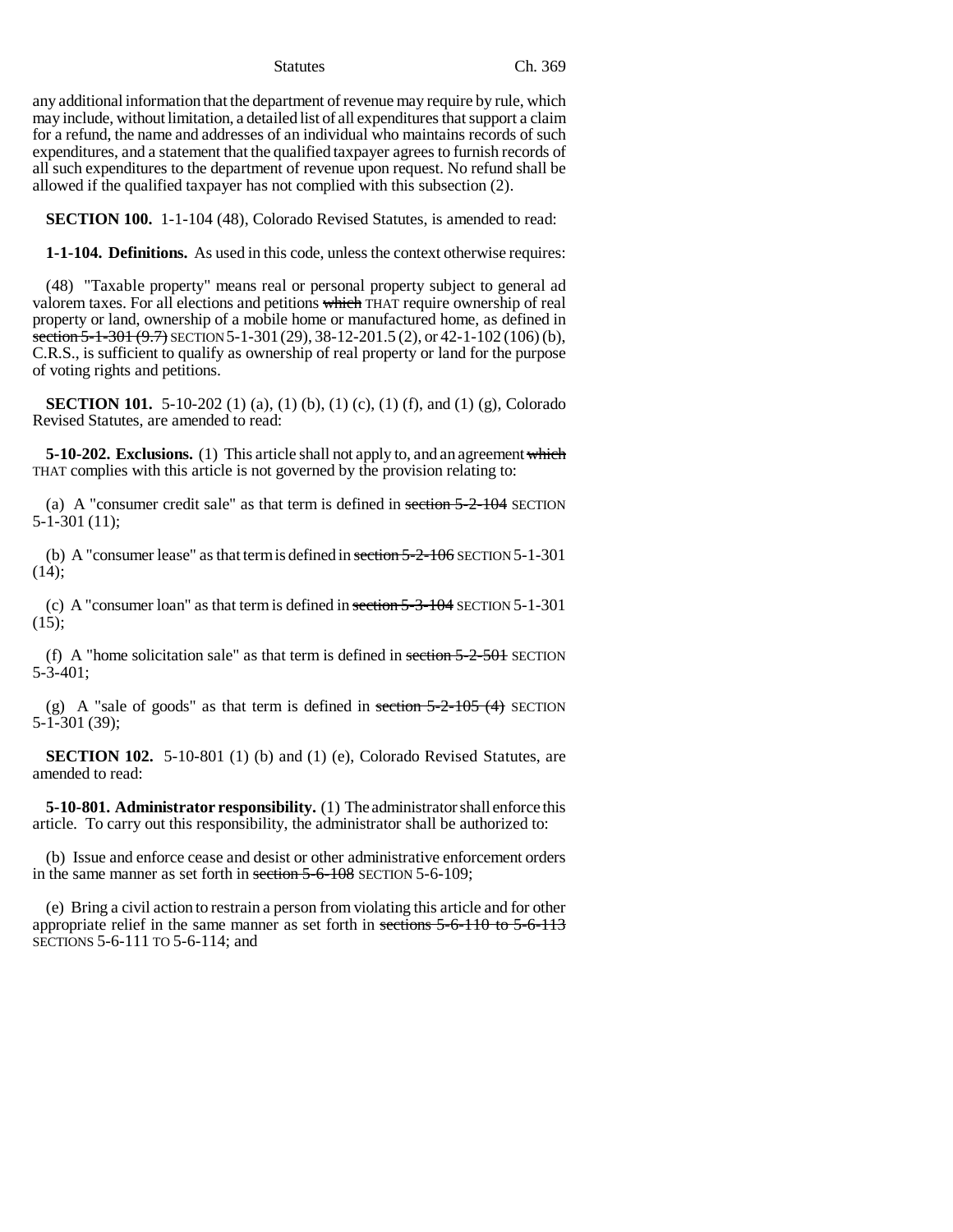any additional information that the department of revenue may require by rule, which may include, without limitation, a detailed list of all expenditures that support a claim for a refund, the name and addresses of an individual who maintains records of such expenditures, and a statement that the qualified taxpayer agrees to furnish records of all such expenditures to the department of revenue upon request. No refund shall be allowed if the qualified taxpayer has not complied with this subsection (2).

**SECTION 100.** 1-1-104 (48), Colorado Revised Statutes, is amended to read:

**1-1-104. Definitions.** As used in this code, unless the context otherwise requires:

(48) "Taxable property" means real or personal property subject to general ad valorem taxes. For all elections and petitions ~~which~~ THAT require ownership of real property or land, ownership of a mobile home or manufactured home, as defined in ~~section 5-1-301 (9.7)~~ SECTION 5-1-301 (29), 38-12-201.5 (2), or 42-1-102 (106) (b), C.R.S., is sufficient to qualify as ownership of real property or land for the purpose of voting rights and petitions.

**SECTION 101.** 5-10-202 (1) (a), (1) (b), (1) (c), (1) (f), and (1) (g), Colorado Revised Statutes, are amended to read:

**5-10-202. Exclusions.** (1) This article shall not apply to, and an agreement ~~which~~ THAT complies with this article is not governed by the provision relating to:

(a) A "consumer credit sale" as that term is defined in ~~section 5-2-104~~ SECTION 5-1-301 (11);

(b) A "consumer lease" as that term is defined in ~~section 5-2-106~~ SECTION 5-1-301 (14);

(c) A "consumer loan" as that term is defined in ~~section 5-3-104~~ SECTION 5-1-301 (15);

(f) A "home solicitation sale" as that term is defined in ~~section 5-2-501~~ SECTION 5-3-401;

(g) A "sale of goods" as that term is defined in ~~section 5-2-105 (4)~~ SECTION 5-1-301 (39);

**SECTION 102.** 5-10-801 (1) (b) and (1) (e), Colorado Revised Statutes, are amended to read:

**5-10-801. Administrator responsibility.** (1) The administrator shall enforce this article. To carry out this responsibility, the administrator shall be authorized to:

(b) Issue and enforce cease and desist or other administrative enforcement orders in the same manner as set forth in ~~section 5-6-108~~ SECTION 5-6-109;

(e) Bring a civil action to restrain a person from violating this article and for other appropriate relief in the same manner as set forth in ~~sections 5-6-110 to 5-6-113~~ SECTIONS 5-6-111 TO 5-6-114; and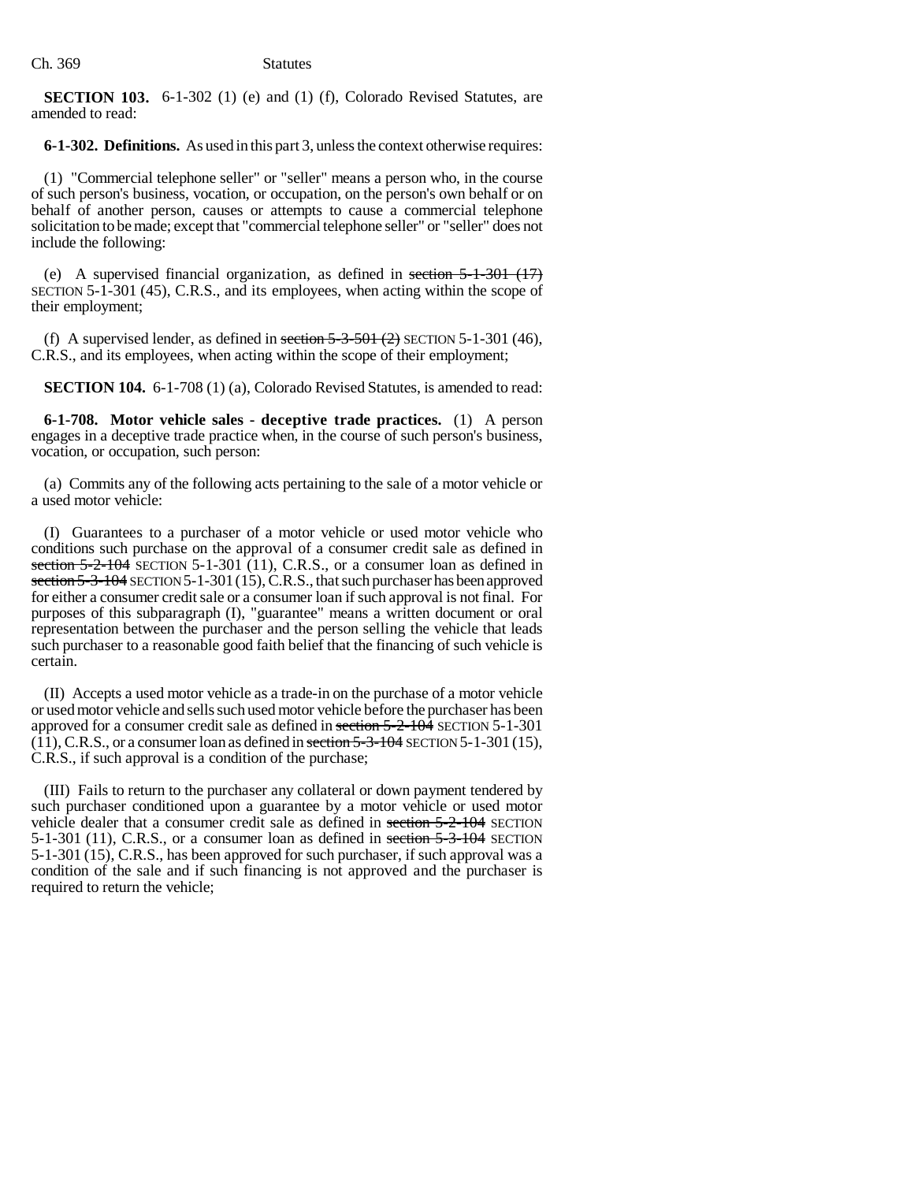**SECTION 103.** 6-1-302 (1) (e) and (1) (f), Colorado Revised Statutes, are amended to read:

**6-1-302. Definitions.** As used in this part 3, unless the context otherwise requires:

(1) "Commercial telephone seller" or "seller" means a person who, in the course of such person's business, vocation, or occupation, on the person's own behalf or on behalf of another person, causes or attempts to cause a commercial telephone solicitation to be made; except that "commercial telephone seller" or "seller" does not include the following:

(e) A supervised financial organization, as defined in ~~section 5-1-301 (17)~~ SECTION 5-1-301 (45), C.R.S., and its employees, when acting within the scope of their employment;

(f) A supervised lender, as defined in ~~section 5-3-501 (2)~~ SECTION 5-1-301 (46), C.R.S., and its employees, when acting within the scope of their employment;

**SECTION 104.** 6-1-708 (1) (a), Colorado Revised Statutes, is amended to read:

**6-1-708. Motor vehicle sales - deceptive trade practices.** (1) A person engages in a deceptive trade practice when, in the course of such person's business, vocation, or occupation, such person:

(a) Commits any of the following acts pertaining to the sale of a motor vehicle or a used motor vehicle:

(I) Guarantees to a purchaser of a motor vehicle or used motor vehicle who conditions such purchase on the approval of a consumer credit sale as defined in ~~section 5-2-104~~ SECTION 5-1-301 (11), C.R.S., or a consumer loan as defined in ~~section 5-3-104~~ SECTION 5-1-301 (15), C.R.S., that such purchaser has been approved for either a consumer credit sale or a consumer loan if such approval is not final. For purposes of this subparagraph (I), "guarantee" means a written document or oral representation between the purchaser and the person selling the vehicle that leads such purchaser to a reasonable good faith belief that the financing of such vehicle is certain.

(II) Accepts a used motor vehicle as a trade-in on the purchase of a motor vehicle or used motor vehicle and sells such used motor vehicle before the purchaser has been approved for a consumer credit sale as defined in ~~section 5-2-104~~ SECTION 5-1-301 (11), C.R.S., or a consumer loan as defined in ~~section 5-3-104~~ SECTION 5-1-301 (15), C.R.S., if such approval is a condition of the purchase;

(III) Fails to return to the purchaser any collateral or down payment tendered by such purchaser conditioned upon a guarantee by a motor vehicle or used motor vehicle dealer that a consumer credit sale as defined in ~~section 5-2-104~~ SECTION 5-1-301 (11), C.R.S., or a consumer loan as defined in ~~section 5-3-104~~ SECTION 5-1-301 (15), C.R.S., has been approved for such purchaser, if such approval was a condition of the sale and if such financing is not approved and the purchaser is required to return the vehicle;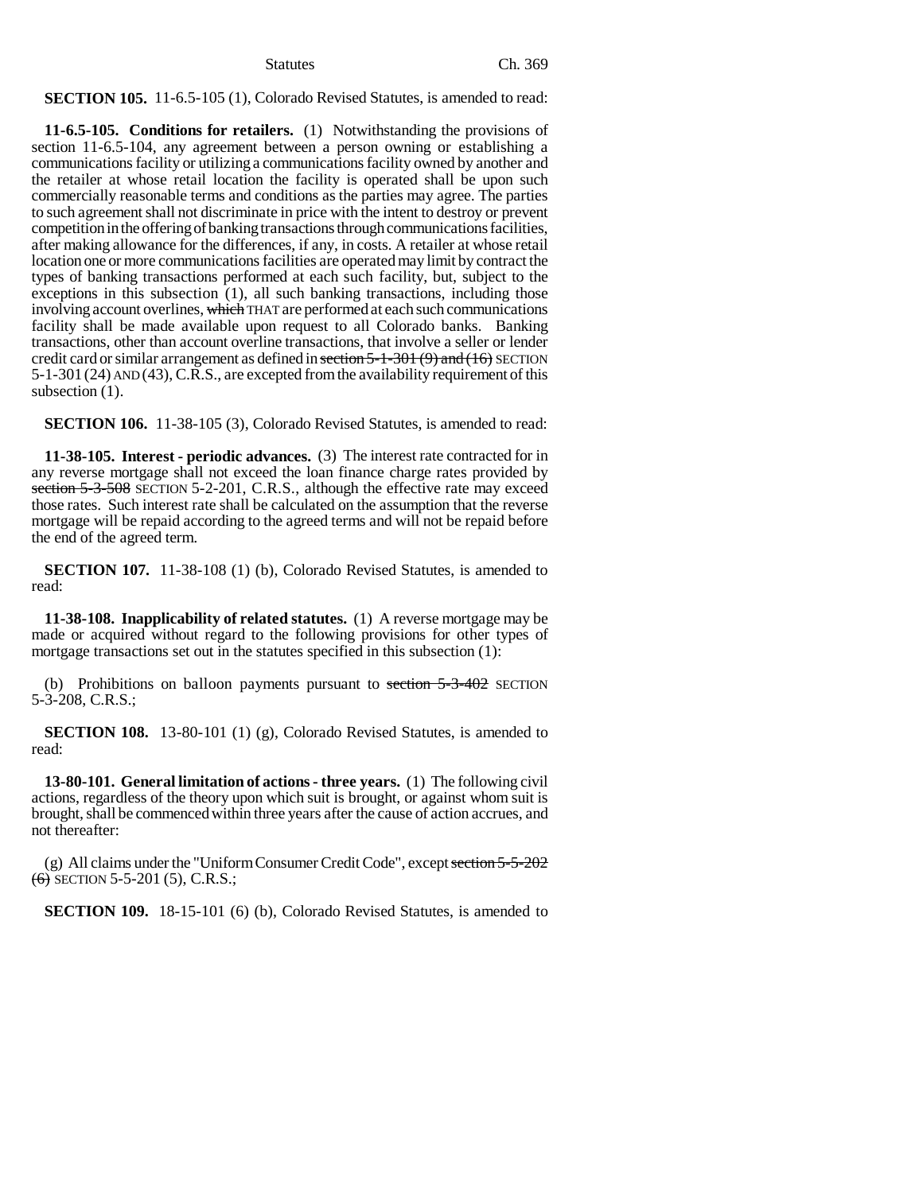**SECTION 105.** 11-6.5-105 (1), Colorado Revised Statutes, is amended to read:

**11-6.5-105. Conditions for retailers.** (1) Notwithstanding the provisions of section 11-6.5-104, any agreement between a person owning or establishing a communications facility or utilizing a communications facility owned by another and the retailer at whose retail location the facility is operated shall be upon such commercially reasonable terms and conditions as the parties may agree. The parties to such agreement shall not discriminate in price with the intent to destroy or prevent competition in the offering of banking transactions through communications facilities, after making allowance for the differences, if any, in costs. A retailer at whose retail location one or more communications facilities are operated may limit by contract the types of banking transactions performed at each such facility, but, subject to the exceptions in this subsection (1), all such banking transactions, including those involving account overlines, ~~which~~ THAT are performed at each such communications facility shall be made available upon request to all Colorado banks. Banking transactions, other than account overline transactions, that involve a seller or lender credit card or similar arrangement as defined in ~~section 5-1-301 (9) and (16)~~ SECTION 5-1-301 (24) AND (43), C.R.S., are excepted from the availability requirement of this subsection (1).

**SECTION 106.** 11-38-105 (3), Colorado Revised Statutes, is amended to read:

**11-38-105. Interest - periodic advances.** (3) The interest rate contracted for in any reverse mortgage shall not exceed the loan finance charge rates provided by ~~section 5-3-508~~ SECTION 5-2-201, C.R.S., although the effective rate may exceed those rates. Such interest rate shall be calculated on the assumption that the reverse mortgage will be repaid according to the agreed terms and will not be repaid before the end of the agreed term.

**SECTION 107.** 11-38-108 (1) (b), Colorado Revised Statutes, is amended to read:

**11-38-108. Inapplicability of related statutes.** (1) A reverse mortgage may be made or acquired without regard to the following provisions for other types of mortgage transactions set out in the statutes specified in this subsection (1):

(b) Prohibitions on balloon payments pursuant to ~~section 5-3-402~~ SECTION 5-3-208, C.R.S.;

**SECTION 108.** 13-80-101 (1) (g), Colorado Revised Statutes, is amended to read:

**13-80-101. General limitation of actions - three years.** (1) The following civil actions, regardless of the theory upon which suit is brought, or against whom suit is brought, shall be commenced within three years after the cause of action accrues, and not thereafter:

(g) All claims under the "Uniform Consumer Credit Code", except ~~section 5-5-202 (6)~~ SECTION 5-5-201 (5), C.R.S.;

**SECTION 109.** 18-15-101 (6) (b), Colorado Revised Statutes, is amended to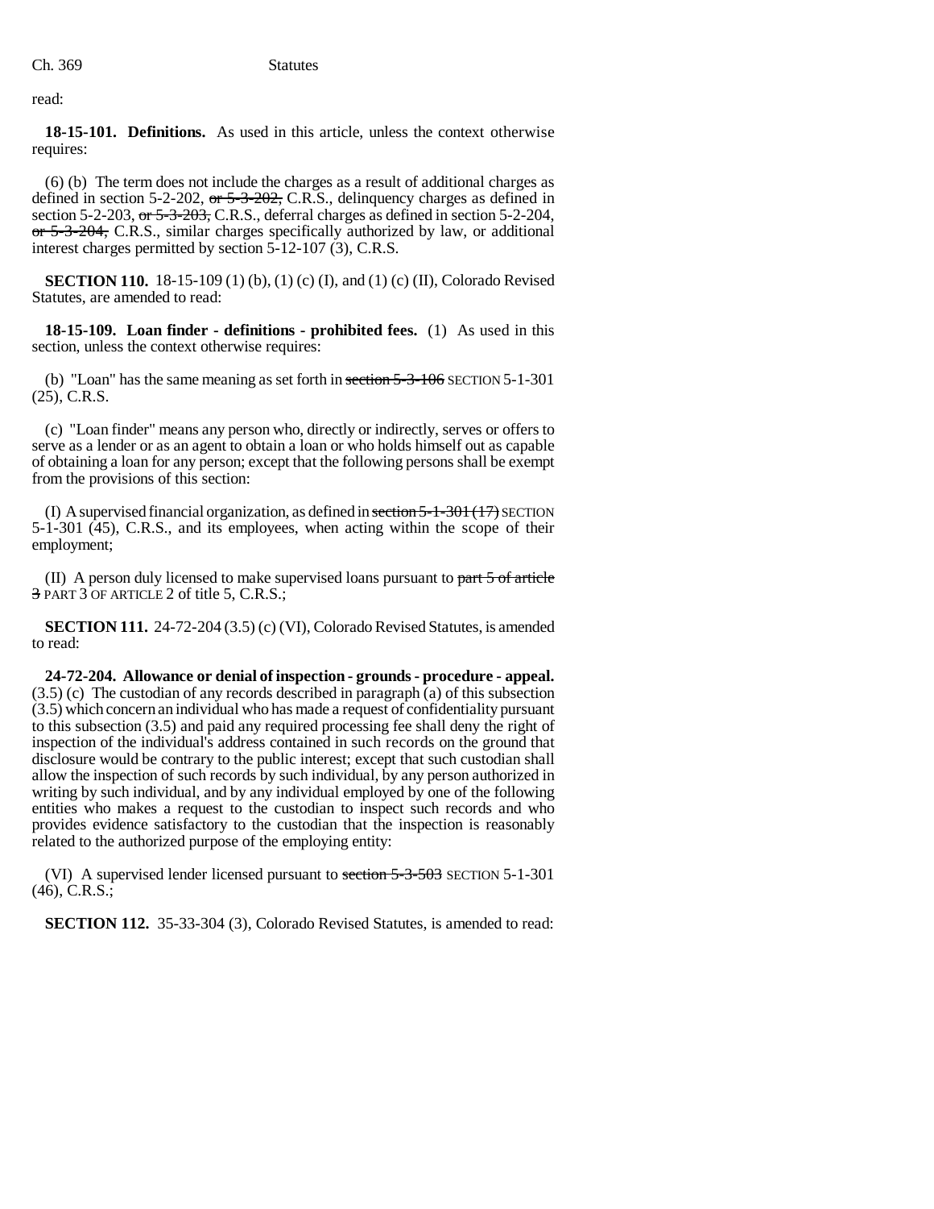read:

**18-15-101. Definitions.** As used in this article, unless the context otherwise requires:

(6) (b) The term does not include the charges as a result of additional charges as defined in section 5-2-202, ~~or 5-3-202,~~ C.R.S., delinquency charges as defined in section 5-2-203, ~~or 5-3-203,~~ C.R.S., deferral charges as defined in section 5-2-204, ~~or 5-3-204,~~ C.R.S., similar charges specifically authorized by law, or additional interest charges permitted by section 5-12-107 (3), C.R.S.

**SECTION 110.** 18-15-109 (1) (b), (1) (c) (I), and (1) (c) (II), Colorado Revised Statutes, are amended to read:

**18-15-109. Loan finder - definitions - prohibited fees.** (1) As used in this section, unless the context otherwise requires:

(b) "Loan" has the same meaning as set forth in ~~section 5-3-106~~ SECTION 5-1-301 (25), C.R.S.

(c) "Loan finder" means any person who, directly or indirectly, serves or offers to serve as a lender or as an agent to obtain a loan or who holds himself out as capable of obtaining a loan for any person; except that the following persons shall be exempt from the provisions of this section:

(I) A supervised financial organization, as defined in ~~section 5-1-301 (17)~~ SECTION 5-1-301 (45), C.R.S., and its employees, when acting within the scope of their employment;

(II) A person duly licensed to make supervised loans pursuant to ~~part 5 of article 3~~ PART 3 OF ARTICLE 2 of title 5, C.R.S.;

**SECTION 111.** 24-72-204 (3.5) (c) (VI), Colorado Revised Statutes, is amended to read:

**24-72-204. Allowance or denial of inspection - grounds - procedure - appeal.** (3.5) (c) The custodian of any records described in paragraph (a) of this subsection (3.5) which concern an individual who has made a request of confidentiality pursuant to this subsection (3.5) and paid any required processing fee shall deny the right of inspection of the individual's address contained in such records on the ground that disclosure would be contrary to the public interest; except that such custodian shall allow the inspection of such records by such individual, by any person authorized in writing by such individual, and by any individual employed by one of the following entities who makes a request to the custodian to inspect such records and who provides evidence satisfactory to the custodian that the inspection is reasonably related to the authorized purpose of the employing entity:

(VI) A supervised lender licensed pursuant to ~~section 5-3-503~~ SECTION 5-1-301 (46), C.R.S.;

**SECTION 112.** 35-33-304 (3), Colorado Revised Statutes, is amended to read: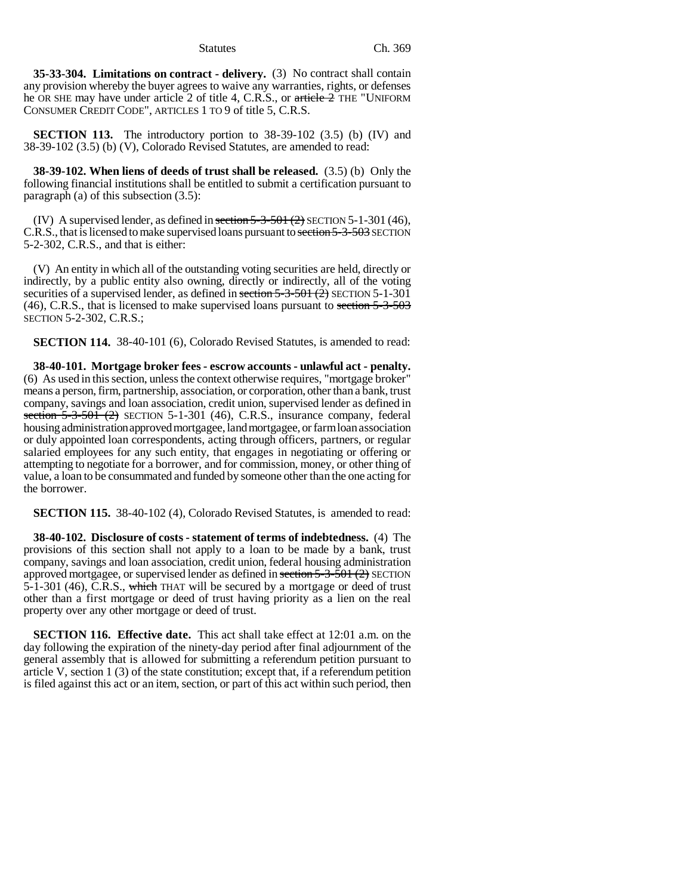**35-33-304. Limitations on contract - delivery.** (3) No contract shall contain any provision whereby the buyer agrees to waive any warranties, rights, or defenses he OR SHE may have under article 2 of title 4, C.R.S., or ~~article 2~~ THE "UNIFORM CONSUMER CREDIT CODE", ARTICLES 1 TO 9 of title 5, C.R.S.

**SECTION 113.** The introductory portion to 38-39-102 (3.5) (b) (IV) and 38-39-102 (3.5) (b) (V), Colorado Revised Statutes, are amended to read:

**38-39-102. When liens of deeds of trust shall be released.** (3.5) (b) Only the following financial institutions shall be entitled to submit a certification pursuant to paragraph (a) of this subsection (3.5):

(IV) A supervised lender, as defined in ~~section 5-3-501 (2)~~ SECTION 5-1-301 (46), C.R.S., that is licensed to make supervised loans pursuant to ~~section 5-3-503~~ SECTION 5-2-302, C.R.S., and that is either:

(V) An entity in which all of the outstanding voting securities are held, directly or indirectly, by a public entity also owning, directly or indirectly, all of the voting securities of a supervised lender, as defined in ~~section 5-3-501 (2)~~ SECTION 5-1-301 (46), C.R.S., that is licensed to make supervised loans pursuant to ~~section 5-3-503~~ SECTION 5-2-302, C.R.S.;

**SECTION 114.** 38-40-101 (6), Colorado Revised Statutes, is amended to read:

**38-40-101. Mortgage broker fees - escrow accounts - unlawful act - penalty.** (6) As used in this section, unless the context otherwise requires, "mortgage broker" means a person, firm, partnership, association, or corporation, other than a bank, trust company, savings and loan association, credit union, supervised lender as defined in ~~section 5-3-501 (2)~~ SECTION 5-1-301 (46), C.R.S., insurance company, federal housing administration approved mortgagee, land mortgagee, or farm loan association or duly appointed loan correspondents, acting through officers, partners, or regular salaried employees for any such entity, that engages in negotiating or offering or attempting to negotiate for a borrower, and for commission, money, or other thing of value, a loan to be consummated and funded by someone other than the one acting for the borrower.

**SECTION 115.** 38-40-102 (4), Colorado Revised Statutes, is amended to read:

**38-40-102. Disclosure of costs - statement of terms of indebtedness.** (4) The provisions of this section shall not apply to a loan to be made by a bank, trust company, savings and loan association, credit union, federal housing administration approved mortgagee, or supervised lender as defined in ~~section 5-3-501 (2)~~ SECTION 5-1-301 (46), C.R.S., ~~which~~ THAT will be secured by a mortgage or deed of trust other than a first mortgage or deed of trust having priority as a lien on the real property over any other mortgage or deed of trust.

**SECTION 116. Effective date.** This act shall take effect at 12:01 a.m. on the day following the expiration of the ninety-day period after final adjournment of the general assembly that is allowed for submitting a referendum petition pursuant to article V, section 1 (3) of the state constitution; except that, if a referendum petition is filed against this act or an item, section, or part of this act within such period, then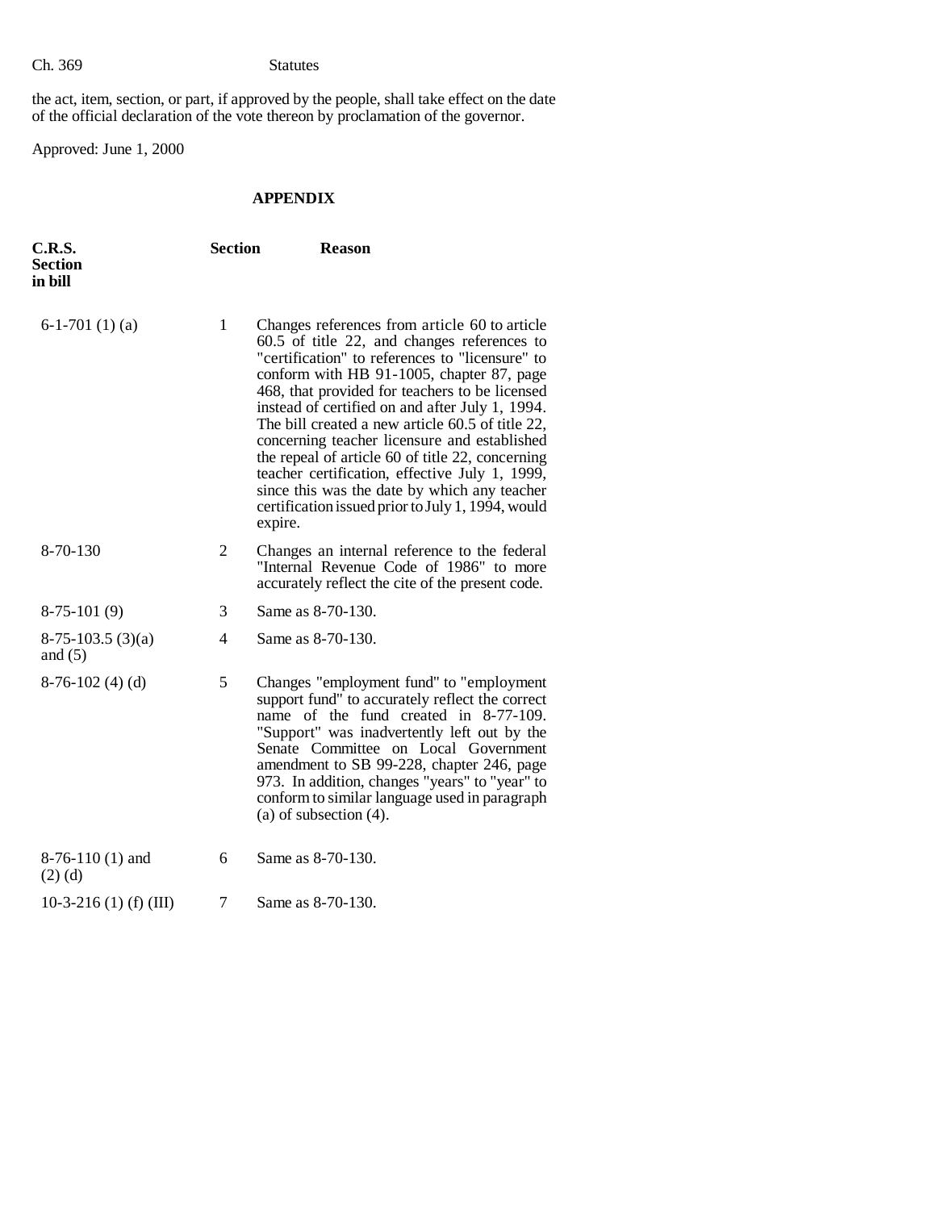the act, item, section, or part, if approved by the people, shall take effect on the date of the official declaration of the vote thereon by proclamation of the governor.

Approved: June 1, 2000

## APPENDIX

| C.R.S. Section in bill | Section | Reason |
|---|---|---|
| 6-1-701 (1) (a) | 1 | Changes references from article 60 to article 60.5 of title 22, and changes references to "certification" to references to "licensure" to conform with HB 91-1005, chapter 87, page 468, that provided for teachers to be licensed instead of certified on and after July 1, 1994. The bill created a new article 60.5 of title 22, concerning teacher licensure and established the repeal of article 60 of title 22, concerning teacher certification, effective July 1, 1999, since this was the date by which any teacher certification issued prior to July 1, 1994, would expire. |
| 8-70-130 | 2 | Changes an internal reference to the federal "Internal Revenue Code of 1986" to more accurately reflect the cite of the present code. |
| 8-75-101 (9) | 3 | Same as 8-70-130. |
| 8-75-103.5 (3)(a) and (5) | 4 | Same as 8-70-130. |
| 8-76-102 (4) (d) | 5 | Changes "employment fund" to "employment support fund" to accurately reflect the correct name of the fund created in 8-77-109. "Support" was inadvertently left out by the Senate Committee on Local Government amendment to SB 99-228, chapter 246, page 973. In addition, changes "years" to "year" to conform to similar language used in paragraph (a) of subsection (4). |
| 8-76-110 (1) and (2) (d) | 6 | Same as 8-70-130. |
| 10-3-216 (1) (f) (III) | 7 | Same as 8-70-130. |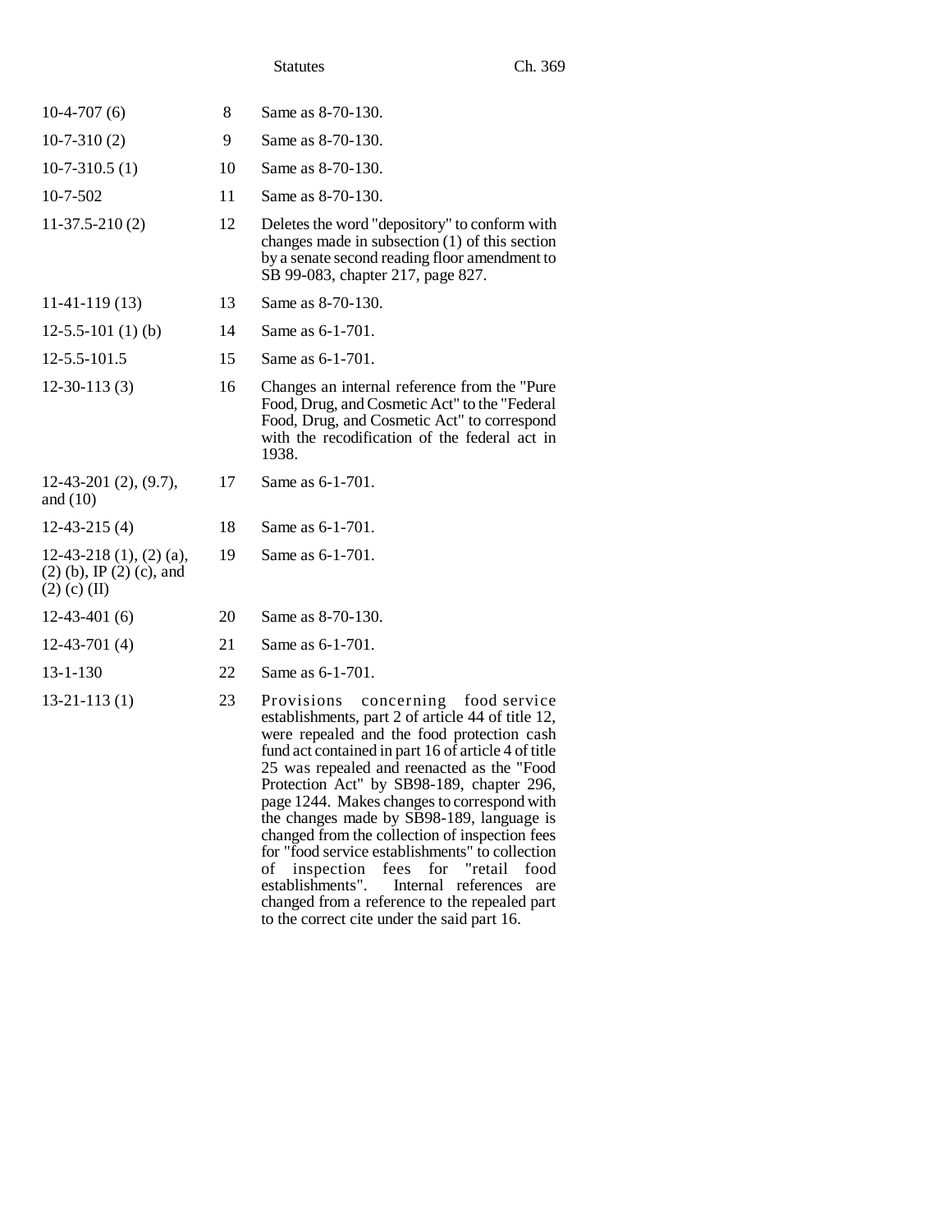| | | |
|---|---|---|
| 10-4-707 (6) | 8 | Same as 8-70-130. |
| 10-7-310 (2) | 9 | Same as 8-70-130. |
| 10-7-310.5 (1) | 10 | Same as 8-70-130. |
| 10-7-502 | 11 | Same as 8-70-130. |
| 11-37.5-210 (2) | 12 | Deletes the word "depository" to conform with changes made in subsection (1) of this section by a senate second reading floor amendment to SB 99-083, chapter 217, page 827. |
| 11-41-119 (13) | 13 | Same as 8-70-130. |
| 12-5.5-101 (1) (b) | 14 | Same as 6-1-701. |
| 12-5.5-101.5 | 15 | Same as 6-1-701. |
| 12-30-113 (3) | 16 | Changes an internal reference from the "Pure Food, Drug, and Cosmetic Act" to the "Federal Food, Drug, and Cosmetic Act" to correspond with the recodification of the federal act in 1938. |
| 12-43-201 (2), (9.7), and (10) | 17 | Same as 6-1-701. |
| 12-43-215 (4) | 18 | Same as 6-1-701. |
| 12-43-218 (1), (2) (a), (2) (b), IP (2) (c), and (2) (c) (II) | 19 | Same as 6-1-701. |
| 12-43-401 (6) | 20 | Same as 8-70-130. |
| 12-43-701 (4) | 21 | Same as 6-1-701. |
| 13-1-130 | 22 | Same as 6-1-701. |
| 13-21-113 (1) | 23 | Provisions concerning food service establishments, part 2 of article 44 of title 12, were repealed and the food protection cash fund act contained in part 16 of article 4 of title 25 was repealed and reenacted as the "Food Protection Act" by SB98-189, chapter 296, page 1244. Makes changes to correspond with the changes made by SB98-189, language is changed from the collection of inspection fees for "food service establishments" to collection of inspection fees for "retail food establishments". Internal references are changed from a reference to the repealed part to the correct cite under the said part 16. |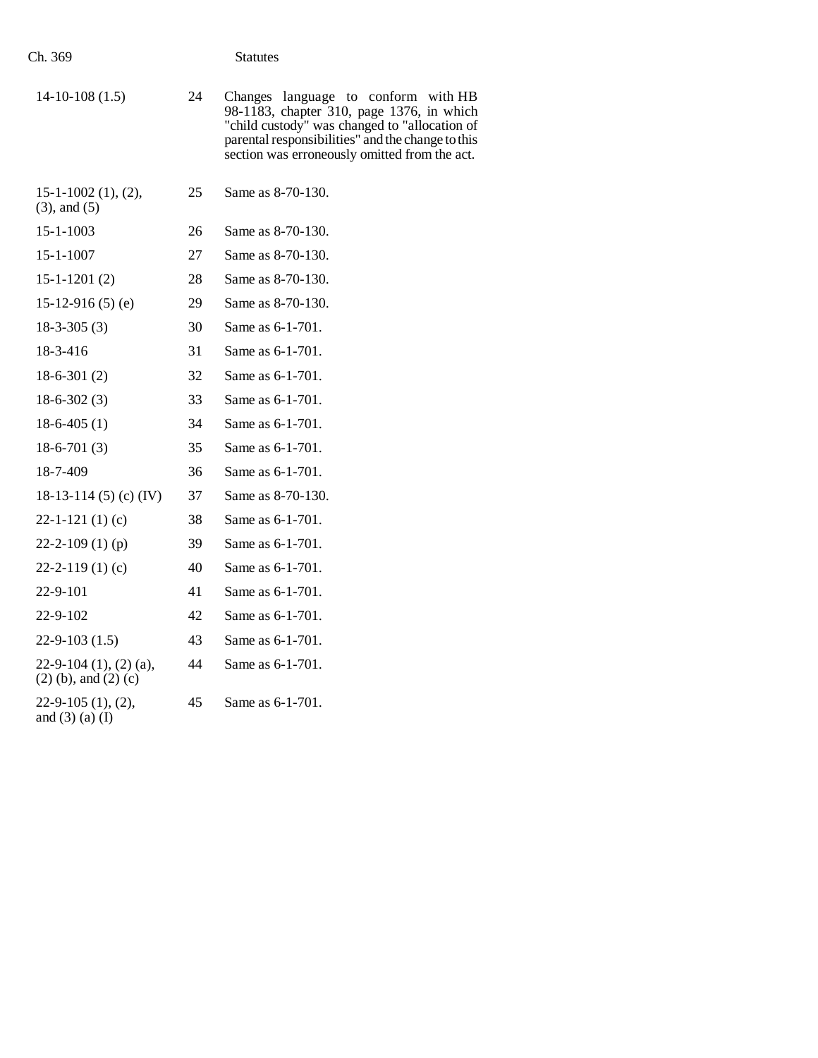| | | |
|---|---|---|
| 14-10-108 (1.5) | 24 | Changes language to conform with HB 98-1183, chapter 310, page 1376, in which "child custody" was changed to "allocation of parental responsibilities" and the change to this section was erroneously omitted from the act. |
| 15-1-1002 (1), (2), (3), and (5) | 25 | Same as 8-70-130. |
| 15-1-1003 | 26 | Same as 8-70-130. |
| 15-1-1007 | 27 | Same as 8-70-130. |
| 15-1-1201 (2) | 28 | Same as 8-70-130. |
| 15-12-916 (5) (e) | 29 | Same as 8-70-130. |
| 18-3-305 (3) | 30 | Same as 6-1-701. |
| 18-3-416 | 31 | Same as 6-1-701. |
| 18-6-301 (2) | 32 | Same as 6-1-701. |
| 18-6-302 (3) | 33 | Same as 6-1-701. |
| 18-6-405 (1) | 34 | Same as 6-1-701. |
| 18-6-701 (3) | 35 | Same as 6-1-701. |
| 18-7-409 | 36 | Same as 6-1-701. |
| 18-13-114 (5) (c) (IV) | 37 | Same as 8-70-130. |
| 22-1-121 (1) (c) | 38 | Same as 6-1-701. |
| 22-2-109 (1) (p) | 39 | Same as 6-1-701. |
| 22-2-119 (1) (c) | 40 | Same as 6-1-701. |
| 22-9-101 | 41 | Same as 6-1-701. |
| 22-9-102 | 42 | Same as 6-1-701. |
| 22-9-103 (1.5) | 43 | Same as 6-1-701. |
| 22-9-104 (1), (2) (a), (2) (b), and (2) (c) | 44 | Same as 6-1-701. |
| 22-9-105 (1), (2), and (3) (a) (I) | 45 | Same as 6-1-701. |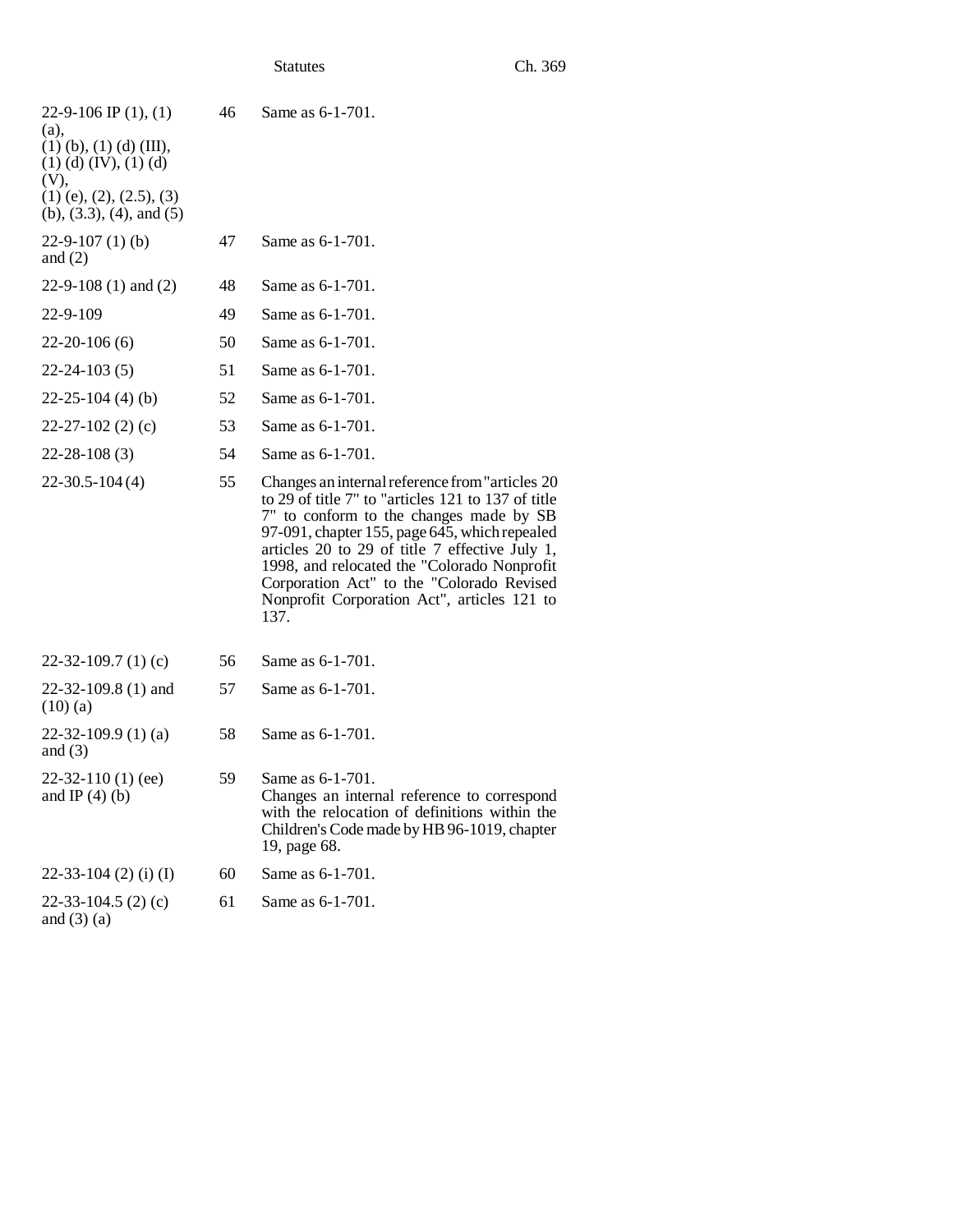| | | |
|---|---|---|
| 22-9-106 IP (1), (1) (a), (1) (b), (1) (d) (III), (1) (d) (IV), (1) (d) (V), (1) (e), (2), (2.5), (3) (b), (3.3), (4), and (5) | 46 | Same as 6-1-701. |
| 22-9-107 (1) (b) and (2) | 47 | Same as 6-1-701. |
| 22-9-108 (1) and (2) | 48 | Same as 6-1-701. |
| 22-9-109 | 49 | Same as 6-1-701. |
| 22-20-106 (6) | 50 | Same as 6-1-701. |
| 22-24-103 (5) | 51 | Same as 6-1-701. |
| 22-25-104 (4) (b) | 52 | Same as 6-1-701. |
| 22-27-102 (2) (c) | 53 | Same as 6-1-701. |
| 22-28-108 (3) | 54 | Same as 6-1-701. |
| 22-30.5-104 (4) | 55 | Changes an internal reference from "articles 20 to 29 of title 7" to "articles 121 to 137 of title 7" to conform to the changes made by SB 97-091, chapter 155, page 645, which repealed articles 20 to 29 of title 7 effective July 1, 1998, and relocated the "Colorado Nonprofit Corporation Act" to the "Colorado Revised Nonprofit Corporation Act", articles 121 to 137. |
| 22-32-109.7 (1) (c) | 56 | Same as 6-1-701. |
| 22-32-109.8 (1) and (10) (a) | 57 | Same as 6-1-701. |
| 22-32-109.9 (1) (a) and (3) | 58 | Same as 6-1-701. |
| 22-32-110 (1) (ee) and IP (4) (b) | 59 | Same as 6-1-701. Changes an internal reference to correspond with the relocation of definitions within the Children's Code made by HB 96-1019, chapter 19, page 68. |
| 22-33-104 (2) (i) (I) | 60 | Same as 6-1-701. |
| 22-33-104.5 (2) (c) and (3) (a) | 61 | Same as 6-1-701. |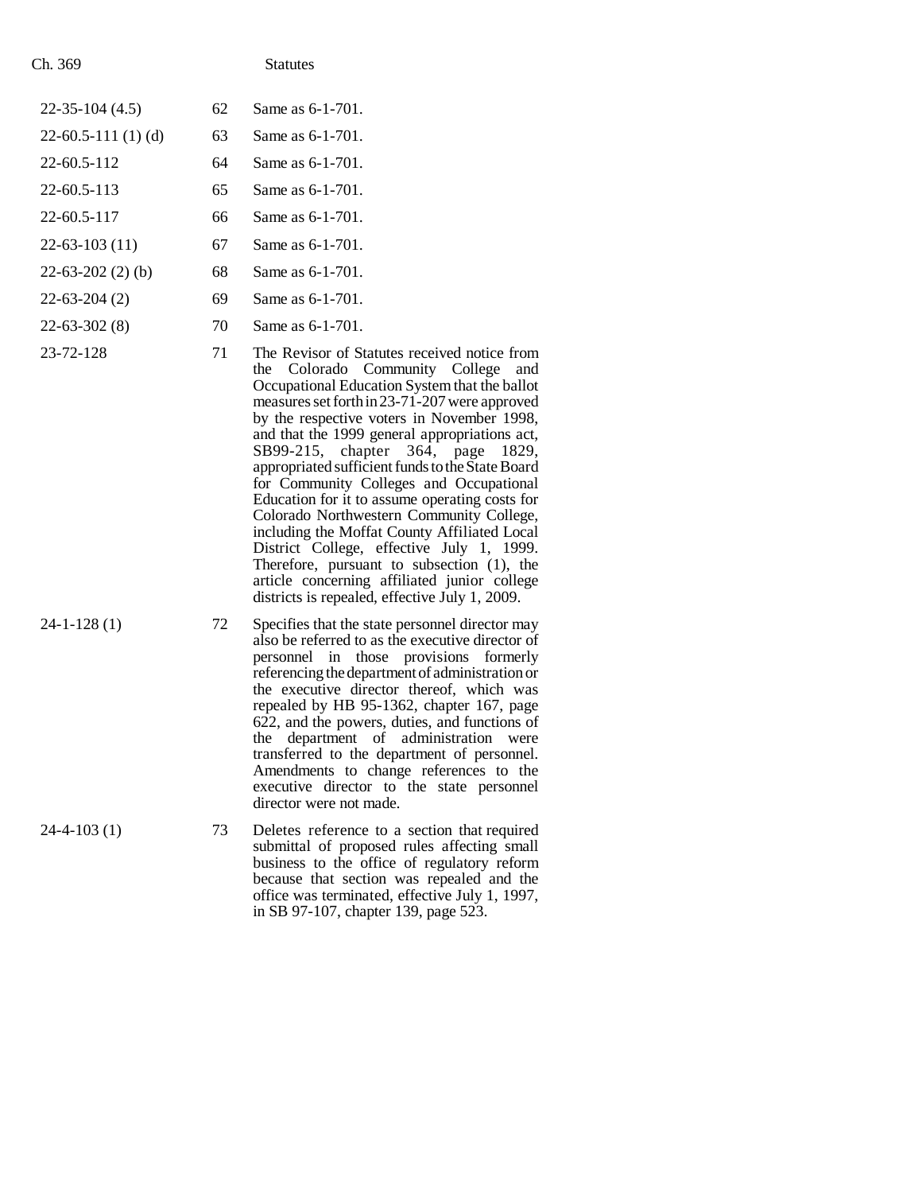| | | |
|---|---|---|
| 22-35-104 (4.5) | 62 | Same as 6-1-701. |
| 22-60.5-111 (1) (d) | 63 | Same as 6-1-701. |
| 22-60.5-112 | 64 | Same as 6-1-701. |
| 22-60.5-113 | 65 | Same as 6-1-701. |
| 22-60.5-117 | 66 | Same as 6-1-701. |
| 22-63-103 (11) | 67 | Same as 6-1-701. |
| 22-63-202 (2) (b) | 68 | Same as 6-1-701. |
| 22-63-204 (2) | 69 | Same as 6-1-701. |
| 22-63-302 (8) | 70 | Same as 6-1-701. |
| 23-72-128 | 71 | The Revisor of Statutes received notice from the Colorado Community College and Occupational Education System that the ballot measures set forth in 23-71-207 were approved by the respective voters in November 1998, and that the 1999 general appropriations act, SB99-215, chapter 364, page 1829, appropriated sufficient funds to the State Board for Community Colleges and Occupational Education for it to assume operating costs for Colorado Northwestern Community College, including the Moffat County Affiliated Local District College, effective July 1, 1999. Therefore, pursuant to subsection (1), the article concerning affiliated junior college districts is repealed, effective July 1, 2009. |
| 24-1-128 (1) | 72 | Specifies that the state personnel director may also be referred to as the executive director of personnel in those provisions formerly referencing the department of administration or the executive director thereof, which was repealed by HB 95-1362, chapter 167, page 622, and the powers, duties, and functions of the department of administration were transferred to the department of personnel. Amendments to change references to the executive director to the state personnel director were not made. |
| 24-4-103 (1) | 73 | Deletes reference to a section that required submittal of proposed rules affecting small business to the office of regulatory reform because that section was repealed and the office was terminated, effective July 1, 1997, in SB 97-107, chapter 139, page 523. |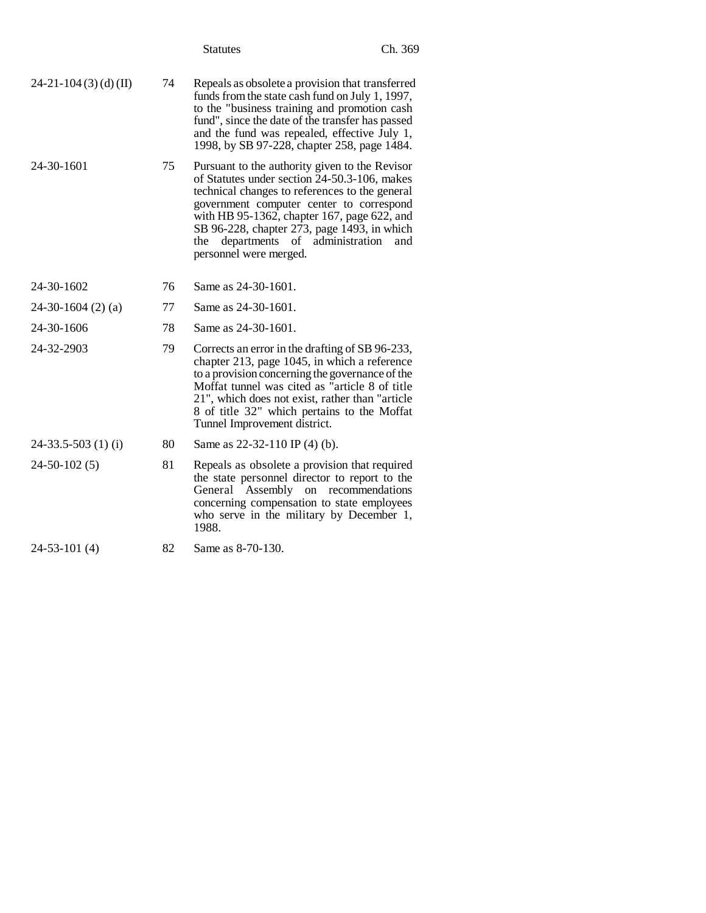| | | |
|---|---|---|
| 24-21-104 (3) (d) (II) | 74 | Repeals as obsolete a provision that transferred funds from the state cash fund on July 1, 1997, to the "business training and promotion cash fund", since the date of the transfer has passed and the fund was repealed, effective July 1, 1998, by SB 97-228, chapter 258, page 1484. |
| 24-30-1601 | 75 | Pursuant to the authority given to the Revisor of Statutes under section 24-50.3-106, makes technical changes to references to the general government computer center to correspond with HB 95-1362, chapter 167, page 622, and SB 96-228, chapter 273, page 1493, in which the departments of administration and personnel were merged. |
| 24-30-1602 | 76 | Same as 24-30-1601. |
| 24-30-1604 (2) (a) | 77 | Same as 24-30-1601. |
| 24-30-1606 | 78 | Same as 24-30-1601. |
| 24-32-2903 | 79 | Corrects an error in the drafting of SB 96-233, chapter 213, page 1045, in which a reference to a provision concerning the governance of the Moffat tunnel was cited as "article 8 of title 21", which does not exist, rather than "article 8 of title 32" which pertains to the Moffat Tunnel Improvement district. |
| 24-33.5-503 (1) (i) | 80 | Same as 22-32-110 IP (4) (b). |
| 24-50-102 (5) | 81 | Repeals as obsolete a provision that required the state personnel director to report to the General Assembly on recommendations concerning compensation to state employees who serve in the military by December 1, 1988. |
| 24-53-101 (4) | 82 | Same as 8-70-130. |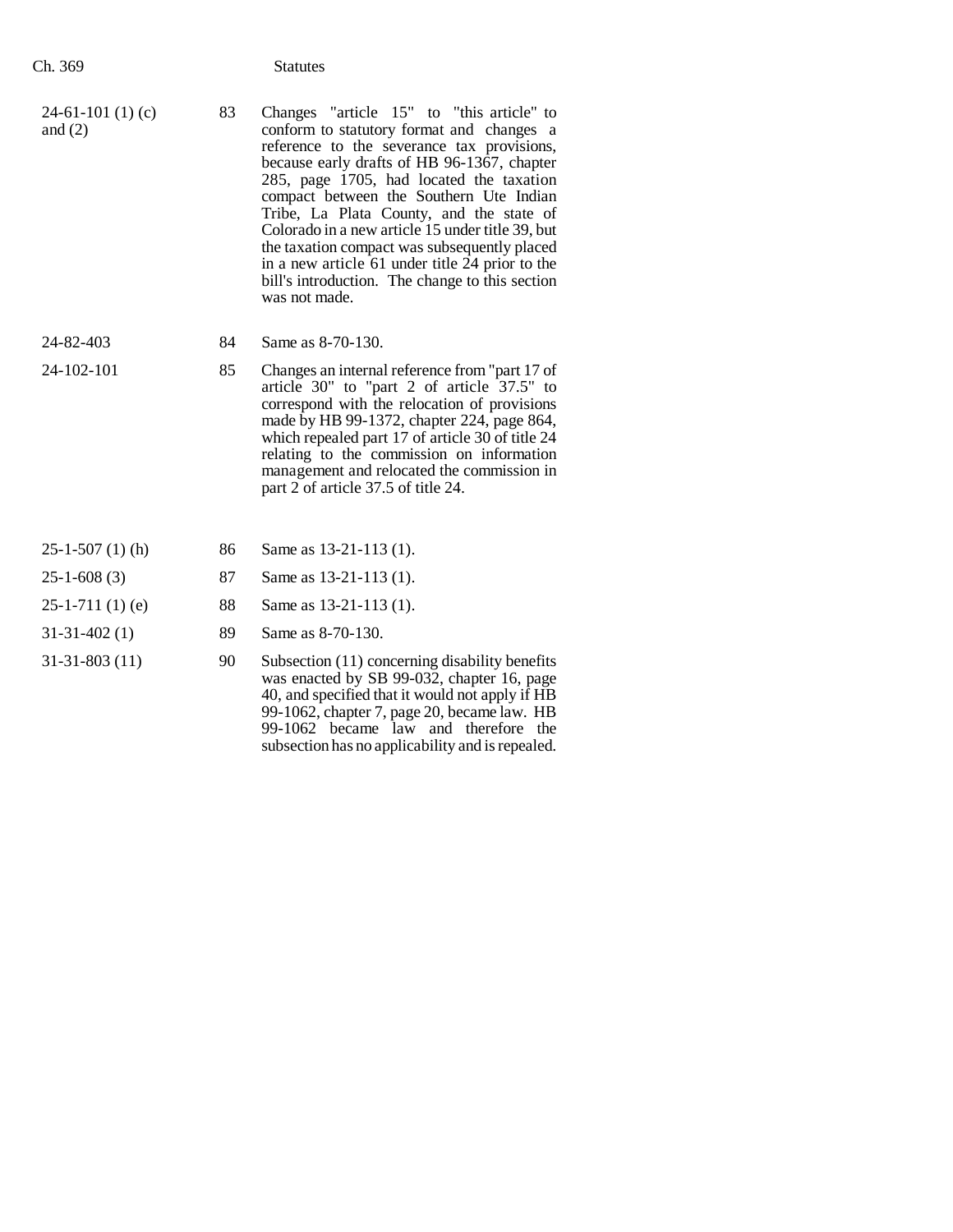| | | |
|---|---|---|
| 24-61-101 (1) (c) and (2) | 83 | Changes "article 15" to "this article" to conform to statutory format and changes a reference to the severance tax provisions, because early drafts of HB 96-1367, chapter 285, page 1705, had located the taxation compact between the Southern Ute Indian Tribe, La Plata County, and the state of Colorado in a new article 15 under title 39, but the taxation compact was subsequently placed in a new article 61 under title 24 prior to the bill's introduction. The change to this section was not made. |
| 24-82-403 | 84 | Same as 8-70-130. |
| 24-102-101 | 85 | Changes an internal reference from "part 17 of article 30" to "part 2 of article 37.5" to correspond with the relocation of provisions made by HB 99-1372, chapter 224, page 864, which repealed part 17 of article 30 of title 24 relating to the commission on information management and relocated the commission in part 2 of article 37.5 of title 24. |
| 25-1-507 (1) (h) | 86 | Same as 13-21-113 (1). |
| 25-1-608 (3) | 87 | Same as 13-21-113 (1). |
| 25-1-711 (1) (e) | 88 | Same as 13-21-113 (1). |
| 31-31-402 (1) | 89 | Same as 8-70-130. |
| 31-31-803 (11) | 90 | Subsection (11) concerning disability benefits was enacted by SB 99-032, chapter 16, page 40, and specified that it would not apply if HB 99-1062, chapter 7, page 20, became law. HB 99-1062 became law and therefore the subsection has no applicability and is repealed. |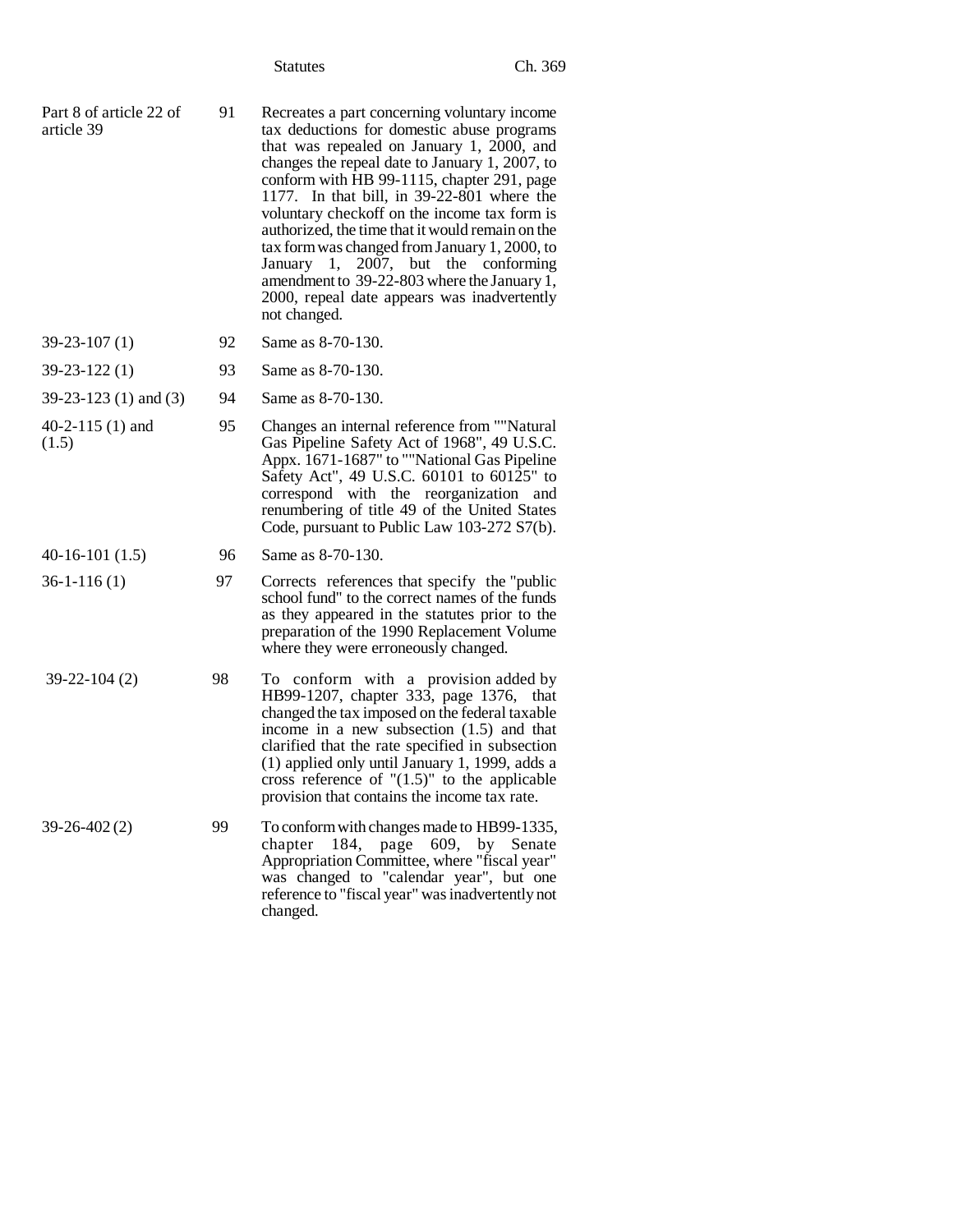| | | |
|---|---|---|
| Part 8 of article 22 of article 39 | 91 | Recreates a part concerning voluntary income tax deductions for domestic abuse programs that was repealed on January 1, 2000, and changes the repeal date to January 1, 2007, to conform with HB 99-1115, chapter 291, page 1177. In that bill, in 39-22-801 where the voluntary checkoff on the income tax form is authorized, the time that it would remain on the tax form was changed from January 1, 2000, to January 1, 2007, but the conforming amendment to 39-22-803 where the January 1, 2000, repeal date appears was inadvertently not changed. |
| 39-23-107 (1) | 92 | Same as 8-70-130. |
| 39-23-122 (1) | 93 | Same as 8-70-130. |
| 39-23-123 (1) and (3) | 94 | Same as 8-70-130. |
| 40-2-115 (1) and (1.5) | 95 | Changes an internal reference from ""Natural Gas Pipeline Safety Act of 1968", 49 U.S.C. Appx. 1671-1687" to ""National Gas Pipeline Safety Act", 49 U.S.C. 60101 to 60125" to correspond with the reorganization and renumbering of title 49 of the United States Code, pursuant to Public Law 103-272 S7(b). |
| 40-16-101 (1.5) | 96 | Same as 8-70-130. |
| 36-1-116 (1) | 97 | Corrects references that specify the "public school fund" to the correct names of the funds as they appeared in the statutes prior to the preparation of the 1990 Replacement Volume where they were erroneously changed. |
| 39-22-104 (2) | 98 | To conform with a provision added by HB99-1207, chapter 333, page 1376, that changed the tax imposed on the federal taxable income in a new subsection (1.5) and that clarified that the rate specified in subsection (1) applied only until January 1, 1999, adds a cross reference of "(1.5)" to the applicable provision that contains the income tax rate. |
| 39-26-402 (2) | 99 | To conform with changes made to HB99-1335, chapter 184, page 609, by Senate Appropriation Committee, where "fiscal year" was changed to "calendar year", but one reference to "fiscal year" was inadvertently not changed. |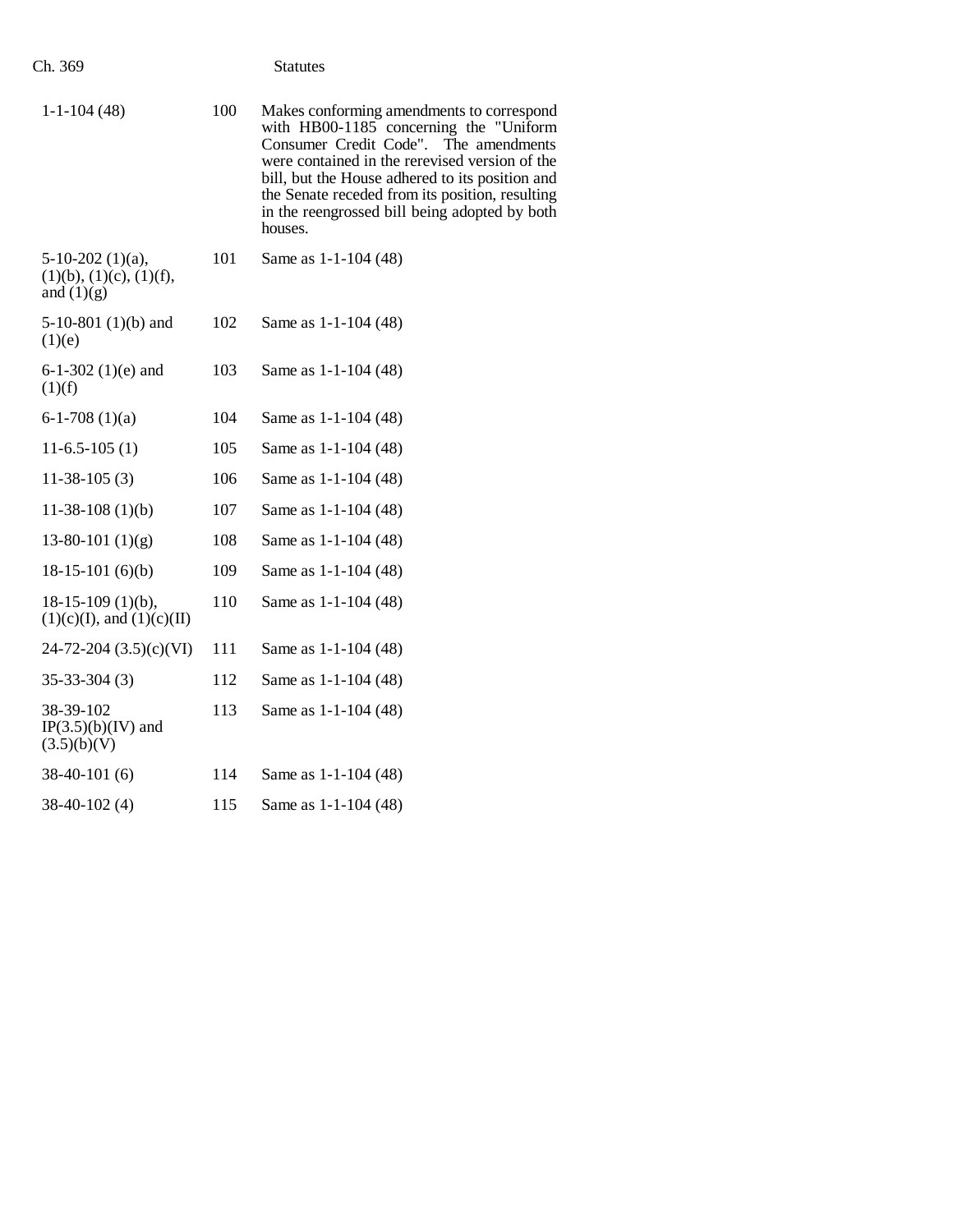| | | |
|---|---|---|
| 1-1-104 (48) | 100 | Makes conforming amendments to correspond with HB00-1185 concerning the "Uniform Consumer Credit Code". The amendments were contained in the rerevised version of the bill, but the House adhered to its position and the Senate receded from its position, resulting in the reengrossed bill being adopted by both houses. |
| 5-10-202 (1)(a), (1)(b), (1)(c), (1)(f), and (1)(g) | 101 | Same as 1-1-104 (48) |
| 5-10-801 (1)(b) and (1)(e) | 102 | Same as 1-1-104 (48) |
| 6-1-302 (1)(e) and (1)(f) | 103 | Same as 1-1-104 (48) |
| 6-1-708 (1)(a) | 104 | Same as 1-1-104 (48) |
| 11-6.5-105 (1) | 105 | Same as 1-1-104 (48) |
| 11-38-105 (3) | 106 | Same as 1-1-104 (48) |
| 11-38-108 (1)(b) | 107 | Same as 1-1-104 (48) |
| 13-80-101 (1)(g) | 108 | Same as 1-1-104 (48) |
| 18-15-101 (6)(b) | 109 | Same as 1-1-104 (48) |
| 18-15-109 (1)(b), (1)(c)(I), and (1)(c)(II) | 110 | Same as 1-1-104 (48) |
| 24-72-204 (3.5)(c)(VI) | 111 | Same as 1-1-104 (48) |
| 35-33-304 (3) | 112 | Same as 1-1-104 (48) |
| 38-39-102 IP(3.5)(b)(IV) and (3.5)(b)(V) | 113 | Same as 1-1-104 (48) |
| 38-40-101 (6) | 114 | Same as 1-1-104 (48) |
| 38-40-102 (4) | 115 | Same as 1-1-104 (48) |